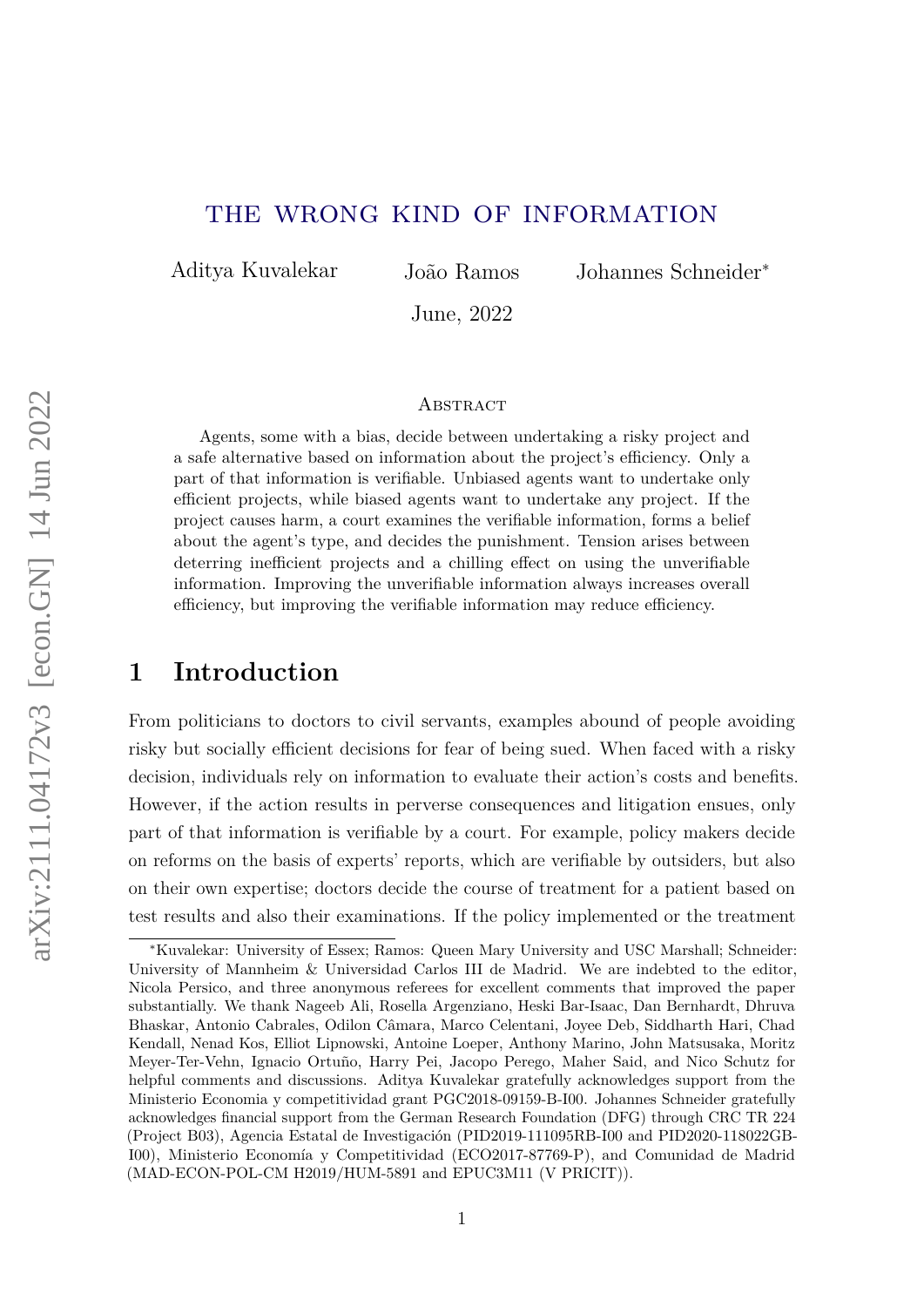# THE WRONG KIND OF INFORMATION

Aditya Kuvalekar João Ramos Johannes Schneider*

June, 2022

## Abstract

Agents, some with a bias, decide between undertaking a risky project and a safe alternative based on information about the project's efficiency. Only a part of that information is verifiable. Unbiased agents want to undertake only efficient projects, while biased agents want to undertake any project. If the project causes harm, a court examines the verifiable information, forms a belief about the agent's type, and decides the punishment. Tension arises between deterring inefficient projects and a chilling effect on using the unverifiable information. Improving the unverifiable information always increases overall efficiency, but improving the verifiable information may reduce efficiency.

## 1 Introduction

From politicians to doctors to civil servants, examples abound of people avoiding risky but socially efficient decisions for fear of being sued. When faced with a risky decision, individuals rely on information to evaluate their action's costs and benefits. However, if the action results in perverse consequences and litigation ensues, only part of that information is verifiable by a court. For example, policy makers decide on reforms on the basis of experts' reports, which are verifiable by outsiders, but also on their own expertise; doctors decide the course of treatment for a patient based on test results and also their examinations. If the policy implemented or the treatment

---

*Kuvalekar: University of Essex; Ramos: Queen Mary University and USC Marshall; Schneider: University of Mannheim & Universidad Carlos III de Madrid. We are indebted to the editor, Nicola Persico, and three anonymous referees for excellent comments that improved the paper substantially. We thank Nageeb Ali, Rosella Argenziano, Heski Bar-Isaac, Dan Bernhardt, Dhruva Bhaskar, Antonio Cabrales, Odilon Câmara, Marco Celentani, Joyee Deb, Siddharth Hari, Chad Kendall, Nenad Kos, Elliot Lipnowski, Antoine Loeper, Anthony Marino, John Matsusaka, Moritz Meyer-Ter-Vehn, Ignacio Ortuño, Harry Pei, Jacopo Perego, Maher Said, and Nico Schutz for helpful comments and discussions. Aditya Kuvalekar gratefully acknowledges support from the Ministerio Economia y competitividad grant PGC2018-09159-B-I00. Johannes Schneider gratefully acknowledges financial support from the German Research Foundation (DFG) through CRC TR 224 (Project B03), Agencia Estatal de Investigación (PID2019-111095RB-I00 and PID2020-118022GB-I00), Ministerio Economía y Competitividad (ECO2017-87769-P), and Comunidad de Madrid (MAD-ECON-POL-CM H2019/HUM-5891 and EPUC3M11 (V PRICIT)).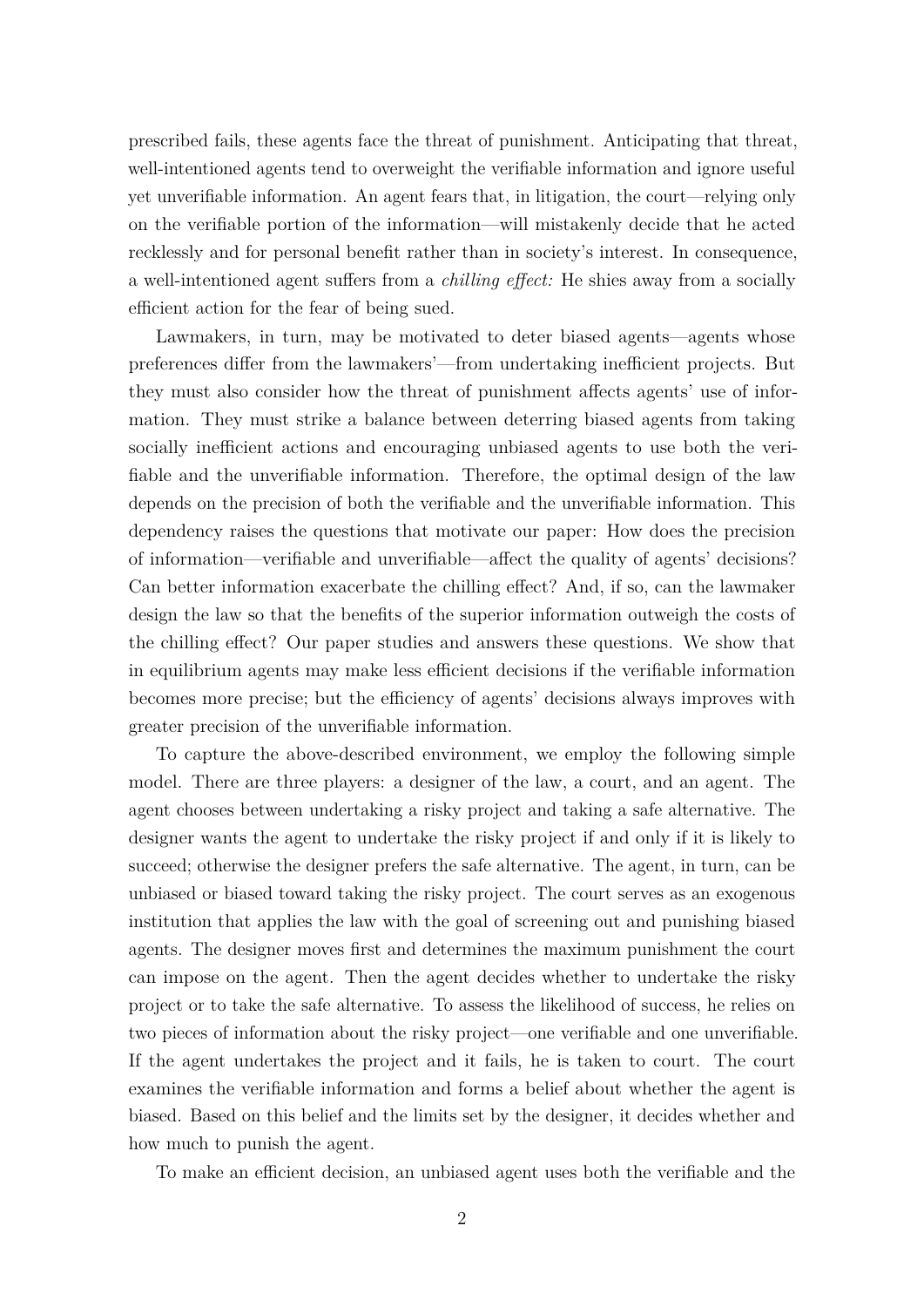prescribed fails, these agents face the threat of punishment. Anticipating that threat, well-intentioned agents tend to overweight the verifiable information and ignore useful yet unverifiable information. An agent fears that, in litigation, the court—relying only on the verifiable portion of the information—will mistakenly decide that he acted recklessly and for personal benefit rather than in society's interest. In consequence, a well-intentioned agent suffers from a *chilling effect:* He shies away from a socially efficient action for the fear of being sued.

Lawmakers, in turn, may be motivated to deter biased agents—agents whose preferences differ from the lawmakers'—from undertaking inefficient projects. But they must also consider how the threat of punishment affects agents' use of information. They must strike a balance between deterring biased agents from taking socially inefficient actions and encouraging unbiased agents to use both the verifiable and the unverifiable information. Therefore, the optimal design of the law depends on the precision of both the verifiable and the unverifiable information. This dependency raises the questions that motivate our paper: How does the precision of information—verifiable and unverifiable—affect the quality of agents' decisions? Can better information exacerbate the chilling effect? And, if so, can the lawmaker design the law so that the benefits of the superior information outweigh the costs of the chilling effect? Our paper studies and answers these questions. We show that in equilibrium agents may make less efficient decisions if the verifiable information becomes more precise; but the efficiency of agents' decisions always improves with greater precision of the unverifiable information.

To capture the above-described environment, we employ the following simple model. There are three players: a designer of the law, a court, and an agent. The agent chooses between undertaking a risky project and taking a safe alternative. The designer wants the agent to undertake the risky project if and only if it is likely to succeed; otherwise the designer prefers the safe alternative. The agent, in turn, can be unbiased or biased toward taking the risky project. The court serves as an exogenous institution that applies the law with the goal of screening out and punishing biased agents. The designer moves first and determines the maximum punishment the court can impose on the agent. Then the agent decides whether to undertake the risky project or to take the safe alternative. To assess the likelihood of success, he relies on two pieces of information about the risky project—one verifiable and one unverifiable. If the agent undertakes the project and it fails, he is taken to court. The court examines the verifiable information and forms a belief about whether the agent is biased. Based on this belief and the limits set by the designer, it decides whether and how much to punish the agent.

To make an efficient decision, an unbiased agent uses both the verifiable and the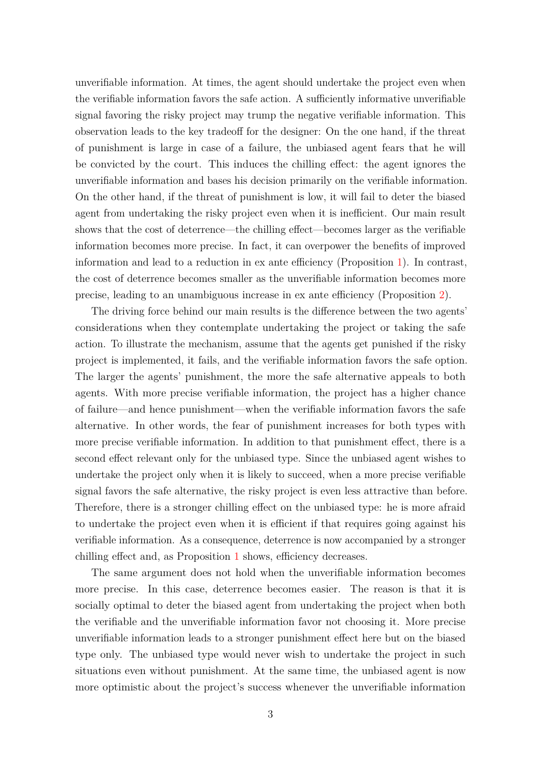unverifiable information. At times, the agent should undertake the project even when the verifiable information favors the safe action. A sufficiently informative unverifiable signal favoring the risky project may trump the negative verifiable information. This observation leads to the key tradeoff for the designer: On the one hand, if the threat of punishment is large in case of a failure, the unbiased agent fears that he will be convicted by the court. This induces the chilling effect: the agent ignores the unverifiable information and bases his decision primarily on the verifiable information. On the other hand, if the threat of punishment is low, it will fail to deter the biased agent from undertaking the risky project even when it is inefficient. Our main result shows that the cost of deterrence—the chilling effect—becomes larger as the verifiable information becomes more precise. In fact, it can overpower the benefits of improved information and lead to a reduction in ex ante efficiency (Proposition 1). In contrast, the cost of deterrence becomes smaller as the unverifiable information becomes more precise, leading to an unambiguous increase in ex ante efficiency (Proposition 2).

The driving force behind our main results is the difference between the two agents' considerations when they contemplate undertaking the project or taking the safe action. To illustrate the mechanism, assume that the agents get punished if the risky project is implemented, it fails, and the verifiable information favors the safe option. The larger the agents' punishment, the more the safe alternative appeals to both agents. With more precise verifiable information, the project has a higher chance of failure—and hence punishment—when the verifiable information favors the safe alternative. In other words, the fear of punishment increases for both types with more precise verifiable information. In addition to that punishment effect, there is a second effect relevant only for the unbiased type. Since the unbiased agent wishes to undertake the project only when it is likely to succeed, when a more precise verifiable signal favors the safe alternative, the risky project is even less attractive than before. Therefore, there is a stronger chilling effect on the unbiased type: he is more afraid to undertake the project even when it is efficient if that requires going against his verifiable information. As a consequence, deterrence is now accompanied by a stronger chilling effect and, as Proposition 1 shows, efficiency decreases.

The same argument does not hold when the unverifiable information becomes more precise. In this case, deterrence becomes easier. The reason is that it is socially optimal to deter the biased agent from undertaking the project when both the verifiable and the unverifiable information favor not choosing it. More precise unverifiable information leads to a stronger punishment effect here but on the biased type only. The unbiased type would never wish to undertake the project in such situations even without punishment. At the same time, the unbiased agent is now more optimistic about the project's success whenever the unverifiable information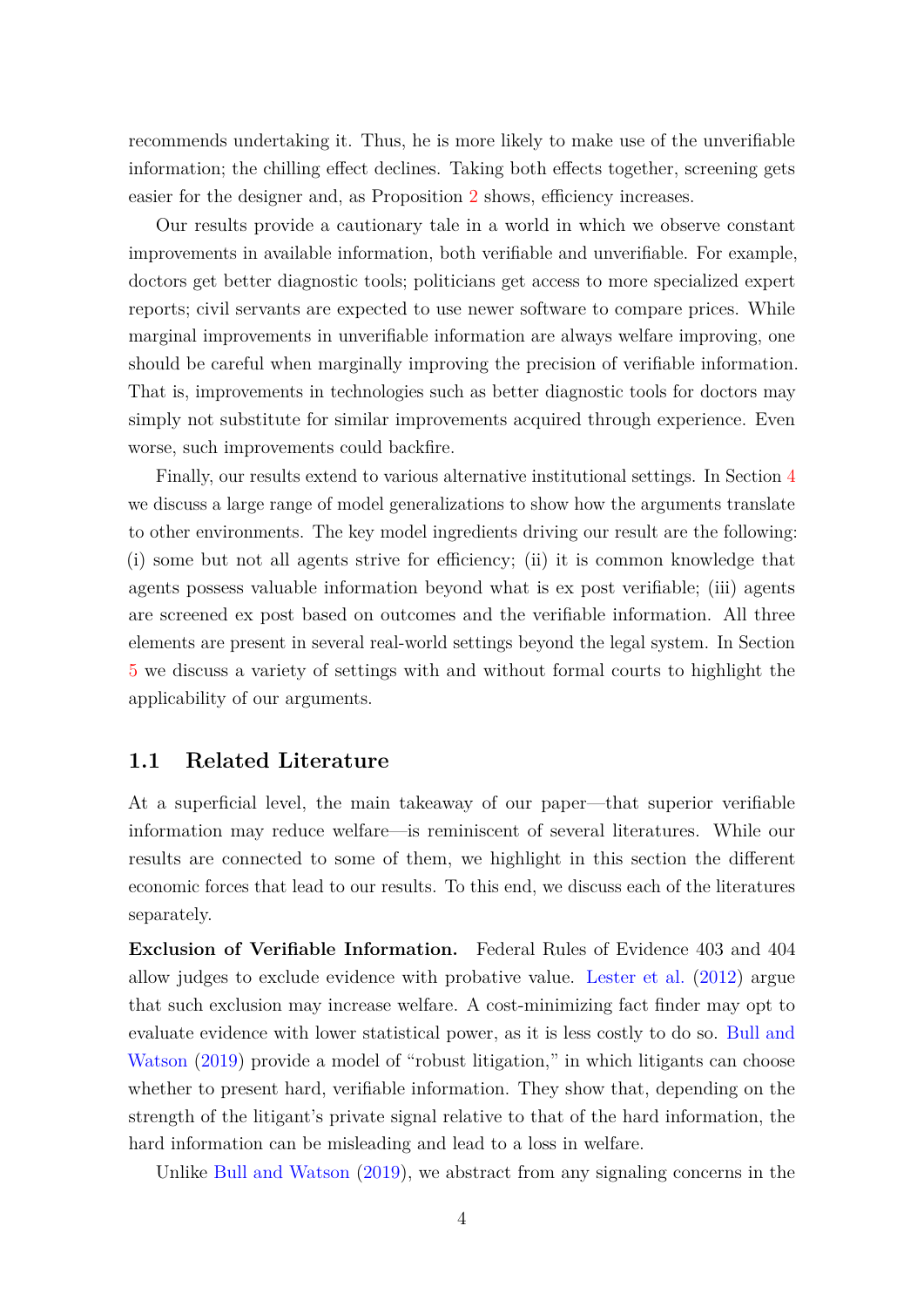recommends undertaking it. Thus, he is more likely to make use of the unverifiable information; the chilling effect declines. Taking both effects together, screening gets easier for the designer and, as Proposition 2 shows, efficiency increases.

Our results provide a cautionary tale in a world in which we observe constant improvements in available information, both verifiable and unverifiable. For example, doctors get better diagnostic tools; politicians get access to more specialized expert reports; civil servants are expected to use newer software to compare prices. While marginal improvements in unverifiable information are always welfare improving, one should be careful when marginally improving the precision of verifiable information. That is, improvements in technologies such as better diagnostic tools for doctors may simply not substitute for similar improvements acquired through experience. Even worse, such improvements could backfire.

Finally, our results extend to various alternative institutional settings. In Section 4 we discuss a large range of model generalizations to show how the arguments translate to other environments. The key model ingredients driving our result are the following: (i) some but not all agents strive for efficiency; (ii) it is common knowledge that agents possess valuable information beyond what is ex post verifiable; (iii) agents are screened ex post based on outcomes and the verifiable information. All three elements are present in several real-world settings beyond the legal system. In Section 5 we discuss a variety of settings with and without formal courts to highlight the applicability of our arguments.

## 1.1 Related Literature

At a superficial level, the main takeaway of our paper—that superior verifiable information may reduce welfare—is reminiscent of several literatures. While our results are connected to some of them, we highlight in this section the different economic forces that lead to our results. To this end, we discuss each of the literatures separately.

**Exclusion of Verifiable Information.** Federal Rules of Evidence 403 and 404 allow judges to exclude evidence with probative value. Lester et al. (2012) argue that such exclusion may increase welfare. A cost-minimizing fact finder may opt to evaluate evidence with lower statistical power, as it is less costly to do so. Bull and Watson (2019) provide a model of "robust litigation," in which litigants can choose whether to present hard, verifiable information. They show that, depending on the strength of the litigant's private signal relative to that of the hard information, the hard information can be misleading and lead to a loss in welfare.

Unlike Bull and Watson (2019), we abstract from any signaling concerns in the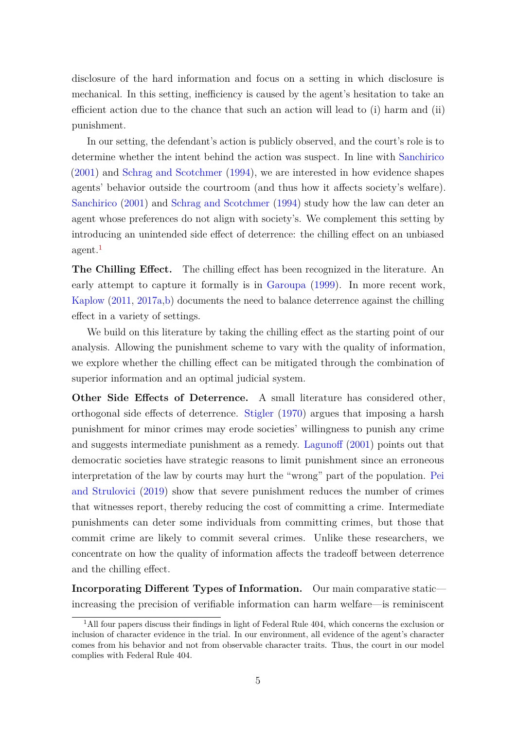disclosure of the hard information and focus on a setting in which disclosure is mechanical. In this setting, inefficiency is caused by the agent's hesitation to take an efficient action due to the chance that such an action will lead to (i) harm and (ii) punishment.

In our setting, the defendant's action is publicly observed, and the court's role is to determine whether the intent behind the action was suspect. In line with Sanchirico (2001) and Schrag and Scotchmer (1994), we are interested in how evidence shapes agents' behavior outside the courtroom (and thus how it affects society's welfare). Sanchirico (2001) and Schrag and Scotchmer (1994) study how the law can deter an agent whose preferences do not align with society's. We complement this setting by introducing an unintended side effect of deterrence: the chilling effect on an unbiased agent.[1]

**The Chilling Effect.** The chilling effect has been recognized in the literature. An early attempt to capture it formally is in Garoupa (1999). In more recent work, Kaplow (2011, 2017a,b) documents the need to balance deterrence against the chilling effect in a variety of settings.

We build on this literature by taking the chilling effect as the starting point of our analysis. Allowing the punishment scheme to vary with the quality of information, we explore whether the chilling effect can be mitigated through the combination of superior information and an optimal judicial system.

**Other Side Effects of Deterrence.** A small literature has considered other, orthogonal side effects of deterrence. Stigler (1970) argues that imposing a harsh punishment for minor crimes may erode societies' willingness to punish any crime and suggests intermediate punishment as a remedy. Lagunoff (2001) points out that democratic societies have strategic reasons to limit punishment since an erroneous interpretation of the law by courts may hurt the "wrong" part of the population. Pei and Strulovici (2019) show that severe punishment reduces the number of crimes that witnesses report, thereby reducing the cost of committing a crime. Intermediate punishments can deter some individuals from committing crimes, but those that commit crime are likely to commit several crimes. Unlike these researchers, we concentrate on how the quality of information affects the tradeoff between deterrence and the chilling effect.

**Incorporating Different Types of Information.** Our main comparative static—increasing the precision of verifiable information can harm welfare—is reminiscent

[1] All four papers discuss their findings in light of Federal Rule 404, which concerns the exclusion or inclusion of character evidence in the trial. In our environment, all evidence of the agent's character comes from his behavior and not from observable character traits. Thus, the court in our model complies with Federal Rule 404.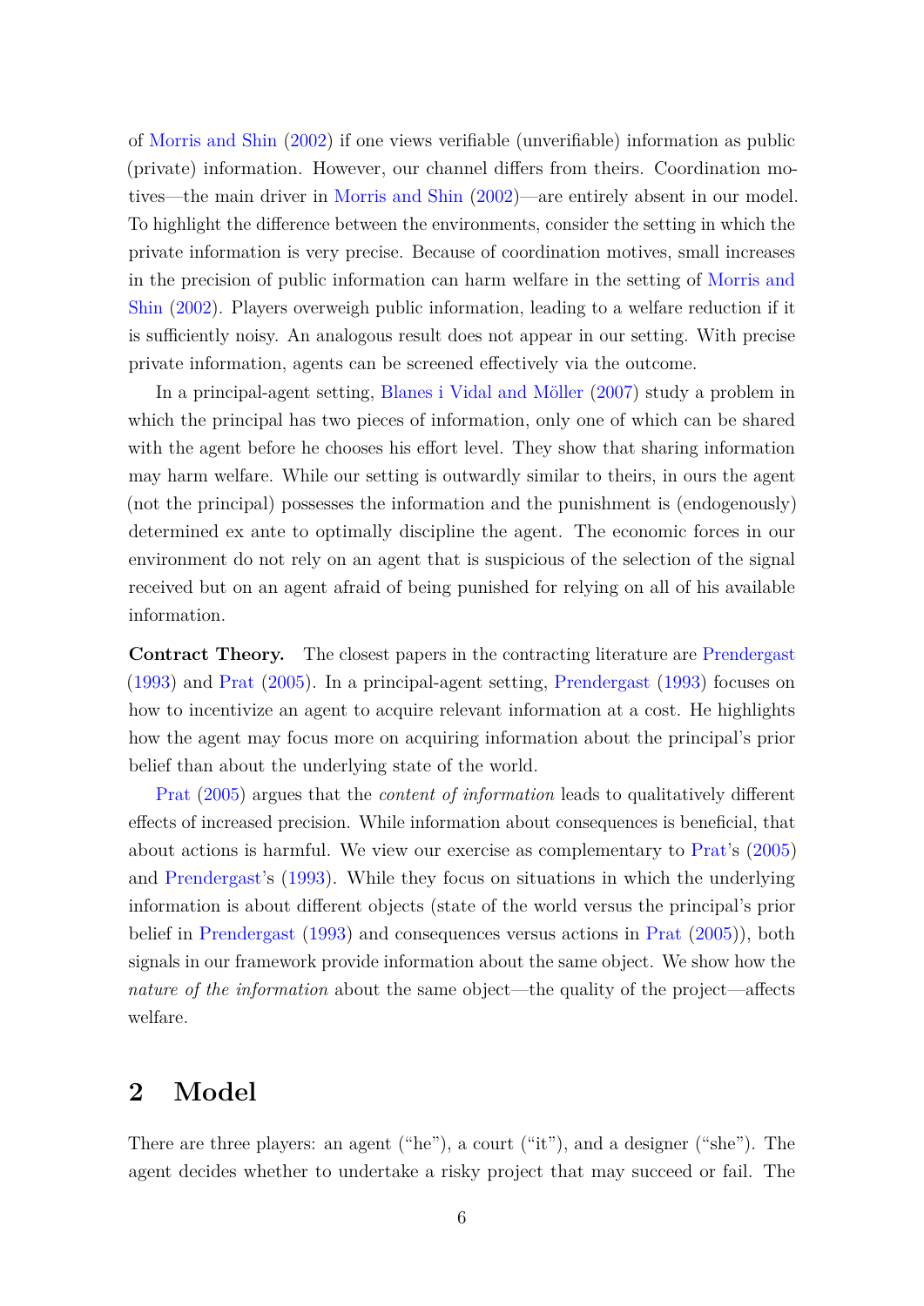of Morris and Shin (2002) if one views verifiable (unverifiable) information as public (private) information. However, our channel differs from theirs. Coordination motives—the main driver in Morris and Shin (2002)—are entirely absent in our model. To highlight the difference between the environments, consider the setting in which the private information is very precise. Because of coordination motives, small increases in the precision of public information can harm welfare in the setting of Morris and Shin (2002). Players overweigh public information, leading to a welfare reduction if it is sufficiently noisy. An analogous result does not appear in our setting. With precise private information, agents can be screened effectively via the outcome.

In a principal-agent setting, Blanes i Vidal and Möller (2007) study a problem in which the principal has two pieces of information, only one of which can be shared with the agent before he chooses his effort level. They show that sharing information may harm welfare. While our setting is outwardly similar to theirs, in ours the agent (not the principal) possesses the information and the punishment is (endogenously) determined ex ante to optimally discipline the agent. The economic forces in our environment do not rely on an agent that is suspicious of the selection of the signal received but on an agent afraid of being punished for relying on all of his available information.

**Contract Theory.** The closest papers in the contracting literature are Prendergast (1993) and Prat (2005). In a principal-agent setting, Prendergast (1993) focuses on how to incentivize an agent to acquire relevant information at a cost. He highlights how the agent may focus more on acquiring information about the principal's prior belief than about the underlying state of the world.

Prat (2005) argues that the *content of information* leads to qualitatively different effects of increased precision. While information about consequences is beneficial, that about actions is harmful. We view our exercise as complementary to Prat's (2005) and Prendergast's (1993). While they focus on situations in which the underlying information is about different objects (state of the world versus the principal's prior belief in Prendergast (1993) and consequences versus actions in Prat (2005)), both signals in our framework provide information about the same object. We show how the *nature of the information* about the same object—the quality of the project—affects welfare.

## 2 Model

There are three players: an agent ("he"), a court ("it"), and a designer ("she"). The agent decides whether to undertake a risky project that may succeed or fail. The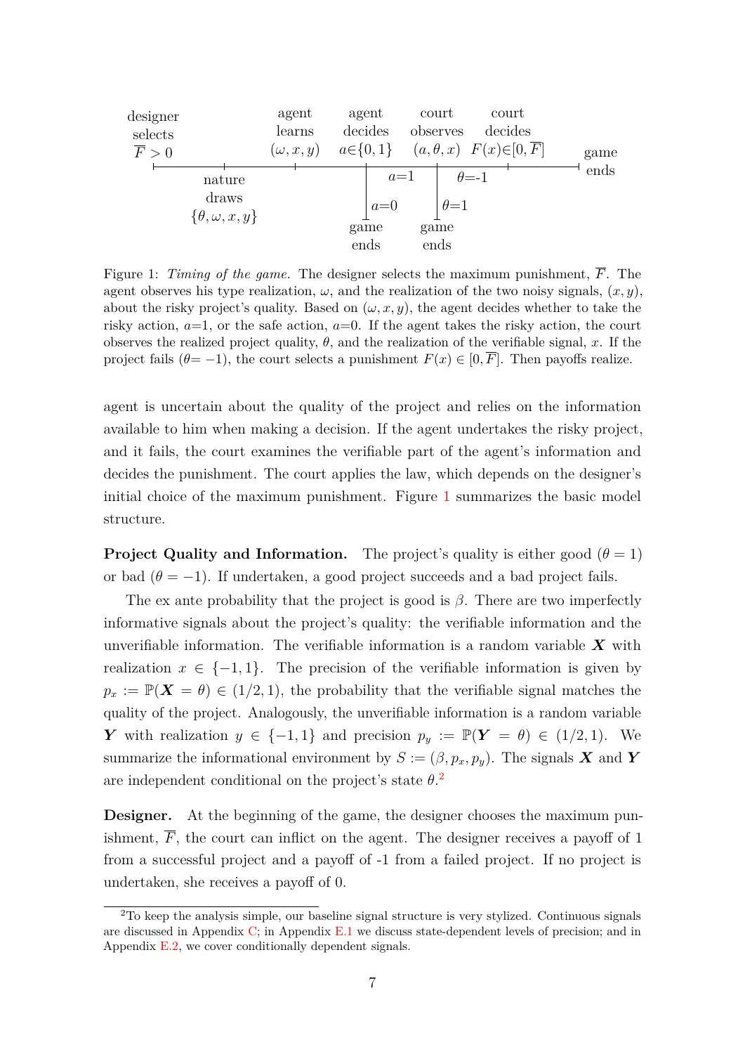designer selects $\overline{F} > 0$ — nature draws $\{\theta, \omega, x, y\}$ — agent learns $(\omega, x, y)$ — agent decides $a\in\{0,1\}$ ($a$=0: game ends; $a$=1) — court observes $(a, \theta, x)$ ($\theta$=1: game ends; $\theta$=-1) — court decides $F(x)\in[0,\overline{F}]$ — game ends

Figure 1: *Timing of the game.* The designer selects the maximum punishment, $\overline{F}$. The agent observes his type realization, $\omega$, and the realization of the two noisy signals, $(x, y)$, about the risky project's quality. Based on $(\omega, x, y)$, the agent decides whether to take the risky action, $a$=1, or the safe action, $a$=0. If the agent takes the risky action, the court observes the realized project quality, $\theta$, and the realization of the verifiable signal, $x$. If the project fails ($\theta = -1$), the court selects a punishment $F(x) \in [0, \overline{F}]$. Then payoffs realize.

agent is uncertain about the quality of the project and relies on the information available to him when making a decision. If the agent undertakes the risky project, and it fails, the court examines the verifiable part of the agent's information and decides the punishment. The court applies the law, which depends on the designer's initial choice of the maximum punishment. Figure 1 summarizes the basic model structure.

**Project Quality and Information.** The project's quality is either good ($\theta = 1$) or bad ($\theta = -1$). If undertaken, a good project succeeds and a bad project fails.

The ex ante probability that the project is good is $\beta$. There are two imperfectly informative signals about the project's quality: the verifiable information and the unverifiable information. The verifiable information is a random variable $\boldsymbol{X}$ with realization $x \in \{-1, 1\}$. The precision of the verifiable information is given by $p_x := \mathbb{P}(\boldsymbol{X} = \theta) \in (1/2, 1)$, the probability that the verifiable signal matches the quality of the project. Analogously, the unverifiable information is a random variable $\boldsymbol{Y}$ with realization $y \in \{-1, 1\}$ and precision $p_y := \mathbb{P}(\boldsymbol{Y} = \theta) \in (1/2, 1)$. We summarize the informational environment by $S := (\beta, p_x, p_y)$. The signals $\boldsymbol{X}$ and $\boldsymbol{Y}$ are independent conditional on the project's state $\theta$.[2]

**Designer.** At the beginning of the game, the designer chooses the maximum punishment, $\overline{F}$, the court can inflict on the agent. The designer receives a payoff of 1 from a successful project and a payoff of -1 from a failed project. If no project is undertaken, she receives a payoff of 0.

[2]To keep the analysis simple, our baseline signal structure is very stylized. Continuous signals are discussed in Appendix C; in Appendix E.1 we discuss state-dependent levels of precision; and in Appendix E.2, we cover conditionally dependent signals.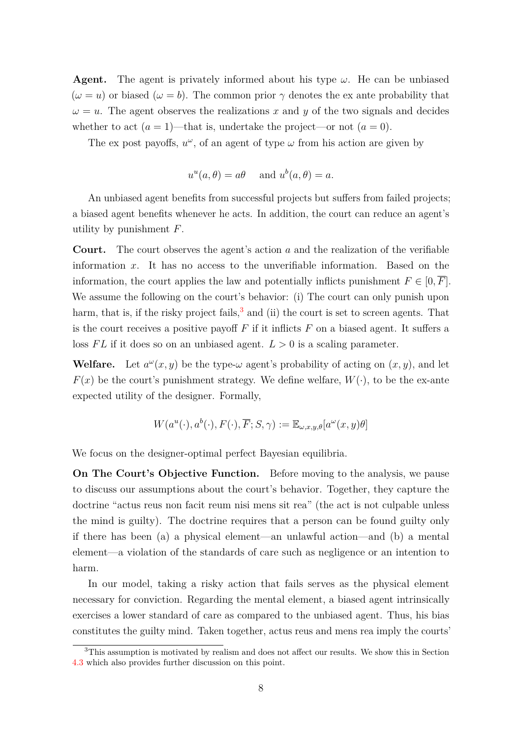**Agent.** The agent is privately informed about his type $\omega$. He can be unbiased ($\omega = u$) or biased ($\omega = b$). The common prior $\gamma$ denotes the ex ante probability that $\omega = u$. The agent observes the realizations $x$ and $y$ of the two signals and decides whether to act ($a = 1$)—that is, undertake the project—or not ($a = 0$).

The ex post payoffs, $u^\omega$, of an agent of type $\omega$ from his action are given by

$$u^u(a, \theta) = a\theta \quad \text{and } u^b(a, \theta) = a.$$

An unbiased agent benefits from successful projects but suffers from failed projects; a biased agent benefits whenever he acts. In addition, the court can reduce an agent's utility by punishment $F$.

**Court.** The court observes the agent's action $a$ and the realization of the verifiable information $x$. It has no access to the unverifiable information. Based on the information, the court applies the law and potentially inflicts punishment $F \in [0, \overline{F}]$. We assume the following on the court's behavior: (i) The court can only punish upon harm, that is, if the risky project fails,[3] and (ii) the court is set to screen agents. That is the court receives a positive payoff $F$ if it inflicts $F$ on a biased agent. It suffers a loss $FL$ if it does so on an unbiased agent. $L > 0$ is a scaling parameter.

**Welfare.** Let $a^\omega(x, y)$ be the type-$\omega$ agent's probability of acting on $(x, y)$, and let $F(x)$ be the court's punishment strategy. We define welfare, $W(\cdot)$, to be the ex-ante expected utility of the designer. Formally,

$$W(a^u(\cdot), a^b(\cdot), F(\cdot), \overline{F}; S, \gamma) := \mathbb{E}_{\omega,x,y,\theta}[a^\omega(x, y)\theta]$$

We focus on the designer-optimal perfect Bayesian equilibria.

**On The Court's Objective Function.** Before moving to the analysis, we pause to discuss our assumptions about the court's behavior. Together, they capture the doctrine "actus reus non facit reum nisi mens sit rea" (the act is not culpable unless the mind is guilty). The doctrine requires that a person can be found guilty only if there has been (a) a physical element—an unlawful action—and (b) a mental element—a violation of the standards of care such as negligence or an intention to harm.

In our model, taking a risky action that fails serves as the physical element necessary for conviction. Regarding the mental element, a biased agent intrinsically exercises a lower standard of care as compared to the unbiased agent. Thus, his bias constitutes the guilty mind. Taken together, actus reus and mens rea imply the courts'

[3] This assumption is motivated by realism and does not affect our results. We show this in Section 4.3 which also provides further discussion on this point.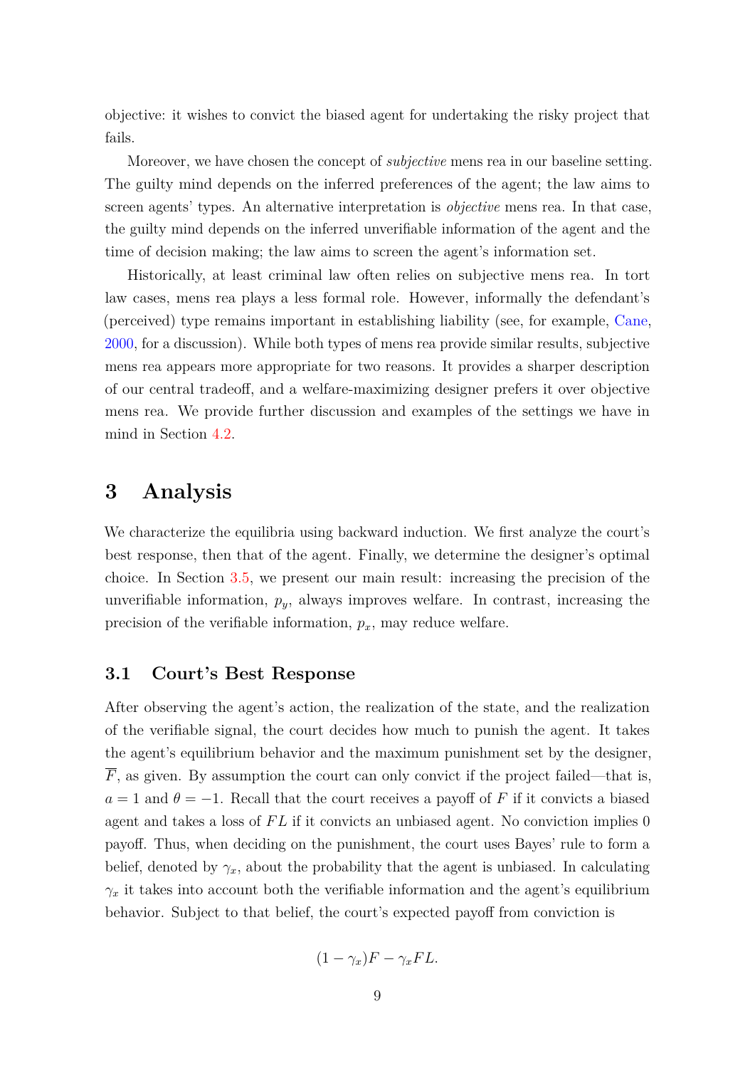objective: it wishes to convict the biased agent for undertaking the risky project that fails.

Moreover, we have chosen the concept of *subjective* mens rea in our baseline setting. The guilty mind depends on the inferred preferences of the agent; the law aims to screen agents' types. An alternative interpretation is *objective* mens rea. In that case, the guilty mind depends on the inferred unverifiable information of the agent and the time of decision making; the law aims to screen the agent's information set.

Historically, at least criminal law often relies on subjective mens rea. In tort law cases, mens rea plays a less formal role. However, informally the defendant's (perceived) type remains important in establishing liability (see, for example, Cane, 2000, for a discussion). While both types of mens rea provide similar results, subjective mens rea appears more appropriate for two reasons. It provides a sharper description of our central tradeoff, and a welfare-maximizing designer prefers it over objective mens rea. We provide further discussion and examples of the settings we have in mind in Section 4.2.

# 3 Analysis

We characterize the equilibria using backward induction. We first analyze the court's best response, then that of the agent. Finally, we determine the designer's optimal choice. In Section 3.5, we present our main result: increasing the precision of the unverifiable information, $p_y$, always improves welfare. In contrast, increasing the precision of the verifiable information, $p_x$, may reduce welfare.

## 3.1 Court's Best Response

After observing the agent's action, the realization of the state, and the realization of the verifiable signal, the court decides how much to punish the agent. It takes the agent's equilibrium behavior and the maximum punishment set by the designer, $\overline{F}$, as given. By assumption the court can only convict if the project failed—that is, $a = 1$ and $\theta = -1$. Recall that the court receives a payoff of $F$ if it convicts a biased agent and takes a loss of $FL$ if it convicts an unbiased agent. No conviction implies 0 payoff. Thus, when deciding on the punishment, the court uses Bayes' rule to form a belief, denoted by $\gamma_x$, about the probability that the agent is unbiased. In calculating $\gamma_x$ it takes into account both the verifiable information and the agent's equilibrium behavior. Subject to that belief, the court's expected payoff from conviction is

$$(1 - \gamma_x)F - \gamma_x FL.$$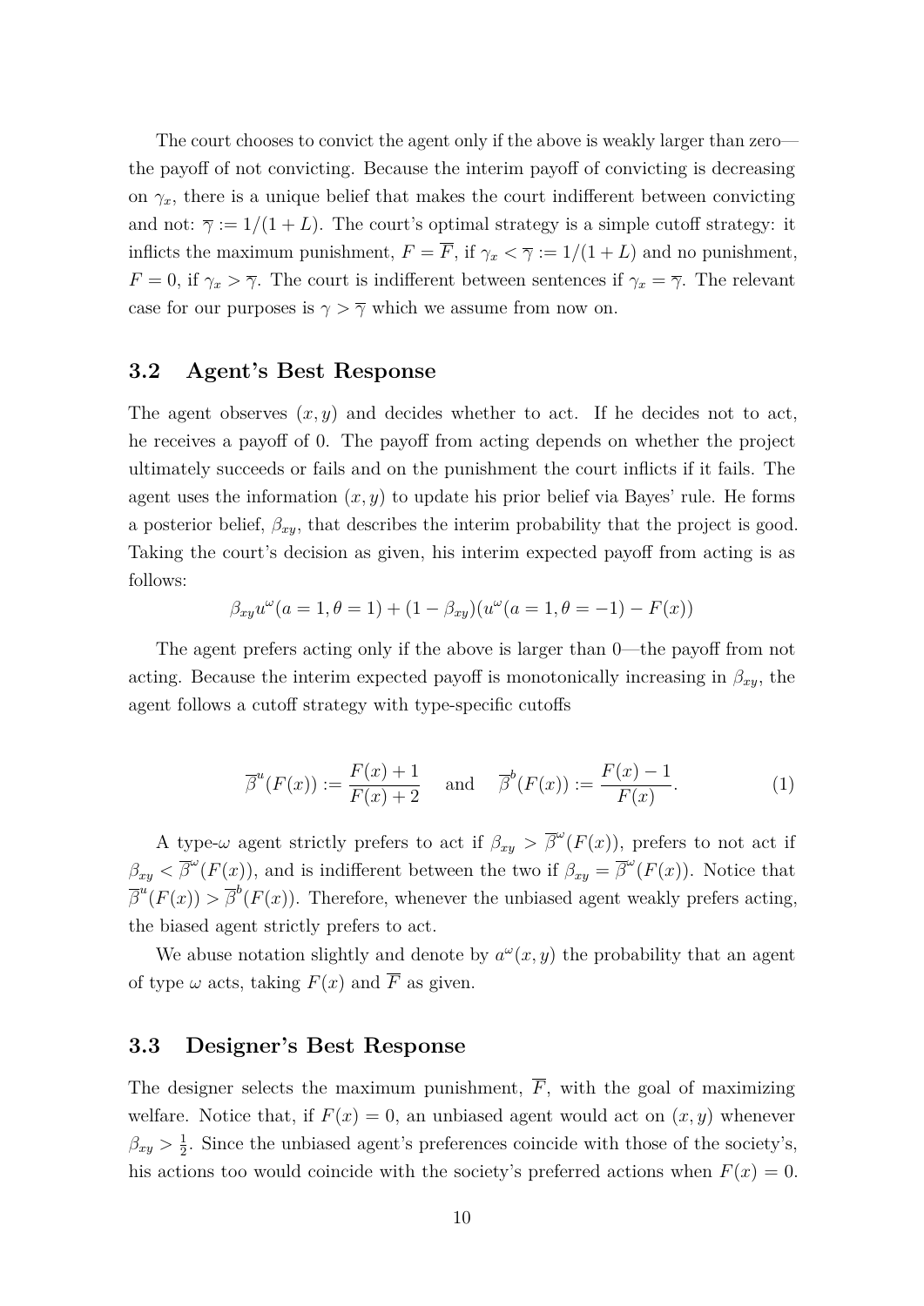The court chooses to convict the agent only if the above is weakly larger than zero—the payoff of not convicting. Because the interim payoff of convicting is decreasing on $\gamma_x$, there is a unique belief that makes the court indifferent between convicting and not: $\overline{\gamma} := 1/(1+L)$. The court's optimal strategy is a simple cutoff strategy: it inflicts the maximum punishment, $F = \overline{F}$, if $\gamma_x < \overline{\gamma} := 1/(1+L)$ and no punishment, $F = 0$, if $\gamma_x > \overline{\gamma}$. The court is indifferent between sentences if $\gamma_x = \overline{\gamma}$. The relevant case for our purposes is $\gamma > \overline{\gamma}$ which we assume from now on.

## 3.2 Agent's Best Response

The agent observes $(x, y)$ and decides whether to act. If he decides not to act, he receives a payoff of 0. The payoff from acting depends on whether the project ultimately succeeds or fails and on the punishment the court inflicts if it fails. The agent uses the information $(x, y)$ to update his prior belief via Bayes' rule. He forms a posterior belief, $\beta_{xy}$, that describes the interim probability that the project is good. Taking the court's decision as given, his interim expected payoff from acting is as follows:

$$\beta_{xy} u^{\omega}(a = 1, \theta = 1) + (1 - \beta_{xy})(u^{\omega}(a = 1, \theta = -1) - F(x))$$

The agent prefers acting only if the above is larger than 0—the payoff from not acting. Because the interim expected payoff is monotonically increasing in $\beta_{xy}$, the agent follows a cutoff strategy with type-specific cutoffs

$$\overline{\beta}^{u}(F(x)) := \frac{F(x) + 1}{F(x) + 2} \quad \text{and} \quad \overline{\beta}^{b}(F(x)) := \frac{F(x) - 1}{F(x)}. \tag{1}$$

A type-$\omega$ agent strictly prefers to act if $\beta_{xy} > \overline{\beta}^{\omega}(F(x))$, prefers to not act if $\beta_{xy} < \overline{\beta}^{\omega}(F(x))$, and is indifferent between the two if $\beta_{xy} = \overline{\beta}^{\omega}(F(x))$. Notice that $\overline{\beta}^{u}(F(x)) > \overline{\beta}^{b}(F(x))$. Therefore, whenever the unbiased agent weakly prefers acting, the biased agent strictly prefers to act.

We abuse notation slightly and denote by $a^{\omega}(x, y)$ the probability that an agent of type $\omega$ acts, taking $F(x)$ and $\overline{F}$ as given.

## 3.3 Designer's Best Response

The designer selects the maximum punishment, $\overline{F}$, with the goal of maximizing welfare. Notice that, if $F(x) = 0$, an unbiased agent would act on $(x, y)$ whenever $\beta_{xy} > \frac{1}{2}$. Since the unbiased agent's preferences coincide with those of the society's, his actions too would coincide with the society's preferred actions when $F(x) = 0$.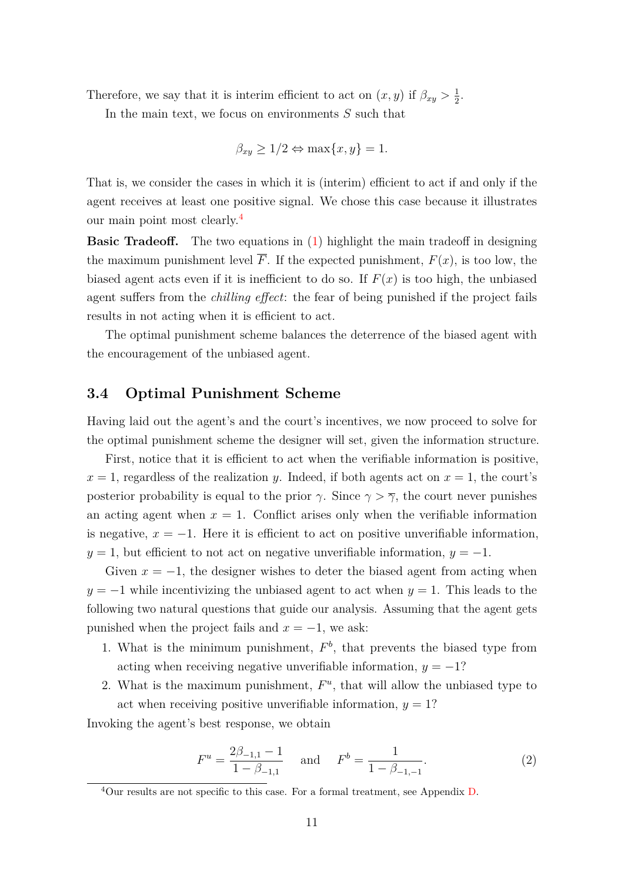Therefore, we say that it is interim efficient to act on $(x, y)$ if $\beta_{xy} > \frac{1}{2}$.

In the main text, we focus on environments $S$ such that

$$\beta_{xy} \geq 1/2 \Leftrightarrow \max\{x, y\} = 1.$$

That is, we consider the cases in which it is (interim) efficient to act if and only if the agent receives at least one positive signal. We chose this case because it illustrates our main point most clearly.[4]

**Basic Tradeoff.** The two equations in (1) highlight the main tradeoff in designing the maximum punishment level $\overline{F}$. If the expected punishment, $F(x)$, is too low, the biased agent acts even if it is inefficient to do so. If $F(x)$ is too high, the unbiased agent suffers from the *chilling effect*: the fear of being punished if the project fails results in not acting when it is efficient to act.

The optimal punishment scheme balances the deterrence of the biased agent with the encouragement of the unbiased agent.

### 3.4 Optimal Punishment Scheme

Having laid out the agent's and the court's incentives, we now proceed to solve for the optimal punishment scheme the designer will set, given the information structure.

First, notice that it is efficient to act when the verifiable information is positive, $x = 1$, regardless of the realization $y$. Indeed, if both agents act on $x = 1$, the court's posterior probability is equal to the prior $\gamma$. Since $\gamma > \overline{\gamma}$, the court never punishes an acting agent when $x = 1$. Conflict arises only when the verifiable information is negative, $x = -1$. Here it is efficient to act on positive unverifiable information, $y = 1$, but efficient to not act on negative unverifiable information, $y = -1$.

Given $x = -1$, the designer wishes to deter the biased agent from acting when $y = -1$ while incentivizing the unbiased agent to act when $y = 1$. This leads to the following two natural questions that guide our analysis. Assuming that the agent gets punished when the project fails and $x = -1$, we ask:

1. What is the minimum punishment, $F^b$, that prevents the biased type from acting when receiving negative unverifiable information, $y = -1$?
2. What is the maximum punishment, $F^u$, that will allow the unbiased type to act when receiving positive unverifiable information, $y = 1$?

Invoking the agent's best response, we obtain

$$F^u = \frac{2\beta_{-1,1} - 1}{1 - \beta_{-1,1}} \quad \text{and} \quad F^b = \frac{1}{1 - \beta_{-1,-1}}. \tag{2}$$

[4] Our results are not specific to this case. For a formal treatment, see Appendix D.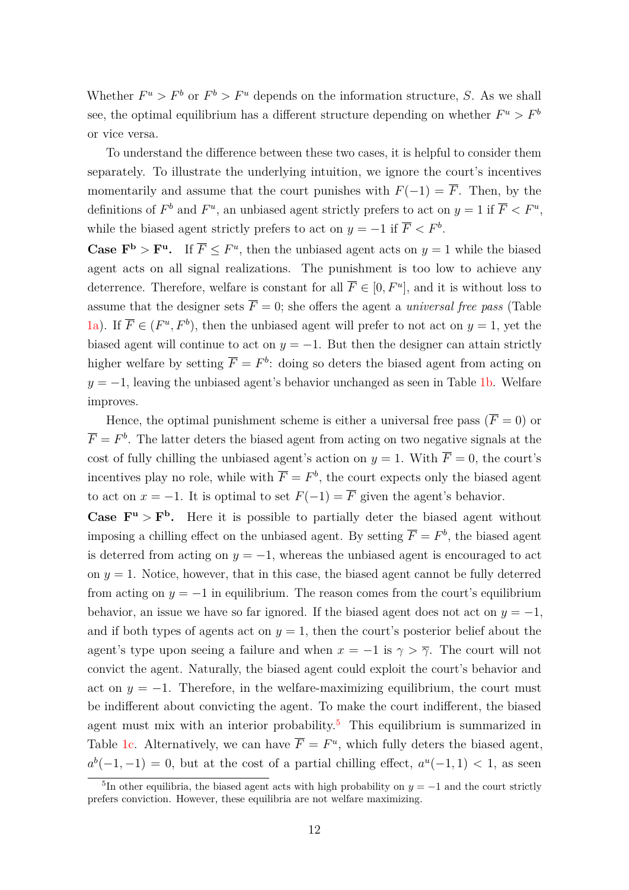Whether $F^u > F^b$ or $F^b > F^u$ depends on the information structure, $S$. As we shall see, the optimal equilibrium has a different structure depending on whether $F^u > F^b$ or vice versa.

To understand the difference between these two cases, it is helpful to consider them separately. To illustrate the underlying intuition, we ignore the court's incentives momentarily and assume that the court punishes with $F(-1) = \overline{F}$. Then, by the definitions of $F^b$ and $F^u$, an unbiased agent strictly prefers to act on $y = 1$ if $\overline{F} < F^u$, while the biased agent strictly prefers to act on $y = -1$ if $\overline{F} < F^b$.

**Case $\mathbf{F^b > F^u}$.** If $\overline{F} \leq F^u$, then the unbiased agent acts on $y = 1$ while the biased agent acts on all signal realizations. The punishment is too low to achieve any deterrence. Therefore, welfare is constant for all $\overline{F} \in [0, F^u]$, and it is without loss to assume that the designer sets $\overline{F} = 0$; she offers the agent a *universal free pass* (Table 1a). If $\overline{F} \in (F^u, F^b)$, then the unbiased agent will prefer to not act on $y = 1$, yet the biased agent will continue to act on $y = -1$. But then the designer can attain strictly higher welfare by setting $\overline{F} = F^b$: doing so deters the biased agent from acting on $y = -1$, leaving the unbiased agent's behavior unchanged as seen in Table 1b. Welfare improves.

Hence, the optimal punishment scheme is either a universal free pass ($\overline{F} = 0$) or $\overline{F} = F^b$. The latter deters the biased agent from acting on two negative signals at the cost of fully chilling the unbiased agent's action on $y = 1$. With $\overline{F} = 0$, the court's incentives play no role, while with $\overline{F} = F^b$, the court expects only the biased agent to act on $x = -1$. It is optimal to set $F(-1) = \overline{F}$ given the agent's behavior.

**Case $\mathbf{F^u > F^b}$.** Here it is possible to partially deter the biased agent without imposing a chilling effect on the unbiased agent. By setting $\overline{F} = F^b$, the biased agent is deterred from acting on $y = -1$, whereas the unbiased agent is encouraged to act on $y = 1$. Notice, however, that in this case, the biased agent cannot be fully deterred from acting on $y = -1$ in equilibrium. The reason comes from the court's equilibrium behavior, an issue we have so far ignored. If the biased agent does not act on $y = -1$, and if both types of agents act on $y = 1$, then the court's posterior belief about the agent's type upon seeing a failure and when $x = -1$ is $\gamma > \overline{\gamma}$. The court will not convict the agent. Naturally, the biased agent could exploit the court's behavior and act on $y = -1$. Therefore, in the welfare-maximizing equilibrium, the court must be indifferent about convicting the agent. To make the court indifferent, the biased agent must mix with an interior probability.[5] This equilibrium is summarized in Table 1c. Alternatively, we can have $\overline{F} = F^u$, which fully deters the biased agent, $a^b(-1, -1) = 0$, but at the cost of a partial chilling effect, $a^u(-1, 1) < 1$, as seen

[5] In other equilibria, the biased agent acts with high probability on $y = -1$ and the court strictly prefers conviction. However, these equilibria are not welfare maximizing.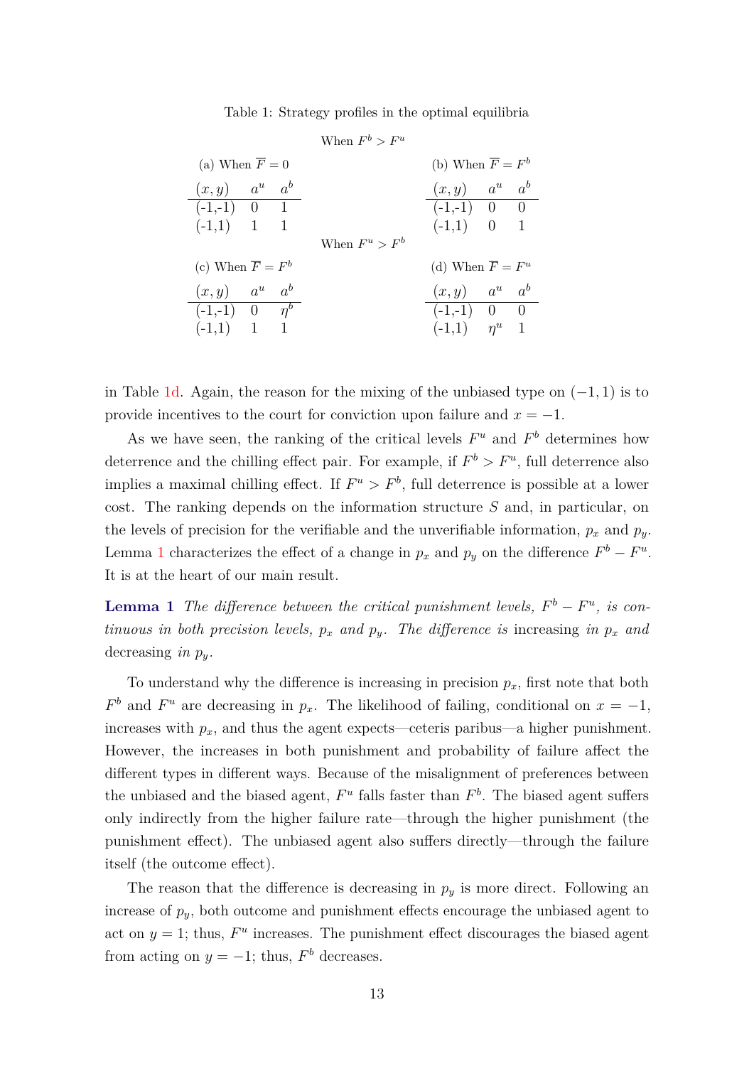Table 1: Strategy profiles in the optimal equilibria

When $F^b > F^u$

(a) When $\overline{F} = 0$

| $(x,y)$ | $a^u$ | $a^b$ |
|---|---|---|
| (-1,-1) | 0 | 1 |
| (-1,1) | 1 | 1 |

(b) When $\overline{F} = F^b$

| $(x,y)$ | $a^u$ | $a^b$ |
|---|---|---|
| (-1,-1) | 0 | 0 |
| (-1,1) | 0 | 1 |

When $F^u > F^b$

(c) When $\overline{F} = F^b$

| $(x,y)$ | $a^u$ | $a^b$ |
|---|---|---|
| (-1,-1) | 0 | $\eta^b$ |
| (-1,1) | 1 | 1 |

(d) When $\overline{F} = F^u$

| $(x,y)$ | $a^u$ | $a^b$ |
|---|---|---|
| (-1,-1) | 0 | 0 |
| (-1,1) | $\eta^u$ | 1 |

in Table 1d. Again, the reason for the mixing of the unbiased type on $(-1,1)$ is to provide incentives to the court for conviction upon failure and $x = -1$.

As we have seen, the ranking of the critical levels $F^u$ and $F^b$ determines how deterrence and the chilling effect pair. For example, if $F^b > F^u$, full deterrence also implies a maximal chilling effect. If $F^u > F^b$, full deterrence is possible at a lower cost. The ranking depends on the information structure $S$ and, in particular, on the levels of precision for the verifiable and the unverifiable information, $p_x$ and $p_y$. Lemma 1 characterizes the effect of a change in $p_x$ and $p_y$ on the difference $F^b - F^u$. It is at the heart of our main result.

**Lemma 1** *The difference between the critical punishment levels, $F^b - F^u$, is continuous in both precision levels, $p_x$ and $p_y$. The difference is* increasing *in $p_x$ and* decreasing *in $p_y$.*

To understand why the difference is increasing in precision $p_x$, first note that both $F^b$ and $F^u$ are decreasing in $p_x$. The likelihood of failing, conditional on $x = -1$, increases with $p_x$, and thus the agent expects—ceteris paribus—a higher punishment. However, the increases in both punishment and probability of failure affect the different types in different ways. Because of the misalignment of preferences between the unbiased and the biased agent, $F^u$ falls faster than $F^b$. The biased agent suffers only indirectly from the higher failure rate—through the higher punishment (the punishment effect). The unbiased agent also suffers directly—through the failure itself (the outcome effect).

The reason that the difference is decreasing in $p_y$ is more direct. Following an increase of $p_y$, both outcome and punishment effects encourage the unbiased agent to act on $y = 1$; thus, $F^u$ increases. The punishment effect discourages the biased agent from acting on $y = -1$; thus, $F^b$ decreases.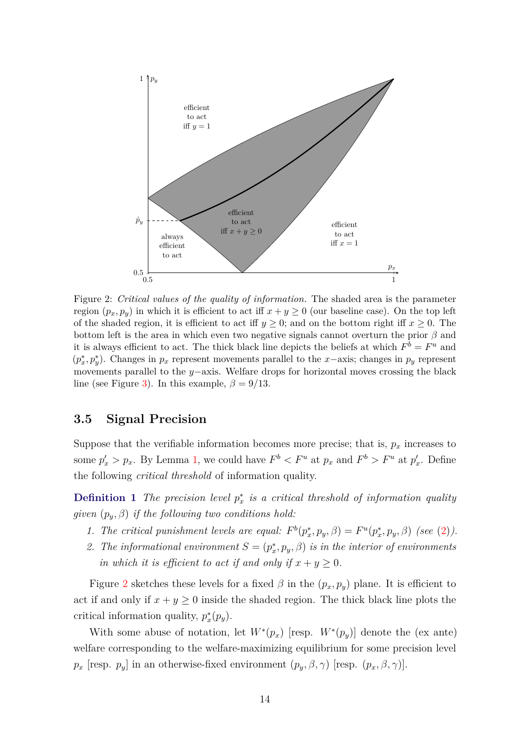Figure 2: *Critical values of the quality of information.* The shaded area is the parameter region $(p_x, p_y)$ in which it is efficient to act iff $x + y \geq 0$ (our baseline case). On the top left of the shaded region, it is efficient to act iff $y \geq 0$; and on the bottom right iff $x \geq 0$. The bottom left is the area in which even two negative signals cannot overturn the prior $\beta$ and it is always efficient to act. The thick black line depicts the beliefs at which $F^b = F^u$ and $(p_x^*, p_y^*)$. Changes in $p_x$ represent movements parallel to the $x-$axis; changes in $p_y$ represent movements parallel to the $y-$axis. Welfare drops for horizontal moves crossing the black line (see Figure 3). In this example, $\beta = 9/13$.

### 3.5 Signal Precision

Suppose that the verifiable information becomes more precise; that is, $p_x$ increases to some $p'_x > p_x$. By Lemma 1, we could have $F^b < F^u$ at $p_x$ and $F^b > F^u$ at $p'_x$. Define the following *critical threshold* of information quality.

**Definition 1** *The precision level $p_x^*$ is a critical threshold of information quality given $(p_y, \beta)$ if the following two conditions hold:*

1. *The critical punishment levels are equal: $F^b(p_x^*, p_y, \beta) = F^u(p_x^*, p_y, \beta)$ (see (2)).*
2. *The informational environment $S = (p_x^*, p_y, \beta)$ is in the interior of environments in which it is efficient to act if and only if $x + y \geq 0$.*

Figure 2 sketches these levels for a fixed $\beta$ in the $(p_x, p_y)$ plane. It is efficient to act if and only if $x + y \geq 0$ inside the shaded region. The thick black line plots the critical information quality, $p_x^*(p_y)$.

With some abuse of notation, let $W^*(p_x)$ [resp. $W^*(p_y)$] denote the (ex ante) welfare corresponding to the welfare-maximizing equilibrium for some precision level $p_x$ [resp. $p_y$] in an otherwise-fixed environment $(p_y, \beta, \gamma)$ [resp. $(p_x, \beta, \gamma)$].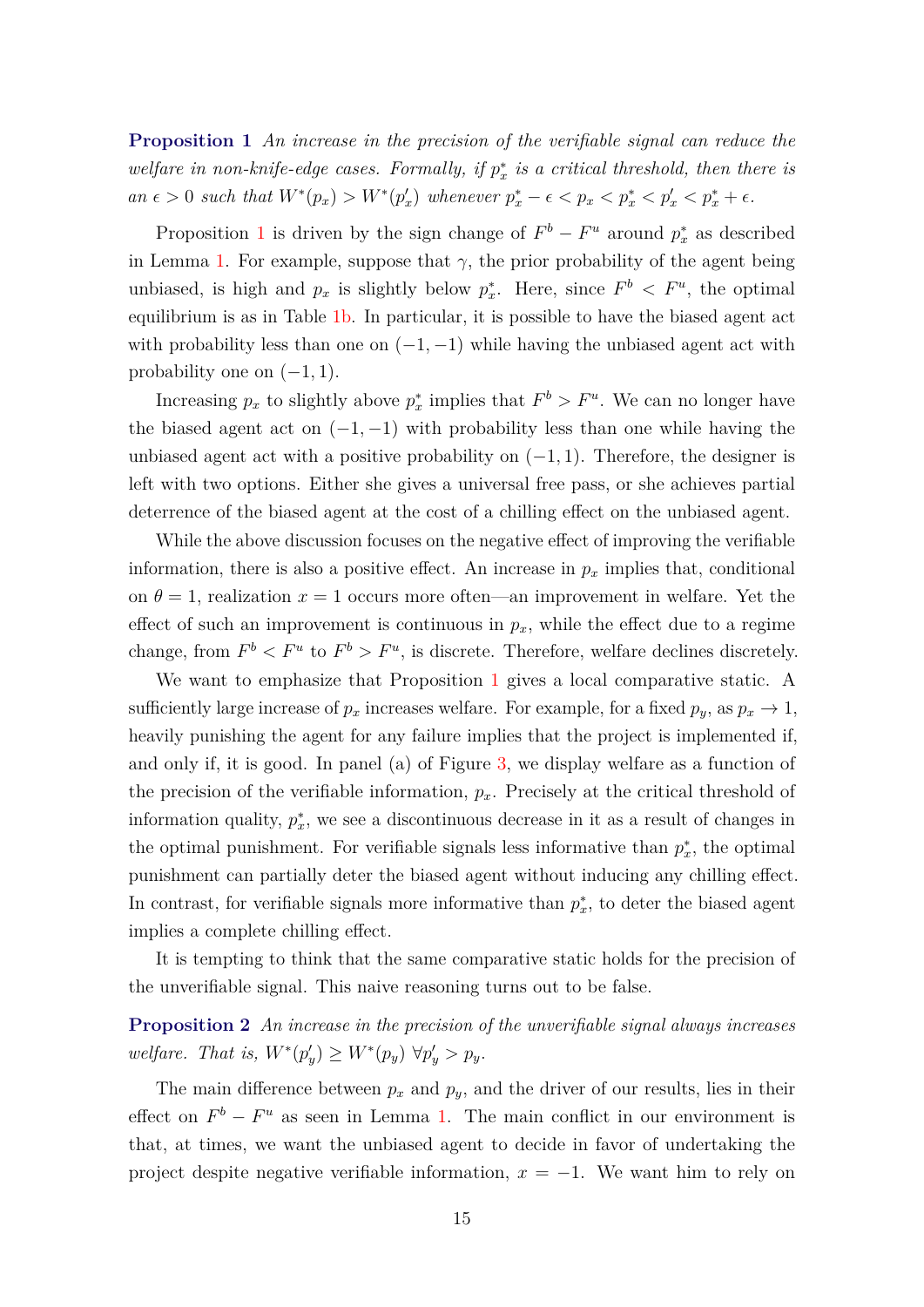**Proposition 1** *An increase in the precision of the verifiable signal can reduce the welfare in non-knife-edge cases. Formally, if $p_x^*$ is a critical threshold, then there is an $\epsilon > 0$ such that $W^*(p_x) > W^*(p_x')$ whenever $p_x^* - \epsilon < p_x < p_x^* < p_x' < p_x^* + \epsilon$.*

Proposition 1 is driven by the sign change of $F^b - F^u$ around $p_x^*$ as described in Lemma 1. For example, suppose that $\gamma$, the prior probability of the agent being unbiased, is high and $p_x$ is slightly below $p_x^*$. Here, since $F^b < F^u$, the optimal equilibrium is as in Table 1b. In particular, it is possible to have the biased agent act with probability less than one on $(-1, -1)$ while having the unbiased agent act with probability one on $(-1, 1)$.

Increasing $p_x$ to slightly above $p_x^*$ implies that $F^b > F^u$. We can no longer have the biased agent act on $(-1, -1)$ with probability less than one while having the unbiased agent act with a positive probability on $(-1, 1)$. Therefore, the designer is left with two options. Either she gives a universal free pass, or she achieves partial deterrence of the biased agent at the cost of a chilling effect on the unbiased agent.

While the above discussion focuses on the negative effect of improving the verifiable information, there is also a positive effect. An increase in $p_x$ implies that, conditional on $\theta = 1$, realization $x = 1$ occurs more often—an improvement in welfare. Yet the effect of such an improvement is continuous in $p_x$, while the effect due to a regime change, from $F^b < F^u$ to $F^b > F^u$, is discrete. Therefore, welfare declines discretely.

We want to emphasize that Proposition 1 gives a local comparative static. A sufficiently large increase of $p_x$ increases welfare. For example, for a fixed $p_y$, as $p_x \to 1$, heavily punishing the agent for any failure implies that the project is implemented if, and only if, it is good. In panel (a) of Figure 3, we display welfare as a function of the precision of the verifiable information, $p_x$. Precisely at the critical threshold of information quality, $p_x^*$, we see a discontinuous decrease in it as a result of changes in the optimal punishment. For verifiable signals less informative than $p_x^*$, the optimal punishment can partially deter the biased agent without inducing any chilling effect. In contrast, for verifiable signals more informative than $p_x^*$, to deter the biased agent implies a complete chilling effect.

It is tempting to think that the same comparative static holds for the precision of the unverifiable signal. This naive reasoning turns out to be false.

**Proposition 2** *An increase in the precision of the unverifiable signal always increases welfare. That is, $W^*(p_y') \geq W^*(p_y)$ $\forall p_y' > p_y$.*

The main difference between $p_x$ and $p_y$, and the driver of our results, lies in their effect on $F^b - F^u$ as seen in Lemma 1. The main conflict in our environment is that, at times, we want the unbiased agent to decide in favor of undertaking the project despite negative verifiable information, $x = -1$. We want him to rely on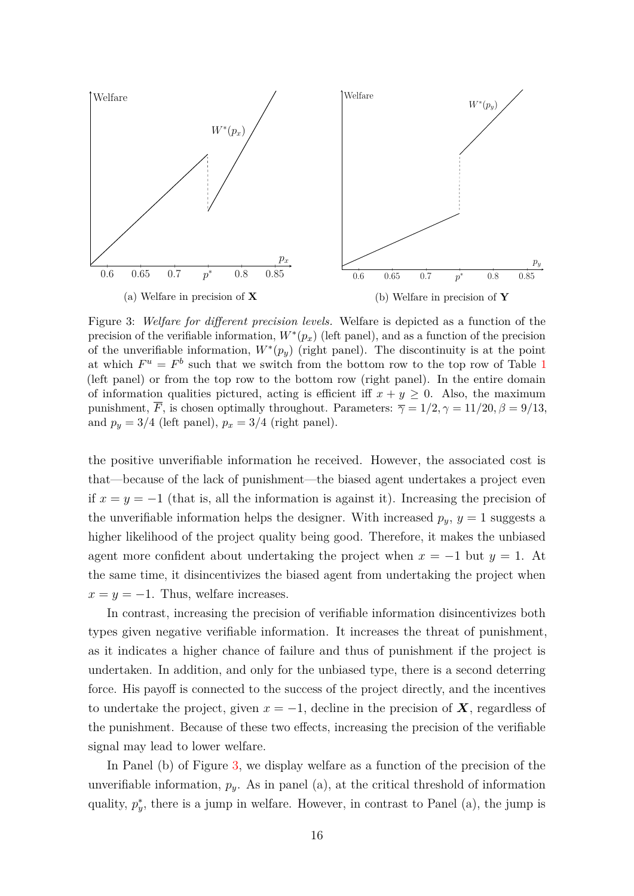(a) Welfare in precision of **X**

(b) Welfare in precision of **Y**

Figure 3: *Welfare for different precision levels.* Welfare is depicted as a function of the precision of the verifiable information, $W^*(p_x)$ (left panel), and as a function of the precision of the unverifiable information, $W^*(p_y)$ (right panel). The discontinuity is at the point at which $F^u = F^b$ such that we switch from the bottom row to the top row of Table 1 (left panel) or from the top row to the bottom row (right panel). In the entire domain of information qualities pictured, acting is efficient iff $x + y \geq 0$. Also, the maximum punishment, $\overline{F}$, is chosen optimally throughout. Parameters: $\overline{\gamma} = 1/2, \gamma = 11/20, \beta = 9/13$, and $p_y = 3/4$ (left panel), $p_x = 3/4$ (right panel).

the positive unverifiable information he received. However, the associated cost is that—because of the lack of punishment—the biased agent undertakes a project even if $x = y = -1$ (that is, all the information is against it). Increasing the precision of the unverifiable information helps the designer. With increased $p_y$, $y = 1$ suggests a higher likelihood of the project quality being good. Therefore, it makes the unbiased agent more confident about undertaking the project when $x = -1$ but $y = 1$. At the same time, it disincentivizes the biased agent from undertaking the project when $x = y = -1$. Thus, welfare increases.

In contrast, increasing the precision of verifiable information disincentivizes both types given negative verifiable information. It increases the threat of punishment, as it indicates a higher chance of failure and thus of punishment if the project is undertaken. In addition, and only for the unbiased type, there is a second deterring force. His payoff is connected to the success of the project directly, and the incentives to undertake the project, given $x = -1$, decline in the precision of $\boldsymbol{X}$, regardless of the punishment. Because of these two effects, increasing the precision of the verifiable signal may lead to lower welfare.

In Panel (b) of Figure 3, we display welfare as a function of the precision of the unverifiable information, $p_y$. As in panel (a), at the critical threshold of information quality, $p_y^*$, there is a jump in welfare. However, in contrast to Panel (a), the jump is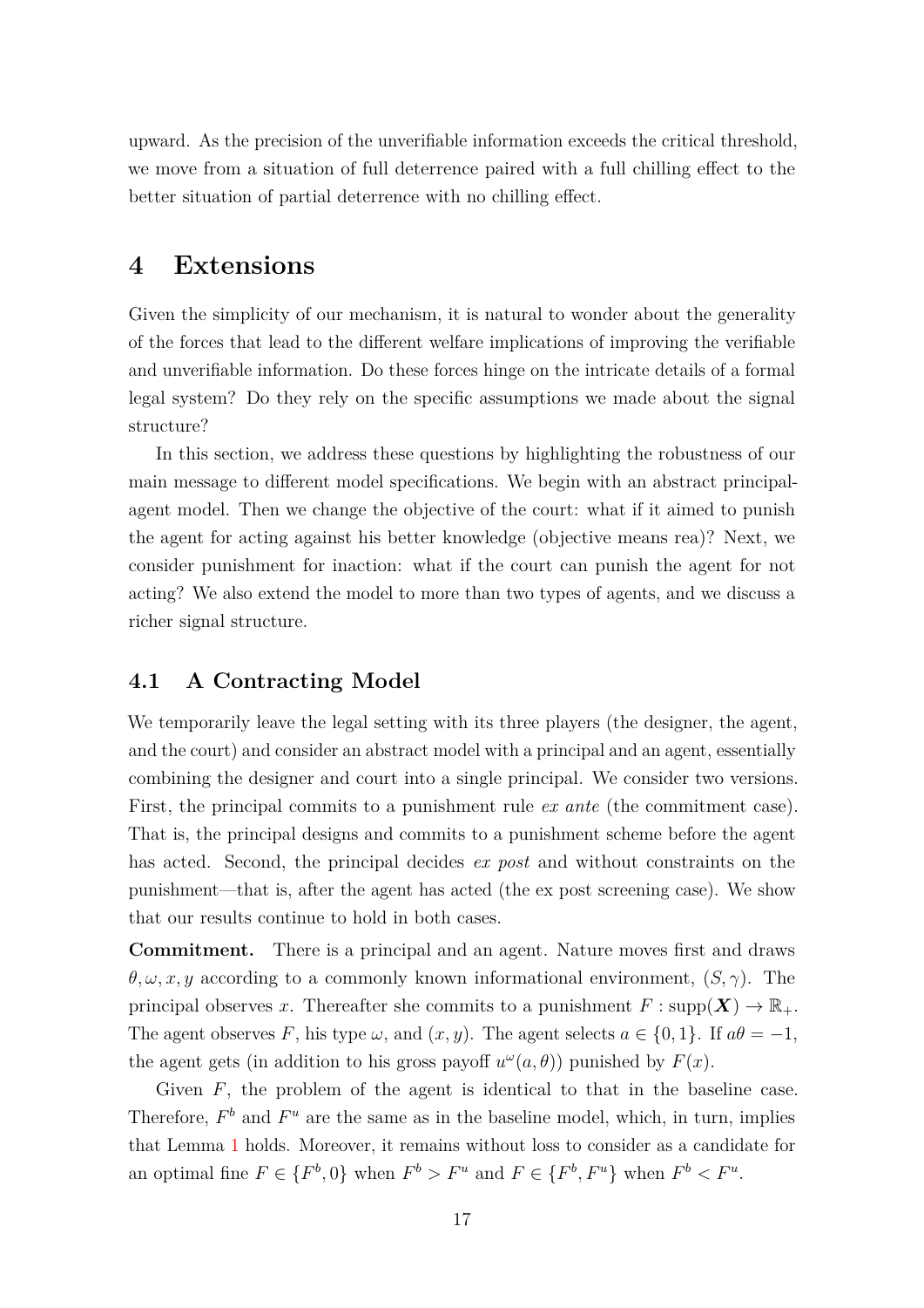upward. As the precision of the unverifiable information exceeds the critical threshold, we move from a situation of full deterrence paired with a full chilling effect to the better situation of partial deterrence with no chilling effect.

# 4 Extensions

Given the simplicity of our mechanism, it is natural to wonder about the generality of the forces that lead to the different welfare implications of improving the verifiable and unverifiable information. Do these forces hinge on the intricate details of a formal legal system? Do they rely on the specific assumptions we made about the signal structure?

In this section, we address these questions by highlighting the robustness of our main message to different model specifications. We begin with an abstract principal-agent model. Then we change the objective of the court: what if it aimed to punish the agent for acting against his better knowledge (objective means rea)? Next, we consider punishment for inaction: what if the court can punish the agent for not acting? We also extend the model to more than two types of agents, and we discuss a richer signal structure.

## 4.1 A Contracting Model

We temporarily leave the legal setting with its three players (the designer, the agent, and the court) and consider an abstract model with a principal and an agent, essentially combining the designer and court into a single principal. We consider two versions. First, the principal commits to a punishment rule *ex ante* (the commitment case). That is, the principal designs and commits to a punishment scheme before the agent has acted. Second, the principal decides *ex post* and without constraints on the punishment—that is, after the agent has acted (the ex post screening case). We show that our results continue to hold in both cases.

**Commitment.** There is a principal and an agent. Nature moves first and draws $\theta, \omega, x, y$ according to a commonly known informational environment, $(S, \gamma)$. The principal observes $x$. Thereafter she commits to a punishment $F : \text{supp}(\boldsymbol{X}) \to \mathbb{R}_+$. The agent observes $F$, his type $\omega$, and $(x, y)$. The agent selects $a \in \{0, 1\}$. If $a\theta = -1$, the agent gets (in addition to his gross payoff $u^\omega(a, \theta)$) punished by $F(x)$.

Given $F$, the problem of the agent is identical to that in the baseline case. Therefore, $F^b$ and $F^u$ are the same as in the baseline model, which, in turn, implies that Lemma 1 holds. Moreover, it remains without loss to consider as a candidate for an optimal fine $F \in \{F^b, 0\}$ when $F^b > F^u$ and $F \in \{F^b, F^u\}$ when $F^b < F^u$.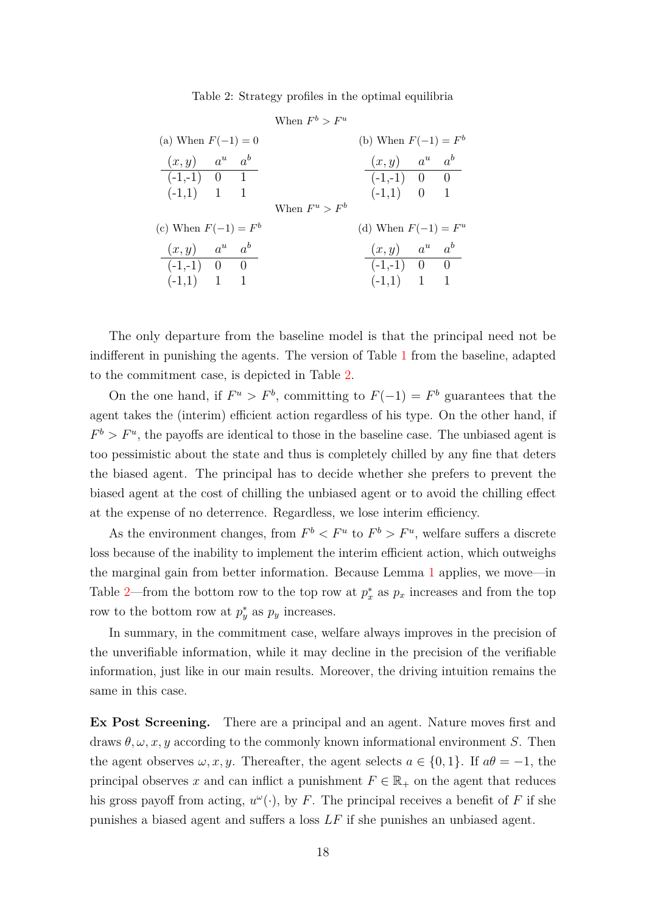Table 2: Strategy profiles in the optimal equilibria

When $F^b > F^u$

(a) When $F(-1) = 0$

| $(x, y)$ | $a^u$ | $a^b$ |
|---|---|---|
| (-1,-1) | 0 | 1 |
| (-1,1) | 1 | 1 |

(b) When $F(-1) = F^b$

| $(x, y)$ | $a^u$ | $a^b$ |
|---|---|---|
| (-1,-1) | 0 | 0 |
| (-1,1) | 0 | 1 |

When $F^u > F^b$

(c) When $F(-1) = F^b$

| $(x, y)$ | $a^u$ | $a^b$ |
|---|---|---|
| (-1,-1) | 0 | 0 |
| (-1,1) | 1 | 1 |

(d) When $F(-1) = F^u$

| $(x, y)$ | $a^u$ | $a^b$ |
|---|---|---|
| (-1,-1) | 0 | 0 |
| (-1,1) | 1 | 1 |

The only departure from the baseline model is that the principal need not be indifferent in punishing the agents. The version of Table 1 from the baseline, adapted to the commitment case, is depicted in Table 2.

On the one hand, if $F^u > F^b$, committing to $F(-1) = F^b$ guarantees that the agent takes the (interim) efficient action regardless of his type. On the other hand, if $F^b > F^u$, the payoffs are identical to those in the baseline case. The unbiased agent is too pessimistic about the state and thus is completely chilled by any fine that deters the biased agent. The principal has to decide whether she prefers to prevent the biased agent at the cost of chilling the unbiased agent or to avoid the chilling effect at the expense of no deterrence. Regardless, we lose interim efficiency.

As the environment changes, from $F^b < F^u$ to $F^b > F^u$, welfare suffers a discrete loss because of the inability to implement the interim efficient action, which outweighs the marginal gain from better information. Because Lemma 1 applies, we move—in Table 2—from the bottom row to the top row at $p_x^*$ as $p_x$ increases and from the top row to the bottom row at $p_y^*$ as $p_y$ increases.

In summary, in the commitment case, welfare always improves in the precision of the unverifiable information, while it may decline in the precision of the verifiable information, just like in our main results. Moreover, the driving intuition remains the same in this case.

**Ex Post Screening.** There are a principal and an agent. Nature moves first and draws $\theta, \omega, x, y$ according to the commonly known informational environment $S$. Then the agent observes $\omega, x, y$. Thereafter, the agent selects $a \in \{0, 1\}$. If $a\theta = -1$, the principal observes $x$ and can inflict a punishment $F \in \mathbb{R}_+$ on the agent that reduces his gross payoff from acting, $u^\omega(\cdot)$, by $F$. The principal receives a benefit of $F$ if she punishes a biased agent and suffers a loss $LF$ if she punishes an unbiased agent.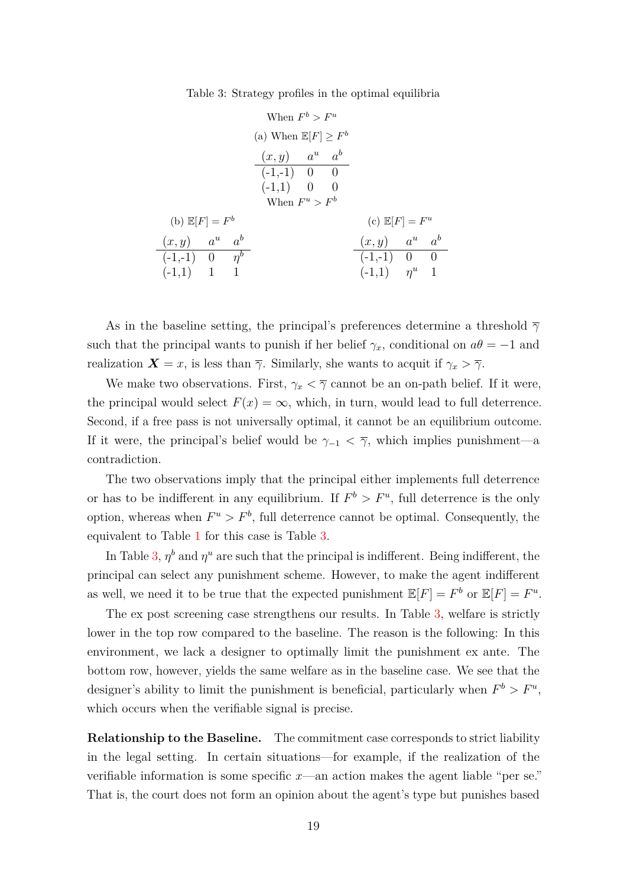Table 3: Strategy profiles in the optimal equilibria

When $F^b > F^u$

(a) When $\mathbb{E}[F] \geq F^b$

| $(x, y)$ | $a^u$ | $a^b$ |
|---|---|---|
| (-1,-1) | 0 | 0 |
| (-1,1) | 0 | 0 |

When $F^u > F^b$

(b) $\mathbb{E}[F] = F^b$

| $(x, y)$ | $a^u$ | $a^b$ |
|---|---|---|
| (-1,-1) | 0 | $\eta^b$ |
| (-1,1) | 1 | 1 |

(c) $\mathbb{E}[F] = F^u$

| $(x, y)$ | $a^u$ | $a^b$ |
|---|---|---|
| (-1,-1) | 0 | 0 |
| (-1,1) | $\eta^u$ | 1 |

As in the baseline setting, the principal's preferences determine a threshold $\overline{\gamma}$ such that the principal wants to punish if her belief $\gamma_x$, conditional on $a\theta = -1$ and realization $\boldsymbol{X} = x$, is less than $\overline{\gamma}$. Similarly, she wants to acquit if $\gamma_x > \overline{\gamma}$.

We make two observations. First, $\gamma_x < \overline{\gamma}$ cannot be an on-path belief. If it were, the principal would select $F(x) = \infty$, which, in turn, would lead to full deterrence. Second, if a free pass is not universally optimal, it cannot be an equilibrium outcome. If it were, the principal's belief would be $\gamma_{-1} < \overline{\gamma}$, which implies punishment—a contradiction.

The two observations imply that the principal either implements full deterrence or has to be indifferent in any equilibrium. If $F^b > F^u$, full deterrence is the only option, whereas when $F^u > F^b$, full deterrence cannot be optimal. Consequently, the equivalent to Table 1 for this case is Table 3.

In Table 3, $\eta^b$ and $\eta^u$ are such that the principal is indifferent. Being indifferent, the principal can select any punishment scheme. However, to make the agent indifferent as well, we need it to be true that the expected punishment $\mathbb{E}[F] = F^b$ or $\mathbb{E}[F] = F^u$.

The ex post screening case strengthens our results. In Table 3, welfare is strictly lower in the top row compared to the baseline. The reason is the following: In this environment, we lack a designer to optimally limit the punishment ex ante. The bottom row, however, yields the same welfare as in the baseline case. We see that the designer's ability to limit the punishment is beneficial, particularly when $F^b > F^u$, which occurs when the verifiable signal is precise.

**Relationship to the Baseline.** The commitment case corresponds to strict liability in the legal setting. In certain situations—for example, if the realization of the verifiable information is some specific $x$—an action makes the agent liable "per se." That is, the court does not form an opinion about the agent's type but punishes based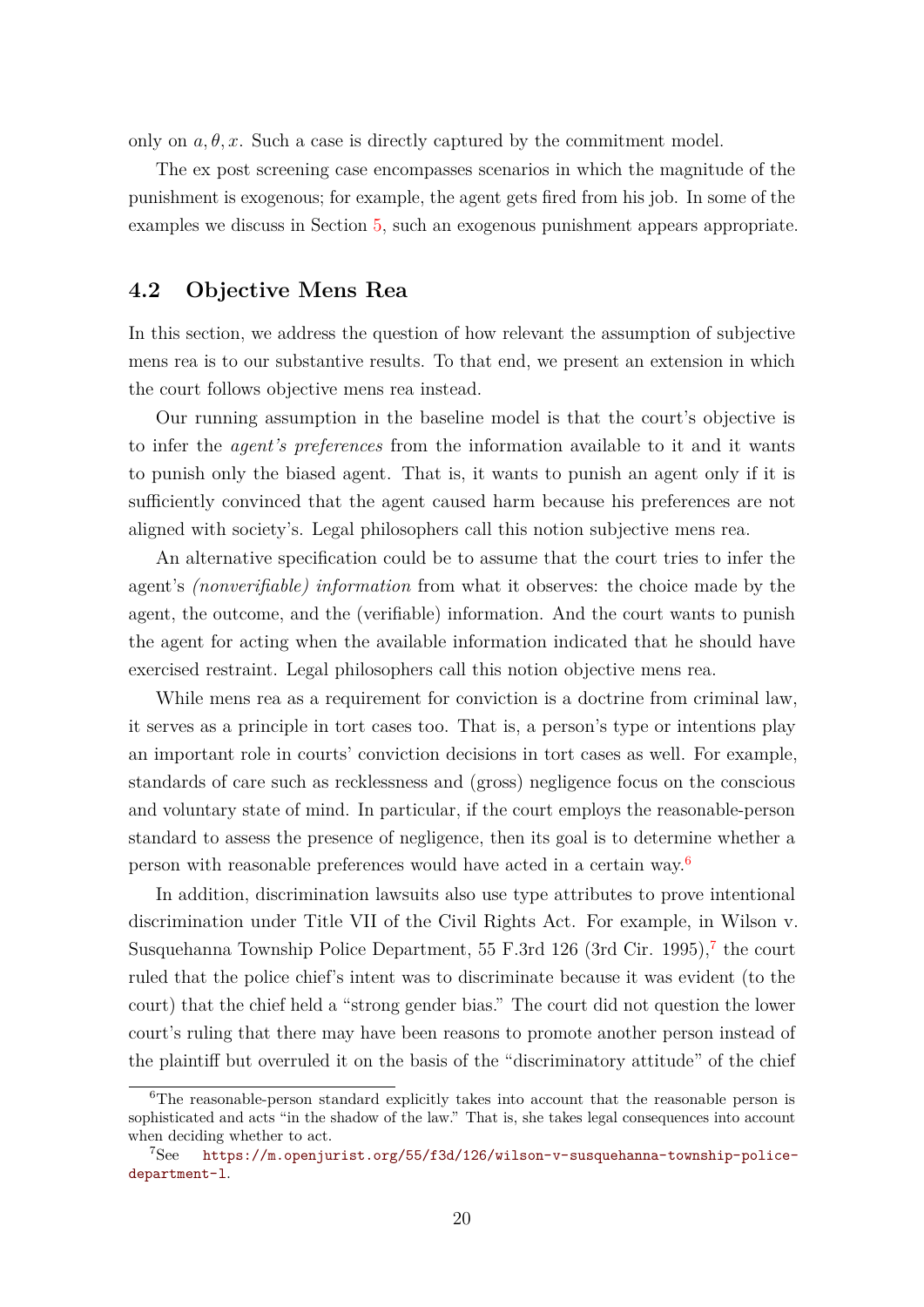only on $a, \theta, x$. Such a case is directly captured by the commitment model.

The ex post screening case encompasses scenarios in which the magnitude of the punishment is exogenous; for example, the agent gets fired from his job. In some of the examples we discuss in Section 5, such an exogenous punishment appears appropriate.

## 4.2 Objective Mens Rea

In this section, we address the question of how relevant the assumption of subjective mens rea is to our substantive results. To that end, we present an extension in which the court follows objective mens rea instead.

Our running assumption in the baseline model is that the court's objective is to infer the *agent's preferences* from the information available to it and it wants to punish only the biased agent. That is, it wants to punish an agent only if it is sufficiently convinced that the agent caused harm because his preferences are not aligned with society's. Legal philosophers call this notion subjective mens rea.

An alternative specification could be to assume that the court tries to infer the agent's *(nonverifiable) information* from what it observes: the choice made by the agent, the outcome, and the (verifiable) information. And the court wants to punish the agent for acting when the available information indicated that he should have exercised restraint. Legal philosophers call this notion objective mens rea.

While mens rea as a requirement for conviction is a doctrine from criminal law, it serves as a principle in tort cases too. That is, a person's type or intentions play an important role in courts' conviction decisions in tort cases as well. For example, standards of care such as recklessness and (gross) negligence focus on the conscious and voluntary state of mind. In particular, if the court employs the reasonable-person standard to assess the presence of negligence, then its goal is to determine whether a person with reasonable preferences would have acted in a certain way.[6]

In addition, discrimination lawsuits also use type attributes to prove intentional discrimination under Title VII of the Civil Rights Act. For example, in Wilson v. Susquehanna Township Police Department, 55 F.3rd 126 (3rd Cir. 1995),[7] the court ruled that the police chief's intent was to discriminate because it was evident (to the court) that the chief held a "strong gender bias." The court did not question the lower court's ruling that there may have been reasons to promote another person instead of the plaintiff but overruled it on the basis of the "discriminatory attitude" of the chief

---

[6] The reasonable-person standard explicitly takes into account that the reasonable person is sophisticated and acts "in the shadow of the law." That is, she takes legal consequences into account when deciding whether to act.

[7] See https://m.openjurist.org/55/f3d/126/wilson-v-susquehanna-township-police-department-1.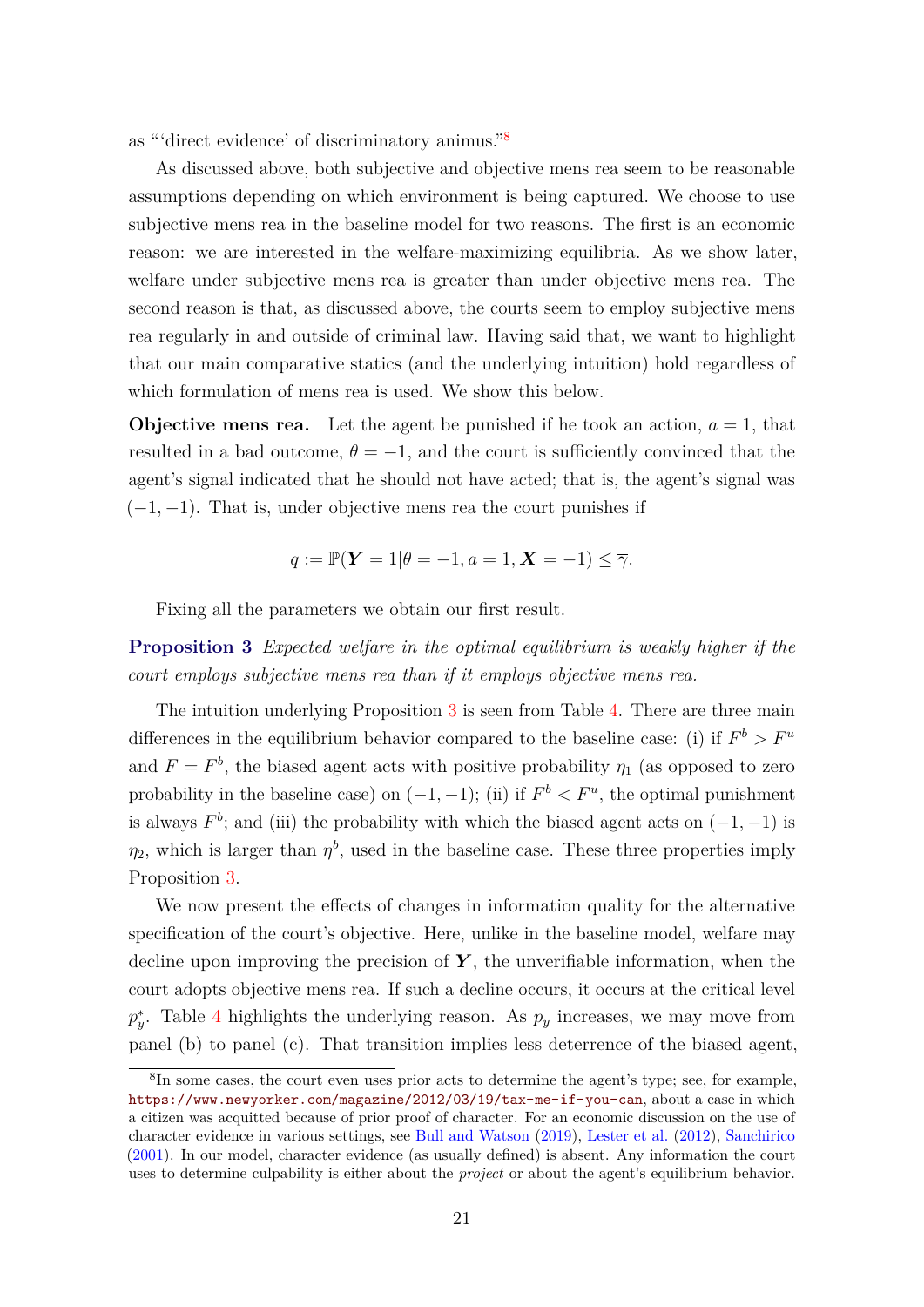as "'direct evidence' of discriminatory animus."[8]

As discussed above, both subjective and objective mens rea seem to be reasonable assumptions depending on which environment is being captured. We choose to use subjective mens rea in the baseline model for two reasons. The first is an economic reason: we are interested in the welfare-maximizing equilibria. As we show later, welfare under subjective mens rea is greater than under objective mens rea. The second reason is that, as discussed above, the courts seem to employ subjective mens rea regularly in and outside of criminal law. Having said that, we want to highlight that our main comparative statics (and the underlying intuition) hold regardless of which formulation of mens rea is used. We show this below.

**Objective mens rea.** Let the agent be punished if he took an action, $a = 1$, that resulted in a bad outcome, $\theta = -1$, and the court is sufficiently convinced that the agent's signal indicated that he should not have acted; that is, the agent's signal was $(-1, -1)$. That is, under objective mens rea the court punishes if

$$q := \mathbb{P}(\boldsymbol{Y} = 1 | \theta = -1, a = 1, \boldsymbol{X} = -1) \leq \overline{\gamma}.$$

Fixing all the parameters we obtain our first result.

**Proposition 3** *Expected welfare in the optimal equilibrium is weakly higher if the court employs subjective mens rea than if it employs objective mens rea.*

The intuition underlying Proposition 3 is seen from Table 4. There are three main differences in the equilibrium behavior compared to the baseline case: (i) if $F^b > F^u$ and $F = F^b$, the biased agent acts with positive probability $\eta_1$ (as opposed to zero probability in the baseline case) on $(-1, -1)$; (ii) if $F^b < F^u$, the optimal punishment is always $F^b$; and (iii) the probability with which the biased agent acts on $(-1, -1)$ is $\eta_2$, which is larger than $\eta^b$, used in the baseline case. These three properties imply Proposition 3.

We now present the effects of changes in information quality for the alternative specification of the court's objective. Here, unlike in the baseline model, welfare may decline upon improving the precision of $\boldsymbol{Y}$, the unverifiable information, when the court adopts objective mens rea. If such a decline occurs, it occurs at the critical level $p_y^*$. Table 4 highlights the underlying reason. As $p_y$ increases, we may move from panel (b) to panel (c). That transition implies less deterrence of the biased agent,

[8] In some cases, the court even uses prior acts to determine the agent's type; see, for example, https://www.newyorker.com/magazine/2012/03/19/tax-me-if-you-can, about a case in which a citizen was acquitted because of prior proof of character. For an economic discussion on the use of character evidence in various settings, see Bull and Watson (2019), Lester et al. (2012), Sanchirico (2001). In our model, character evidence (as usually defined) is absent. Any information the court uses to determine culpability is either about the *project* or about the agent's equilibrium behavior.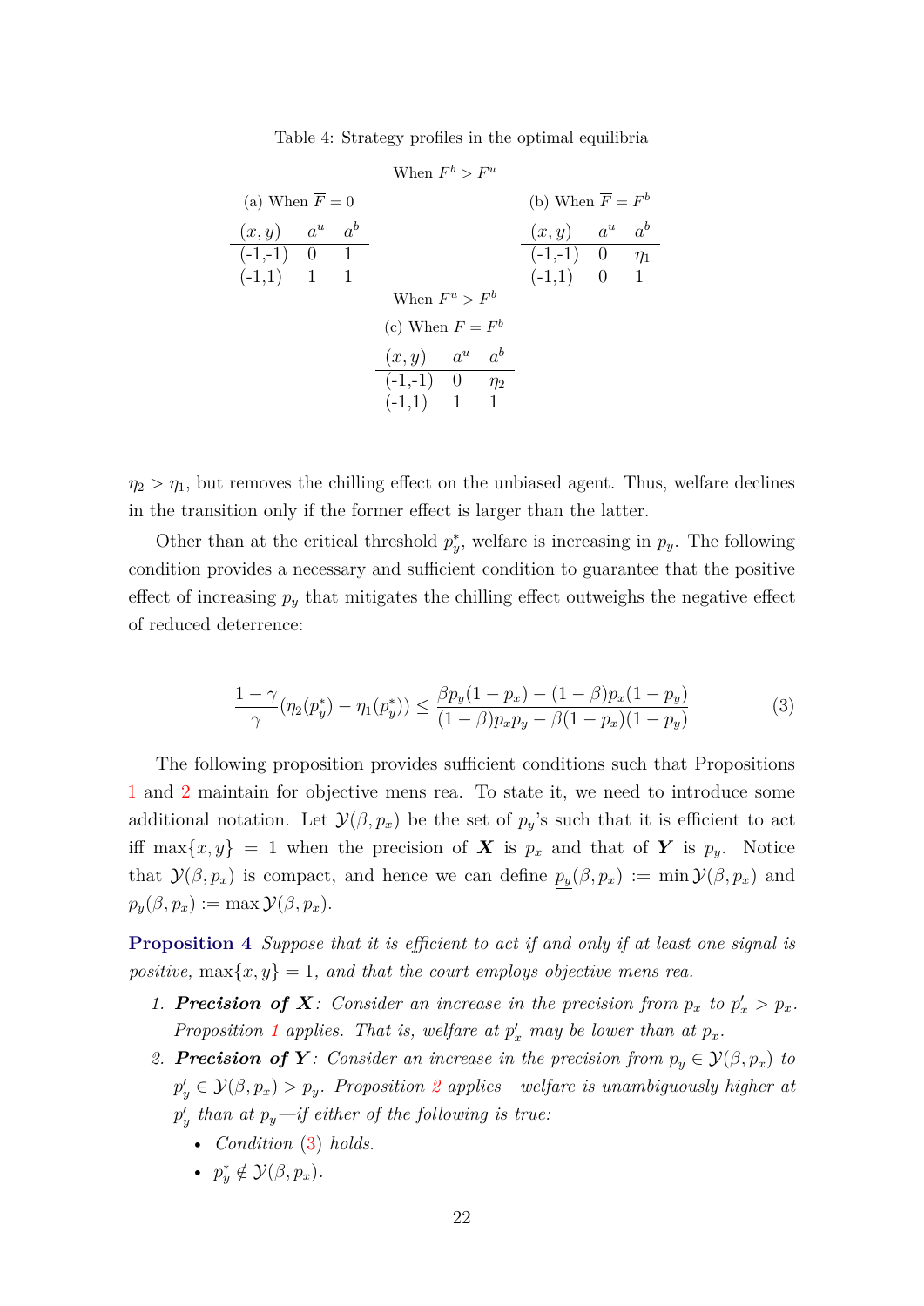Table 4: Strategy profiles in the optimal equilibria

When $F^b > F^u$

(a) When $\overline{F} = 0$

| $(x, y)$ | $a^u$ | $a^b$ |
|---|---|---|
| (-1,-1) | 0 | 1 |
| (-1,1) | 1 | 1 |

(b) When $\overline{F} = F^b$

| $(x, y)$ | $a^u$ | $a^b$ |
|---|---|---|
| (-1,-1) | 0 | $\eta_1$ |
| (-1,1) | 0 | 1 |

When $F^u > F^b$

(c) When $\overline{F} = F^b$

| $(x, y)$ | $a^u$ | $a^b$ |
|---|---|---|
| (-1,-1) | 0 | $\eta_2$ |
| (-1,1) | 1 | 1 |

$\eta_2 > \eta_1$, but removes the chilling effect on the unbiased agent. Thus, welfare declines in the transition only if the former effect is larger than the latter.

Other than at the critical threshold $p_y^*$, welfare is increasing in $p_y$. The following condition provides a necessary and sufficient condition to guarantee that the positive effect of increasing $p_y$ that mitigates the chilling effect outweighs the negative effect of reduced deterrence:

$$\frac{1-\gamma}{\gamma}(\eta_2(p_y^*) - \eta_1(p_y^*)) \leq \frac{\beta p_y(1-p_x) - (1-\beta)p_x(1-p_y)}{(1-\beta)p_x p_y - \beta(1-p_x)(1-p_y)} \tag{3}$$

The following proposition provides sufficient conditions such that Propositions 1 and 2 maintain for objective mens rea. To state it, we need to introduce some additional notation. Let $\mathcal{Y}(\beta, p_x)$ be the set of $p_y$'s such that it is efficient to act iff $\max\{x, y\} = 1$ when the precision of $\boldsymbol{X}$ is $p_x$ and that of $\boldsymbol{Y}$ is $p_y$. Notice that $\mathcal{Y}(\beta, p_x)$ is compact, and hence we can define $\underline{p_y}(\beta, p_x) := \min \mathcal{Y}(\beta, p_x)$ and $\overline{p_y}(\beta, p_x) := \max \mathcal{Y}(\beta, p_x)$.

**Proposition 4** *Suppose that it is efficient to act if and only if at least one signal is positive,* $\max\{x, y\} = 1$*, and that the court employs objective mens rea.*

1. ***Precision of $\boldsymbol{X}$**: Consider an increase in the precision from $p_x$ to $p_x' > p_x$. Proposition 1 applies. That is, welfare at $p_x'$ may be lower than at $p_x$.*
2. ***Precision of $\boldsymbol{Y}$**: Consider an increase in the precision from $p_y \in \mathcal{Y}(\beta, p_x)$ to $p_y' \in \mathcal{Y}(\beta, p_x) > p_y$. Proposition 2 applies—welfare is unambiguously higher at $p_y'$ than at $p_y$—if either of the following is true:*
   - *Condition (3) holds.*
   - $p_y^* \notin \mathcal{Y}(\beta, p_x)$.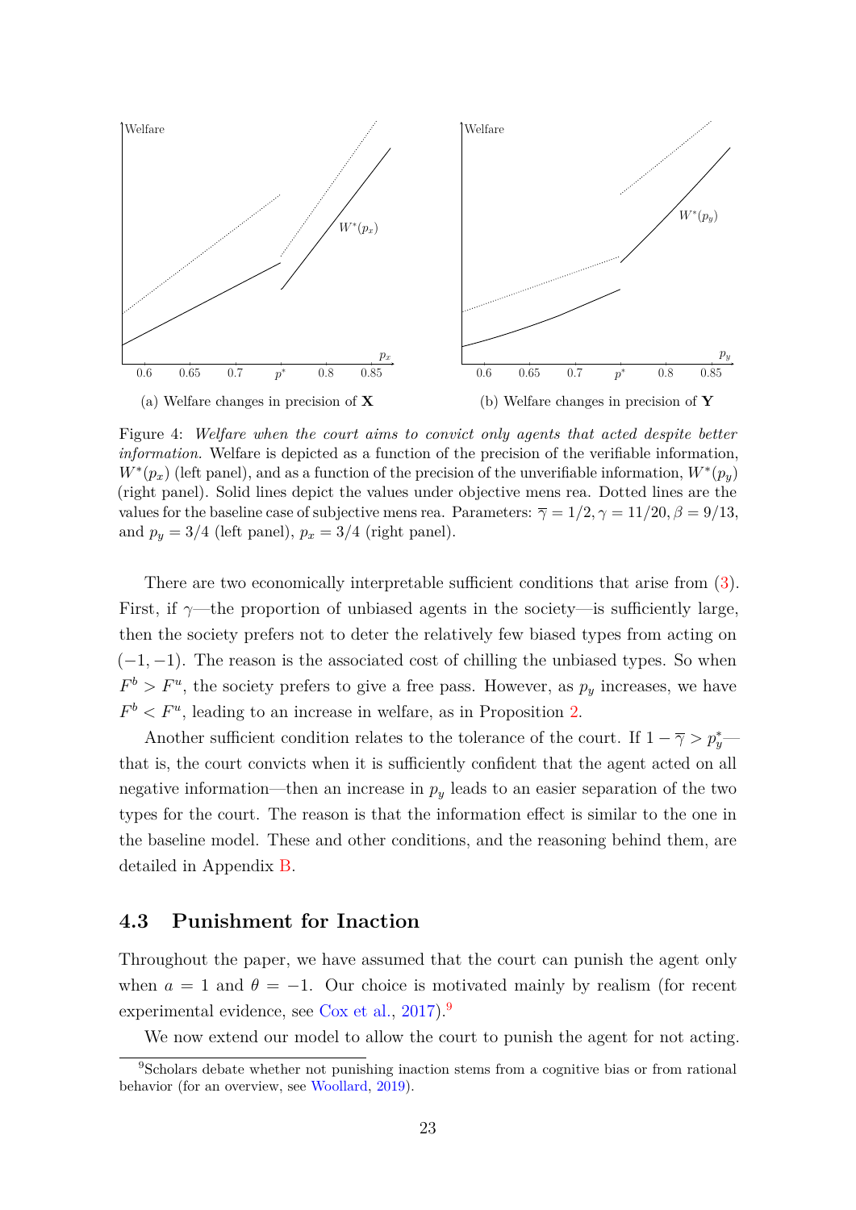(a) Welfare changes in precision of **X**

(b) Welfare changes in precision of **Y**

Figure 4: *Welfare when the court aims to convict only agents that acted despite better information.* Welfare is depicted as a function of the precision of the verifiable information, $W^*(p_x)$ (left panel), and as a function of the precision of the unverifiable information, $W^*(p_y)$ (right panel). Solid lines depict the values under objective mens rea. Dotted lines are the values for the baseline case of subjective mens rea. Parameters: $\overline{\gamma} = 1/2, \gamma = 11/20, \beta = 9/13$, and $p_y = 3/4$ (left panel), $p_x = 3/4$ (right panel).

There are two economically interpretable sufficient conditions that arise from (3). First, if $\gamma$—the proportion of unbiased agents in the society—is sufficiently large, then the society prefers not to deter the relatively few biased types from acting on $(-1, -1)$. The reason is the associated cost of chilling the unbiased types. So when $F^b > F^u$, the society prefers to give a free pass. However, as $p_y$ increases, we have $F^b < F^u$, leading to an increase in welfare, as in Proposition 2.

Another sufficient condition relates to the tolerance of the court. If $1 - \overline{\gamma} > p_y^*$—that is, the court convicts when it is sufficiently confident that the agent acted on all negative information—then an increase in $p_y$ leads to an easier separation of the two types for the court. The reason is that the information effect is similar to the one in the baseline model. These and other conditions, and the reasoning behind them, are detailed in Appendix B.

## 4.3 Punishment for Inaction

Throughout the paper, we have assumed that the court can punish the agent only when $a = 1$ and $\theta = -1$. Our choice is motivated mainly by realism (for recent experimental evidence, see Cox et al., 2017).[9]

We now extend our model to allow the court to punish the agent for not acting.

[9] Scholars debate whether not punishing inaction stems from a cognitive bias or from rational behavior (for an overview, see Woollard, 2019).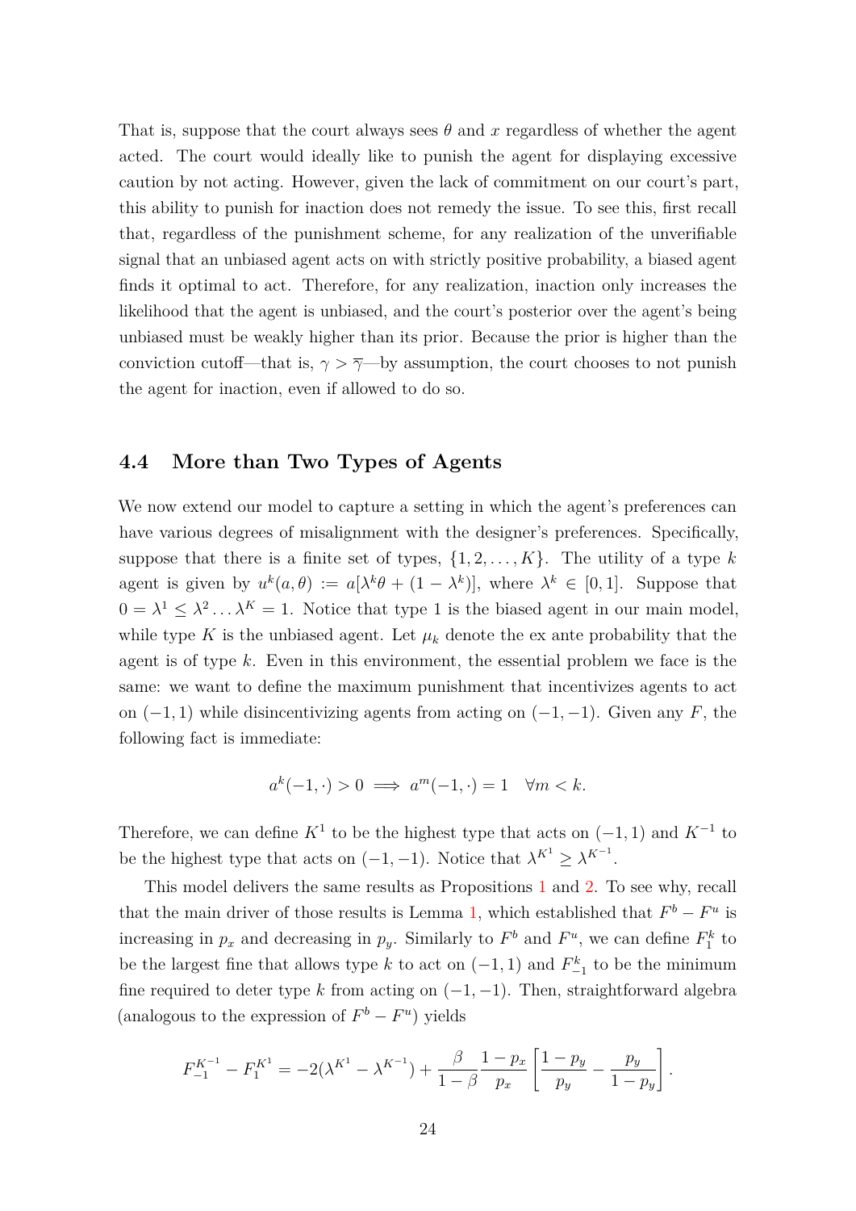That is, suppose that the court always sees $\theta$ and $x$ regardless of whether the agent acted. The court would ideally like to punish the agent for displaying excessive caution by not acting. However, given the lack of commitment on our court's part, this ability to punish for inaction does not remedy the issue. To see this, first recall that, regardless of the punishment scheme, for any realization of the unverifiable signal that an unbiased agent acts on with strictly positive probability, a biased agent finds it optimal to act. Therefore, for any realization, inaction only increases the likelihood that the agent is unbiased, and the court's posterior over the agent's being unbiased must be weakly higher than its prior. Because the prior is higher than the conviction cutoff—that is, $\gamma > \overline{\gamma}$—by assumption, the court chooses to not punish the agent for inaction, even if allowed to do so.

## 4.4 More than Two Types of Agents

We now extend our model to capture a setting in which the agent's preferences can have various degrees of misalignment with the designer's preferences. Specifically, suppose that there is a finite set of types, $\{1, 2, \ldots, K\}$. The utility of a type $k$ agent is given by $u^k(a, \theta) := a[\lambda^k \theta + (1 - \lambda^k)]$, where $\lambda^k \in [0, 1]$. Suppose that $0 = \lambda^1 \leq \lambda^2 \ldots \lambda^K = 1$. Notice that type 1 is the biased agent in our main model, while type $K$ is the unbiased agent. Let $\mu_k$ denote the ex ante probability that the agent is of type $k$. Even in this environment, the essential problem we face is the same: we want to define the maximum punishment that incentivizes agents to act on $(-1, 1)$ while disincentivizing agents from acting on $(-1, -1)$. Given any $F$, the following fact is immediate:

$$a^k(-1, \cdot) > 0 \implies a^m(-1, \cdot) = 1 \quad \forall m < k.$$

Therefore, we can define $K^1$ to be the highest type that acts on $(-1, 1)$ and $K^{-1}$ to be the highest type that acts on $(-1, -1)$. Notice that $\lambda^{K^1} \geq \lambda^{K^{-1}}$.

This model delivers the same results as Propositions 1 and 2. To see why, recall that the main driver of those results is Lemma 1, which established that $F^b - F^u$ is increasing in $p_x$ and decreasing in $p_y$. Similarly to $F^b$ and $F^u$, we can define $F^k_1$ to be the largest fine that allows type $k$ to act on $(-1, 1)$ and $F^k_{-1}$ to be the minimum fine required to deter type $k$ from acting on $(-1, -1)$. Then, straightforward algebra (analogous to the expression of $F^b - F^u$) yields

$$F^{K^{-1}}_{-1} - F^{K^1}_1 = -2(\lambda^{K^1} - \lambda^{K^{-1}}) + \frac{\beta}{1 - \beta} \frac{1 - p_x}{p_x} \left[ \frac{1 - p_y}{p_y} - \frac{p_y}{1 - p_y} \right].$$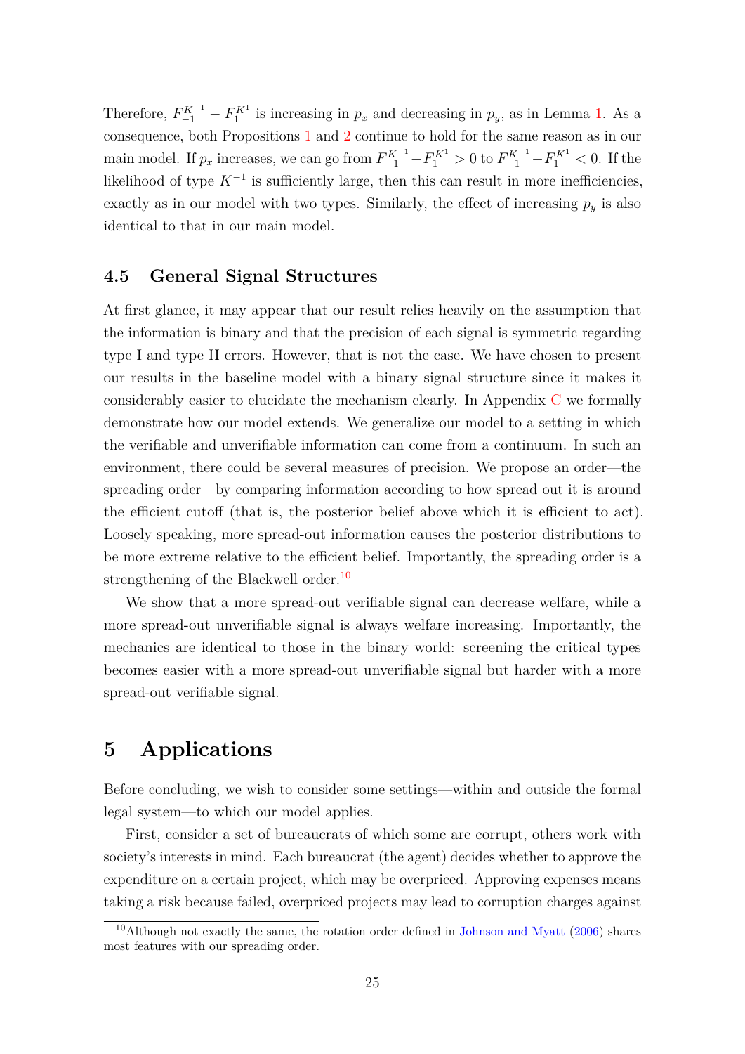Therefore, $F_{-1}^{K^{-1}} - F_{1}^{K^{1}}$ is increasing in $p_x$ and decreasing in $p_y$, as in Lemma 1. As a consequence, both Propositions 1 and 2 continue to hold for the same reason as in our main model. If $p_x$ increases, we can go from $F_{-1}^{K^{-1}} - F_{1}^{K^{1}} > 0$ to $F_{-1}^{K^{-1}} - F_{1}^{K^{1}} < 0$. If the likelihood of type $K^{-1}$ is sufficiently large, then this can result in more inefficiencies, exactly as in our model with two types. Similarly, the effect of increasing $p_y$ is also identical to that in our main model.

### 4.5 General Signal Structures

At first glance, it may appear that our result relies heavily on the assumption that the information is binary and that the precision of each signal is symmetric regarding type I and type II errors. However, that is not the case. We have chosen to present our results in the baseline model with a binary signal structure since it makes it considerably easier to elucidate the mechanism clearly. In Appendix C we formally demonstrate how our model extends. We generalize our model to a setting in which the verifiable and unverifiable information can come from a continuum. In such an environment, there could be several measures of precision. We propose an order—the spreading order—by comparing information according to how spread out it is around the efficient cutoff (that is, the posterior belief above which it is efficient to act). Loosely speaking, more spread-out information causes the posterior distributions to be more extreme relative to the efficient belief. Importantly, the spreading order is a strengthening of the Blackwell order.[10]

We show that a more spread-out verifiable signal can decrease welfare, while a more spread-out unverifiable signal is always welfare increasing. Importantly, the mechanics are identical to those in the binary world: screening the critical types becomes easier with a more spread-out unverifiable signal but harder with a more spread-out verifiable signal.

## 5 Applications

Before concluding, we wish to consider some settings—within and outside the formal legal system—to which our model applies.

First, consider a set of bureaucrats of which some are corrupt, others work with society's interests in mind. Each bureaucrat (the agent) decides whether to approve the expenditure on a certain project, which may be overpriced. Approving expenses means taking a risk because failed, overpriced projects may lead to corruption charges against

[10] Although not exactly the same, the rotation order defined in Johnson and Myatt (2006) shares most features with our spreading order.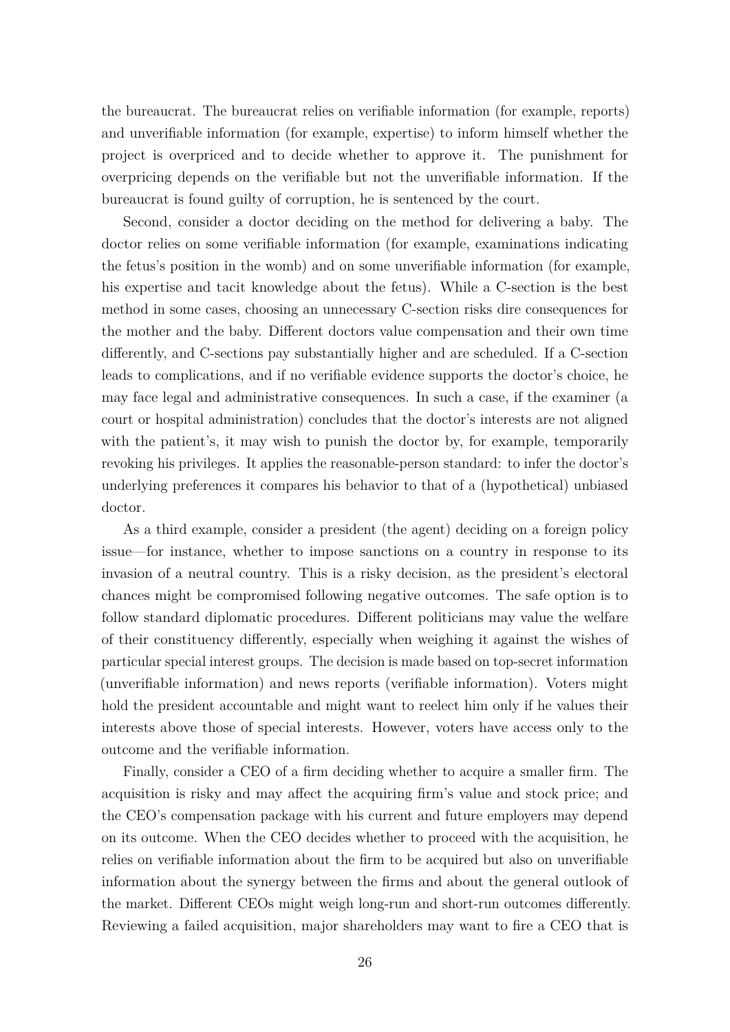the bureaucrat. The bureaucrat relies on verifiable information (for example, reports) and unverifiable information (for example, expertise) to inform himself whether the project is overpriced and to decide whether to approve it. The punishment for overpricing depends on the verifiable but not the unverifiable information. If the bureaucrat is found guilty of corruption, he is sentenced by the court.

Second, consider a doctor deciding on the method for delivering a baby. The doctor relies on some verifiable information (for example, examinations indicating the fetus's position in the womb) and on some unverifiable information (for example, his expertise and tacit knowledge about the fetus). While a C-section is the best method in some cases, choosing an unnecessary C-section risks dire consequences for the mother and the baby. Different doctors value compensation and their own time differently, and C-sections pay substantially higher and are scheduled. If a C-section leads to complications, and if no verifiable evidence supports the doctor's choice, he may face legal and administrative consequences. In such a case, if the examiner (a court or hospital administration) concludes that the doctor's interests are not aligned with the patient's, it may wish to punish the doctor by, for example, temporarily revoking his privileges. It applies the reasonable-person standard: to infer the doctor's underlying preferences it compares his behavior to that of a (hypothetical) unbiased doctor.

As a third example, consider a president (the agent) deciding on a foreign policy issue—for instance, whether to impose sanctions on a country in response to its invasion of a neutral country. This is a risky decision, as the president's electoral chances might be compromised following negative outcomes. The safe option is to follow standard diplomatic procedures. Different politicians may value the welfare of their constituency differently, especially when weighing it against the wishes of particular special interest groups. The decision is made based on top-secret information (unverifiable information) and news reports (verifiable information). Voters might hold the president accountable and might want to reelect him only if he values their interests above those of special interests. However, voters have access only to the outcome and the verifiable information.

Finally, consider a CEO of a firm deciding whether to acquire a smaller firm. The acquisition is risky and may affect the acquiring firm's value and stock price; and the CEO's compensation package with his current and future employers may depend on its outcome. When the CEO decides whether to proceed with the acquisition, he relies on verifiable information about the firm to be acquired but also on unverifiable information about the synergy between the firms and about the general outlook of the market. Different CEOs might weigh long-run and short-run outcomes differently. Reviewing a failed acquisition, major shareholders may want to fire a CEO that is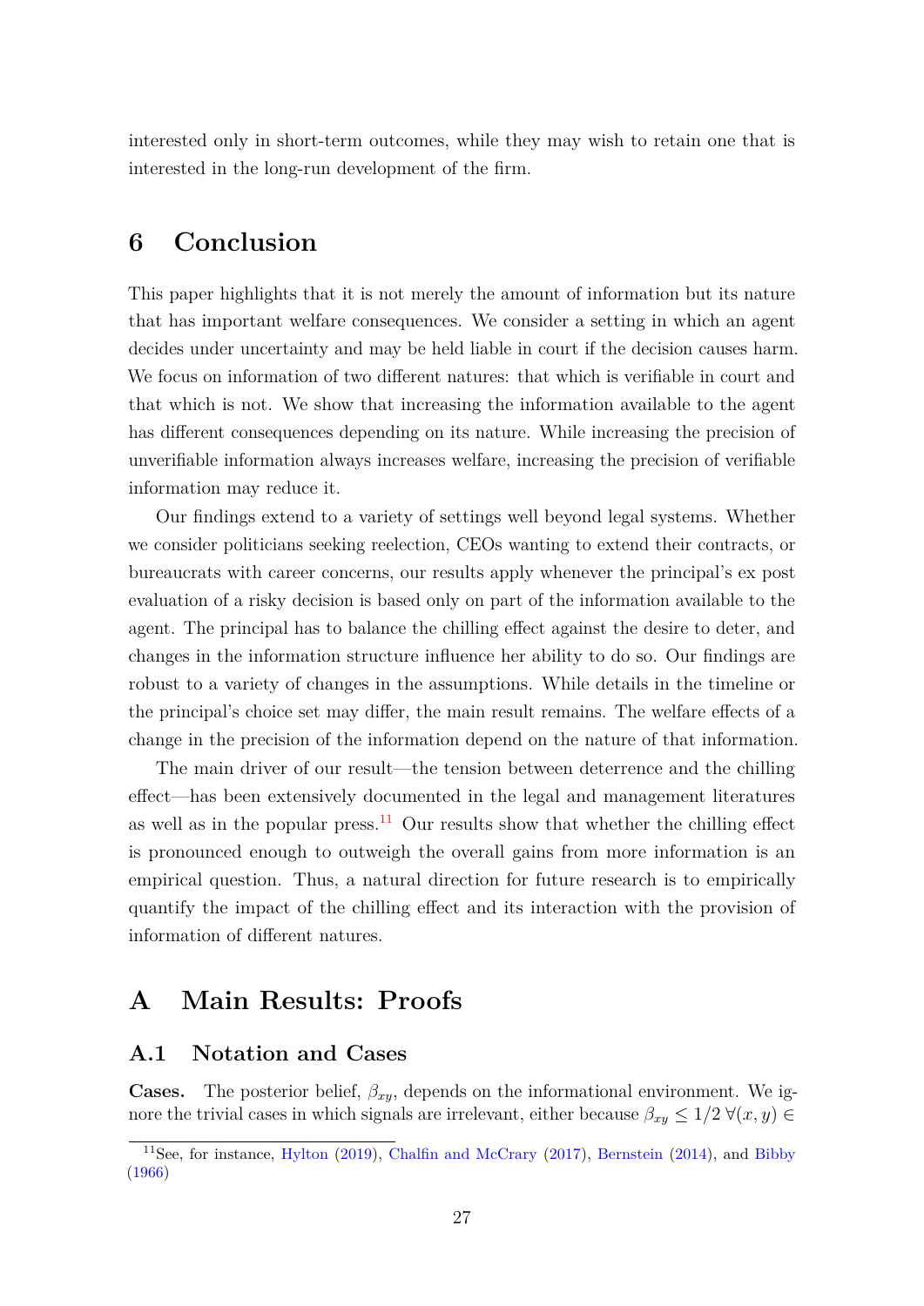interested only in short-term outcomes, while they may wish to retain one that is interested in the long-run development of the firm.

# 6 Conclusion

This paper highlights that it is not merely the amount of information but its nature that has important welfare consequences. We consider a setting in which an agent decides under uncertainty and may be held liable in court if the decision causes harm. We focus on information of two different natures: that which is verifiable in court and that which is not. We show that increasing the information available to the agent has different consequences depending on its nature. While increasing the precision of unverifiable information always increases welfare, increasing the precision of verifiable information may reduce it.

Our findings extend to a variety of settings well beyond legal systems. Whether we consider politicians seeking reelection, CEOs wanting to extend their contracts, or bureaucrats with career concerns, our results apply whenever the principal's ex post evaluation of a risky decision is based only on part of the information available to the agent. The principal has to balance the chilling effect against the desire to deter, and changes in the information structure influence her ability to do so. Our findings are robust to a variety of changes in the assumptions. While details in the timeline or the principal's choice set may differ, the main result remains. The welfare effects of a change in the precision of the information depend on the nature of that information.

The main driver of our result—the tension between deterrence and the chilling effect—has been extensively documented in the legal and management literatures as well as in the popular press.[11] Our results show that whether the chilling effect is pronounced enough to outweigh the overall gains from more information is an empirical question. Thus, a natural direction for future research is to empirically quantify the impact of the chilling effect and its interaction with the provision of information of different natures.

# A Main Results: Proofs

## A.1 Notation and Cases

**Cases.** The posterior belief, $\beta_{xy}$, depends on the informational environment. We ignore the trivial cases in which signals are irrelevant, either because $\beta_{xy} \leq 1/2 \; \forall (x, y) \in$

[11] See, for instance, Hylton (2019), Chalfin and McCrary (2017), Bernstein (2014), and Bibby (1966)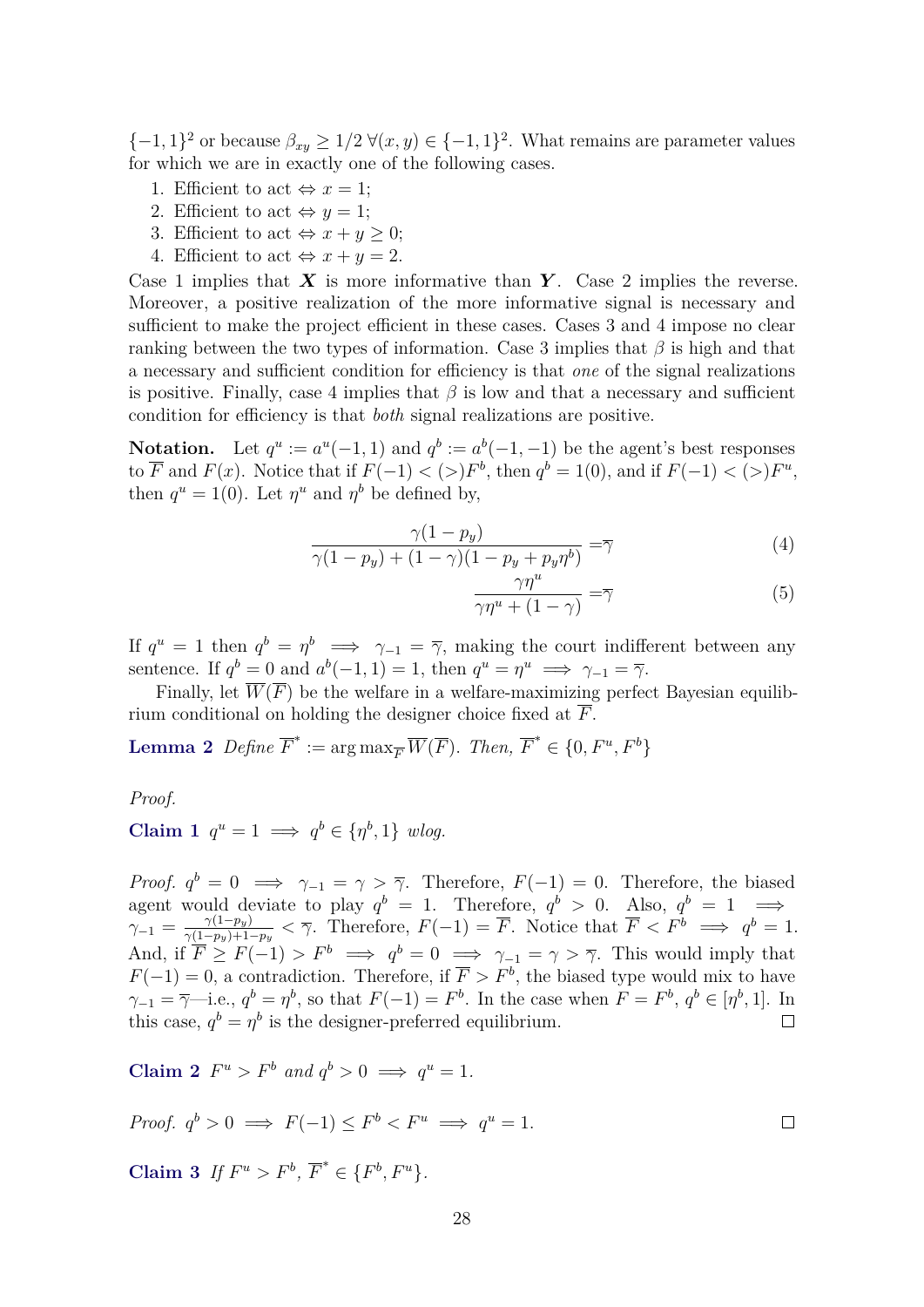$\{-1,1\}^2$ or because $\beta_{xy} \geq 1/2 \; \forall (x,y) \in \{-1,1\}^2$. What remains are parameter values for which we are in exactly one of the following cases.

1. Efficient to act $\Leftrightarrow x = 1$;
2. Efficient to act $\Leftrightarrow y = 1$;
3. Efficient to act $\Leftrightarrow x + y \geq 0$;
4. Efficient to act $\Leftrightarrow x + y = 2$.

Case 1 implies that $\boldsymbol{X}$ is more informative than $\boldsymbol{Y}$. Case 2 implies the reverse. Moreover, a positive realization of the more informative signal is necessary and sufficient to make the project efficient in these cases. Cases 3 and 4 impose no clear ranking between the two types of information. Case 3 implies that $\beta$ is high and that a necessary and sufficient condition for efficiency is that *one* of the signal realizations is positive. Finally, case 4 implies that $\beta$ is low and that a necessary and sufficient condition for efficiency is that *both* signal realizations are positive.

**Notation.** Let $q^u := a^u(-1,1)$ and $q^b := a^b(-1,-1)$ be the agent's best responses to $\overline{F}$ and $F(x)$. Notice that if $F(-1) < (>) F^b$, then $q^b = 1(0)$, and if $F(-1) < (>) F^u$, then $q^u = 1(0)$. Let $\eta^u$ and $\eta^b$ be defined by,

$$\frac{\gamma(1-p_y)}{\gamma(1-p_y) + (1-\gamma)(1-p_y+p_y\eta^b)} = \overline{\gamma} \tag{4}$$

$$\frac{\gamma\eta^u}{\gamma\eta^u + (1-\gamma)} = \overline{\gamma} \tag{5}$$

If $q^u = 1$ then $q^b = \eta^b \implies \gamma_{-1} = \overline{\gamma}$, making the court indifferent between any sentence. If $q^b = 0$ and $a^b(-1,1) = 1$, then $q^u = \eta^u \implies \gamma_{-1} = \overline{\gamma}$.

Finally, let $\overline{W}(\overline{F})$ be the welfare in a welfare-maximizing perfect Bayesian equilibrium conditional on holding the designer choice fixed at $\overline{F}$.

**Lemma 2** *Define $\overline{F}^* := \arg\max_{\overline{F}} \overline{W}(\overline{F})$. Then, $\overline{F}^* \in \{0, F^u, F^b\}$*

*Proof.*

**Claim 1** *$q^u = 1 \implies q^b \in \{\eta^b, 1\}$ wlog.*

*Proof.* $q^b = 0 \implies \gamma_{-1} = \gamma > \overline{\gamma}$. Therefore, $F(-1) = 0$. Therefore, the biased agent would deviate to play $q^b = 1$. Therefore, $q^b > 0$. Also, $q^b = 1 \implies \gamma_{-1} = \frac{\gamma(1-p_y)}{\gamma(1-p_y)+1-p_y} < \overline{\gamma}$. Therefore, $F(-1) = \overline{F}$. Notice that $\overline{F} < F^b \implies q^b = 1$. And, if $\overline{F} \geq F(-1) > F^b \implies q^b = 0 \implies \gamma_{-1} = \gamma > \overline{\gamma}$. This would imply that $F(-1) = 0$, a contradiction. Therefore, if $\overline{F} > F^b$, the biased type would mix to have $\gamma_{-1} = \overline{\gamma}$—i.e., $q^b = \eta^b$, so that $F(-1) = F^b$. In the case when $F = F^b$, $q^b \in [\eta^b, 1]$. In this case, $q^b = \eta^b$ is the designer-preferred equilibrium. $\square$

**Claim 2** *$F^u > F^b$ and $q^b > 0 \implies q^u = 1$.*

*Proof.* $q^b > 0 \implies F(-1) \leq F^b < F^u \implies q^u = 1$. $\square$

**Claim 3** *If $F^u > F^b$, $\overline{F}^* \in \{F^b, F^u\}$.*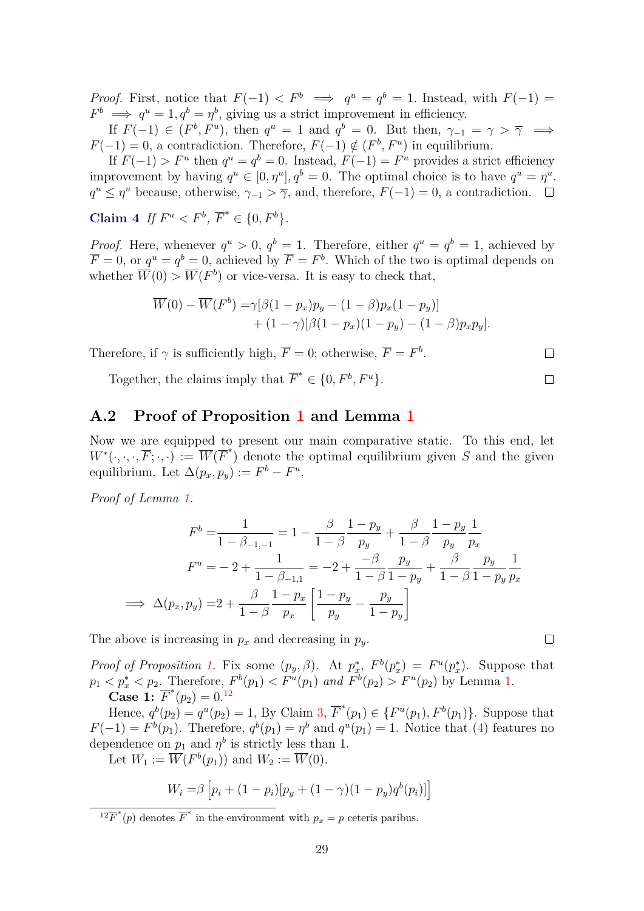*Proof.* First, notice that $F(-1) < F^b \implies q^u = q^b = 1$. Instead, with $F(-1) = F^b \implies q^u = 1, q^b = \eta^b$, giving us a strict improvement in efficiency.

If $F(-1) \in (F^b, F^u)$, then $q^u = 1$ and $q^b = 0$. But then, $\gamma_{-1} = \gamma > \overline{\gamma} \implies F(-1) = 0$, a contradiction. Therefore, $F(-1) \notin (F^b, F^u)$ in equilibrium.

If $F(-1) > F^u$ then $q^u = q^b = 0$. Instead, $F(-1) = F^u$ provides a strict efficiency improvement by having $q^u \in [0, \eta^u], q^b = 0$. The optimal choice is to have $q^u = \eta^u$. $q^u \leq \eta^u$ because, otherwise, $\gamma_{-1} > \overline{\gamma}$, and, therefore, $F(-1) = 0$, a contradiction. □

**Claim 4** *If $F^u < F^b$, $\overline{F}^* \in \{0, F^b\}$.*

*Proof.* Here, whenever $q^u > 0$, $q^b = 1$. Therefore, either $q^u = q^b = 1$, achieved by $\overline{F} = 0$, or $q^u = q^b = 0$, achieved by $\overline{F} = F^b$. Which of the two is optimal depends on whether $\overline{W}(0) > \overline{W}(F^b)$ or vice-versa. It is easy to check that,

$$\begin{aligned}\overline{W}(0) - \overline{W}(F^b) =& \gamma[\beta(1-p_x)p_y - (1-\beta)p_x(1-p_y)] \\ &+ (1-\gamma)[\beta(1-p_x)(1-p_y) - (1-\beta)p_x p_y].\end{aligned}$$

Therefore, if $\gamma$ is sufficiently high, $\overline{F} = 0$; otherwise, $\overline{F} = F^b$. □

Together, the claims imply that $\overline{F}^* \in \{0, F^b, F^u\}$. □

## A.2 Proof of Proposition 1 and Lemma 1

Now we are equipped to present our main comparative static. To this end, let $W^*(\cdot,\cdot,\cdot,\overline{F};\cdot,\cdot) := \overline{W}(\overline{F}^*)$ denote the optimal equilibrium given $S$ and the given equilibrium. Let $\Delta(p_x, p_y) := F^b - F^u$.

*Proof of Lemma 1.*

$$\begin{aligned}F^b =& \frac{1}{1-\beta_{-1,-1}} = 1 - \frac{\beta}{1-\beta}\frac{1-p_y}{p_y} + \frac{\beta}{1-\beta}\frac{1-p_y}{p_y}\frac{1}{p_x} \\ F^u =& -2 + \frac{1}{1-\beta_{-1,1}} = -2 + \frac{-\beta}{1-\beta}\frac{p_y}{1-p_y} + \frac{\beta}{1-\beta}\frac{p_y}{1-p_y}\frac{1}{p_x} \\ \implies \Delta(p_x, p_y) =& 2 + \frac{\beta}{1-\beta}\frac{1-p_x}{p_x}\left[\frac{1-p_y}{p_y} - \frac{p_y}{1-p_y}\right]\end{aligned}$$

The above is increasing in $p_x$ and decreasing in $p_y$. □

*Proof of Proposition 1.* Fix some $(p_y, \beta)$. At $p_x^*$, $F^b(p_x^*) = F^u(p_x^*)$. Suppose that $p_1 < p_x^* < p_2$. Therefore, $F^b(p_1) < F^u(p_1)$ *and* $F^b(p_2) > F^u(p_2)$ by Lemma 1.

**Case 1:** $\overline{F}^*(p_2) = 0$.[12]

Hence, $q^b(p_2) = q^u(p_2) = 1$, By Claim 3, $\overline{F}^*(p_1) \in \{F^u(p_1), F^b(p_1)\}$. Suppose that $F(-1) = F^b(p_1)$. Therefore, $q^b(p_1) = \eta^b$ and $q^u(p_1) = 1$. Notice that (4) features no dependence on $p_1$ and $\eta^b$ is strictly less than 1.

Let $W_1 := \overline{W}(F^b(p_1))$ and $W_2 := \overline{W}(0)$.

$$W_i = \beta\left[p_i + (1-p_i)[p_y + (1-\gamma)(1-p_y)q^b(p_i)]\right]$$

[12] $\overline{F}^*(p)$ denotes $\overline{F}^*$ in the environment with $p_x = p$ ceteris paribus.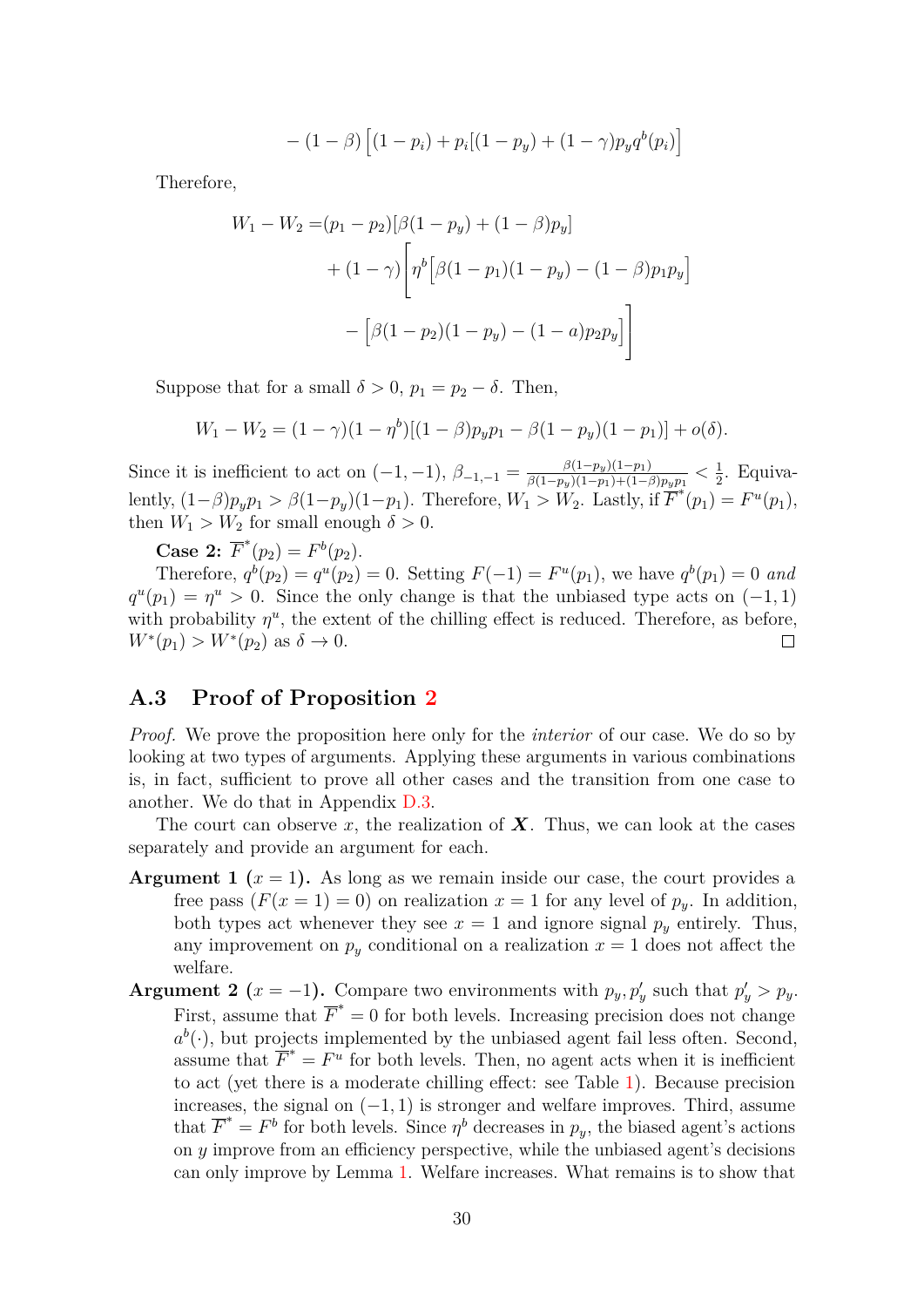$$- (1-\beta)\Big[(1-p_i) + p_i[(1-p_y) + (1-\gamma)p_y q^b(p_i)\Big]$$

Therefore,

$$\begin{aligned} W_1 - W_2 =&(p_1 - p_2)[\beta(1-p_y) + (1-\beta)p_y] \\ &+ (1-\gamma)\Bigg[\eta^b\Big[\beta(1-p_1)(1-p_y) - (1-\beta)p_1 p_y\Big] \\ &- \Big[\beta(1-p_2)(1-p_y) - (1-a)p_2 p_y\Big]\Bigg] \end{aligned}$$

Suppose that for a small $\delta > 0$, $p_1 = p_2 - \delta$. Then,

$$W_1 - W_2 = (1-\gamma)(1-\eta^b)[(1-\beta)p_y p_1 - \beta(1-p_y)(1-p_1)] + o(\delta).$$

Since it is inefficient to act on $(-1,-1)$, $\beta_{-1,-1} = \frac{\beta(1-p_y)(1-p_1)}{\beta(1-p_y)(1-p_1)+(1-\beta)p_y p_1} < \frac{1}{2}$. Equivalently, $(1-\beta)p_y p_1 > \beta(1-p_y)(1-p_1)$. Therefore, $W_1 > W_2$. Lastly, if $\overline{F}^*(p_1) = F^u(p_1)$, then $W_1 > W_2$ for small enough $\delta > 0$.

**Case 2:** $\overline{F}^*(p_2) = F^b(p_2)$.

Therefore, $q^b(p_2) = q^u(p_2) = 0$. Setting $F(-1) = F^u(p_1)$, we have $q^b(p_1) = 0$ *and* $q^u(p_1) = \eta^u > 0$. Since the only change is that the unbiased type acts on $(-1,1)$ with probability $\eta^u$, the extent of the chilling effect is reduced. Therefore, as before, $W^*(p_1) > W^*(p_2)$ as $\delta \to 0$. ∎

## A.3 Proof of Proposition 2

*Proof.* We prove the proposition here only for the *interior* of our case. We do so by looking at two types of arguments. Applying these arguments in various combinations is, in fact, sufficient to prove all other cases and the transition from one case to another. We do that in Appendix D.3.

The court can observe $x$, the realization of $\boldsymbol{X}$. Thus, we can look at the cases separately and provide an argument for each.

**Argument 1 ($x = 1$).** As long as we remain inside our case, the court provides a free pass ($F(x=1) = 0$) on realization $x = 1$ for any level of $p_y$. In addition, both types act whenever they see $x = 1$ and ignore signal $p_y$ entirely. Thus, any improvement on $p_y$ conditional on a realization $x = 1$ does not affect the welfare.

**Argument 2 ($x = -1$).** Compare two environments with $p_y, p'_y$ such that $p'_y > p_y$. First, assume that $\overline{F}^* = 0$ for both levels. Increasing precision does not change $a^b(\cdot)$, but projects implemented by the unbiased agent fail less often. Second, assume that $\overline{F}^* = F^u$ for both levels. Then, no agent acts when it is inefficient to act (yet there is a moderate chilling effect: see Table 1). Because precision increases, the signal on $(-1,1)$ is stronger and welfare improves. Third, assume that $\overline{F}^* = F^b$ for both levels. Since $\eta^b$ decreases in $p_y$, the biased agent's actions on $y$ improve from an efficiency perspective, while the unbiased agent's decisions can only improve by Lemma 1. Welfare increases. What remains is to show that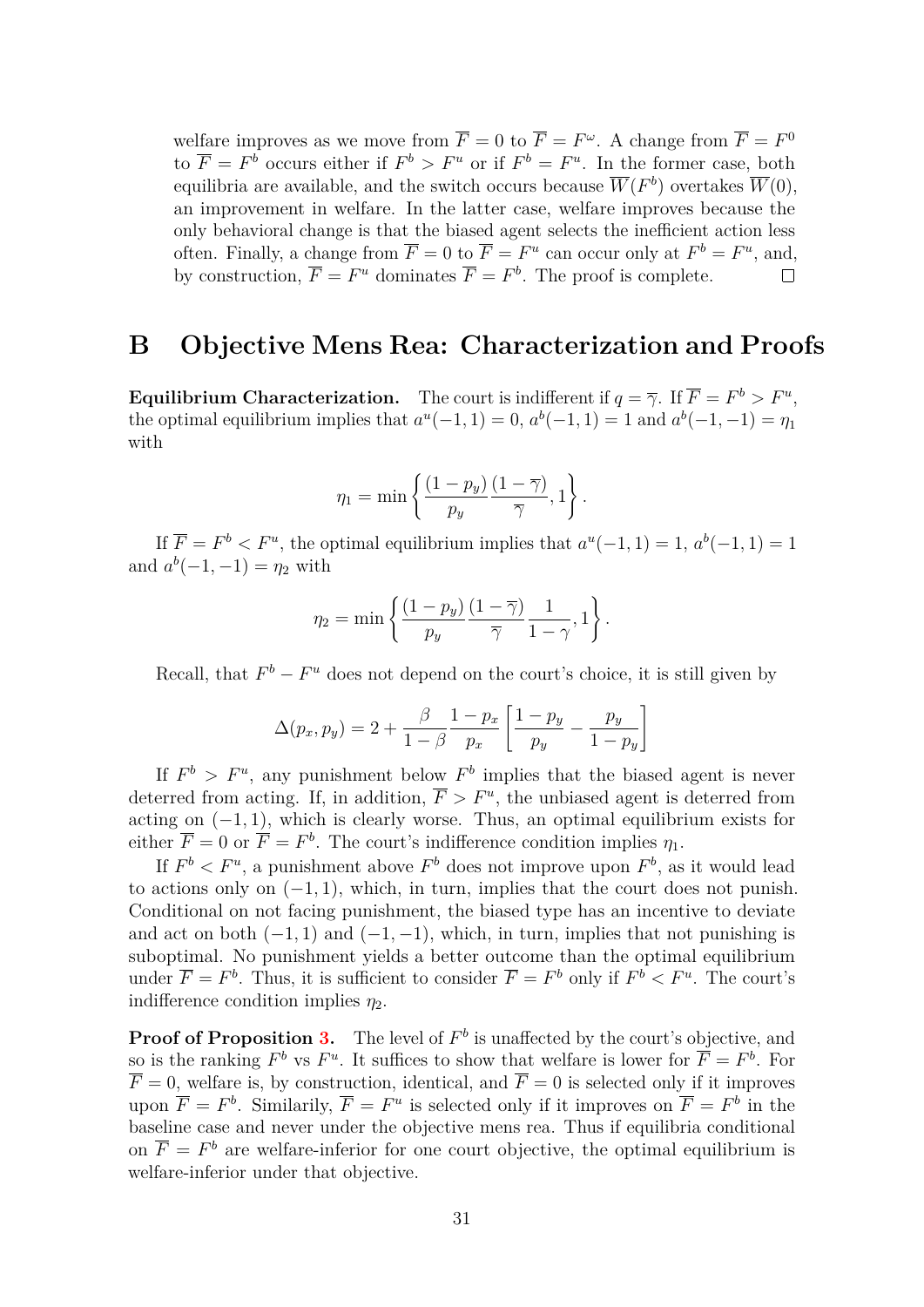welfare improves as we move from $\overline{F} = 0$ to $\overline{F} = F^\omega$. A change from $\overline{F} = F^0$ to $\overline{F} = F^b$ occurs either if $F^b > F^u$ or if $F^b = F^u$. In the former case, both equilibria are available, and the switch occurs because $\overline{W}(F^b)$ overtakes $\overline{W}(0)$, an improvement in welfare. In the latter case, welfare improves because the only behavioral change is that the biased agent selects the inefficient action less often. Finally, a change from $\overline{F} = 0$ to $\overline{F} = F^u$ can occur only at $F^b = F^u$, and, by construction, $\overline{F} = F^u$ dominates $\overline{F} = F^b$. The proof is complete. □

# B Objective Mens Rea: Characterization and Proofs

**Equilibrium Characterization.** The court is indifferent if $q = \overline{\gamma}$. If $\overline{F} = F^b > F^u$, the optimal equilibrium implies that $a^u(-1,1) = 0$, $a^b(-1,1) = 1$ and $a^b(-1,-1) = \eta_1$ with

$$\eta_1 = \min\left\{ \frac{(1-p_y)}{p_y} \frac{(1-\overline{\gamma})}{\overline{\gamma}}, 1 \right\}.$$

If $\overline{F} = F^b < F^u$, the optimal equilibrium implies that $a^u(-1,1) = 1$, $a^b(-1,1) = 1$ and $a^b(-1,-1) = \eta_2$ with

$$\eta_2 = \min\left\{ \frac{(1-p_y)}{p_y} \frac{(1-\overline{\gamma})}{\overline{\gamma}} \frac{1}{1-\gamma}, 1 \right\}.$$

Recall, that $F^b - F^u$ does not depend on the court's choice, it is still given by

$$\Delta(p_x, p_y) = 2 + \frac{\beta}{1-\beta} \frac{1-p_x}{p_x} \left[ \frac{1-p_y}{p_y} - \frac{p_y}{1-p_y} \right]$$

If $F^b > F^u$, any punishment below $F^b$ implies that the biased agent is never deterred from acting. If, in addition, $\overline{F} > F^u$, the unbiased agent is deterred from acting on $(-1,1)$, which is clearly worse. Thus, an optimal equilibrium exists for either $\overline{F} = 0$ or $\overline{F} = F^b$. The court's indifference condition implies $\eta_1$.

If $F^b < F^u$, a punishment above $F^b$ does not improve upon $F^b$, as it would lead to actions only on $(-1,1)$, which, in turn, implies that the court does not punish. Conditional on not facing punishment, the biased type has an incentive to deviate and act on both $(-1,1)$ and $(-1,-1)$, which, in turn, implies that not punishing is suboptimal. No punishment yields a better outcome than the optimal equilibrium under $\overline{F} = F^b$. Thus, it is sufficient to consider $\overline{F} = F^b$ only if $F^b < F^u$. The court's indifference condition implies $\eta_2$.

**Proof of Proposition 3.** The level of $F^b$ is unaffected by the court's objective, and so is the ranking $F^b$ vs $F^u$. It suffices to show that welfare is lower for $\overline{F} = F^b$. For $\overline{F} = 0$, welfare is, by construction, identical, and $\overline{F} = 0$ is selected only if it improves upon $\overline{F} = F^b$. Similarily, $\overline{F} = F^u$ is selected only if it improves on $\overline{F} = F^b$ in the baseline case and never under the objective mens rea. Thus if equilibria conditional on $\overline{F} = F^b$ are welfare-inferior for one court objective, the optimal equilibrium is welfare-inferior under that objective.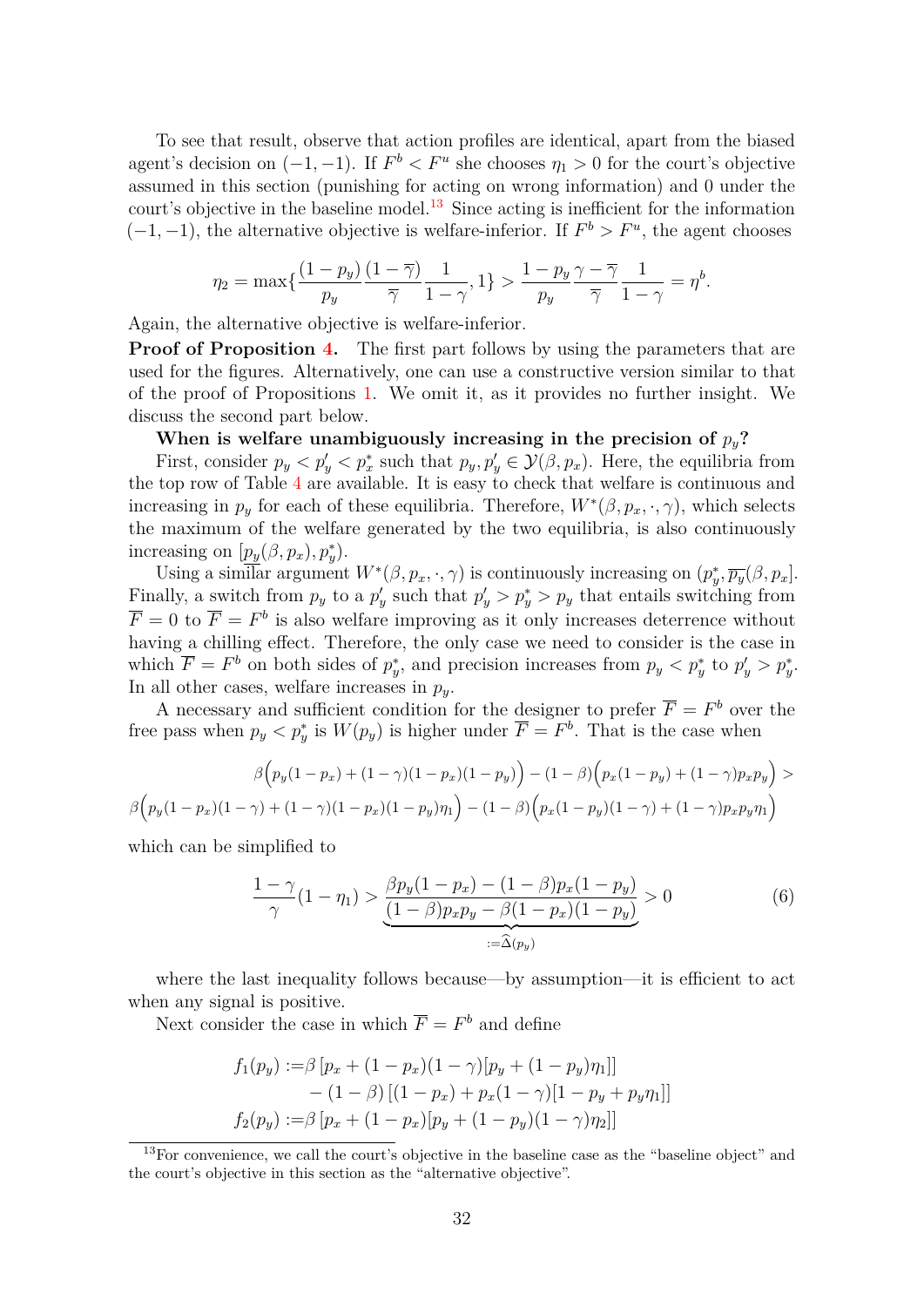To see that result, observe that action profiles are identical, apart from the biased agent's decision on $(-1,-1)$. If $F^b < F^u$ she chooses $\eta_1 > 0$ for the court's objective assumed in this section (punishing for acting on wrong information) and 0 under the court's objective in the baseline model.[13] Since acting is inefficient for the information $(-1,-1)$, the alternative objective is welfare-inferior. If $F^b > F^u$, the agent chooses

$$\eta_2 = \max\{\frac{(1-p_y)}{p_y}\frac{(1-\overline{\gamma})}{\overline{\gamma}}\frac{1}{1-\gamma}, 1\} > \frac{1-p_y}{p_y}\frac{\gamma-\overline{\gamma}}{\overline{\gamma}}\frac{1}{1-\gamma} = \eta^b.$$

Again, the alternative objective is welfare-inferior.

**Proof of Proposition 4.** The first part follows by using the parameters that are used for the figures. Alternatively, one can use a constructive version similar to that of the proof of Propositions 1. We omit it, as it provides no further insight. We discuss the second part below.

**When is welfare unambiguously increasing in the precision of $p_y$?**

First, consider $p_y < p_y' < p_x^*$ such that $p_y, p_y' \in \mathcal{Y}(\beta, p_x)$. Here, the equilibria from the top row of Table 4 are available. It is easy to check that welfare is continuous and increasing in $p_y$ for each of these equilibria. Therefore, $W^*(\beta, p_x, \cdot, \gamma)$, which selects the maximum of the welfare generated by the two equilibria, is also continuously increasing on $[\underline{p_y}(\beta, p_x), p_y^*)$.

Using a similar argument $W^*(\beta, p_x, \cdot, \gamma)$ is continuously increasing on $(p_y^*, \overline{p_y}(\beta, p_x]$. Finally, a switch from $p_y$ to a $p_y'$ such that $p_y' > p_y^* > p_y$ that entails switching from $\overline{F} = 0$ to $\overline{F} = F^b$ is also welfare improving as it only increases deterrence without having a chilling effect. Therefore, the only case we need to consider is the case in which $\overline{F} = F^b$ on both sides of $p_y^*$, and precision increases from $p_y < p_y^*$ to $p_y' > p_y^*$. In all other cases, welfare increases in $p_y$.

A necessary and sufficient condition for the designer to prefer $\overline{F} = F^b$ over the free pass when $p_y < p_y^*$ is $W(p_y)$ is higher under $\overline{F} = F^b$. That is the case when

$$\beta\Big(p_y(1-p_x) + (1-\gamma)(1-p_x)(1-p_y)\Big) - (1-\beta)\Big(p_x(1-p_y) + (1-\gamma)p_x p_y\Big) >$$
$$\beta\Big(p_y(1-p_x)(1-\gamma) + (1-\gamma)(1-p_x)(1-p_y)\eta_1\Big) - (1-\beta)\Big(p_x(1-p_y)(1-\gamma) + (1-\gamma)p_x p_y \eta_1\Big)$$

which can be simplified to

$$\frac{1-\gamma}{\gamma}(1-\eta_1) > \underbrace{\frac{\beta p_y(1-p_x) - (1-\beta)p_x(1-p_y)}{(1-\beta)p_x p_y - \beta(1-p_x)(1-p_y)}}_{:=\widehat{\Delta}(p_y)} > 0 \tag{6}$$

where the last inequality follows because—by assumption—it is efficient to act when any signal is positive.

Next consider the case in which $\overline{F} = F^b$ and define

$$\begin{aligned}
f_1(p_y) :=& \beta\left[p_x + (1-p_x)(1-\gamma)[p_y + (1-p_y)\eta_1]\right] \\
&- (1-\beta)\left[(1-p_x) + p_x(1-\gamma)[1-p_y+p_y\eta_1]\right] \\
f_2(p_y) :=& \beta\left[p_x + (1-p_x)[p_y + (1-p_y)(1-\gamma)\eta_2]\right]
\end{aligned}$$

[13] For convenience, we call the court's objective in the baseline case as the "baseline object" and the court's objective in this section as the "alternative objective".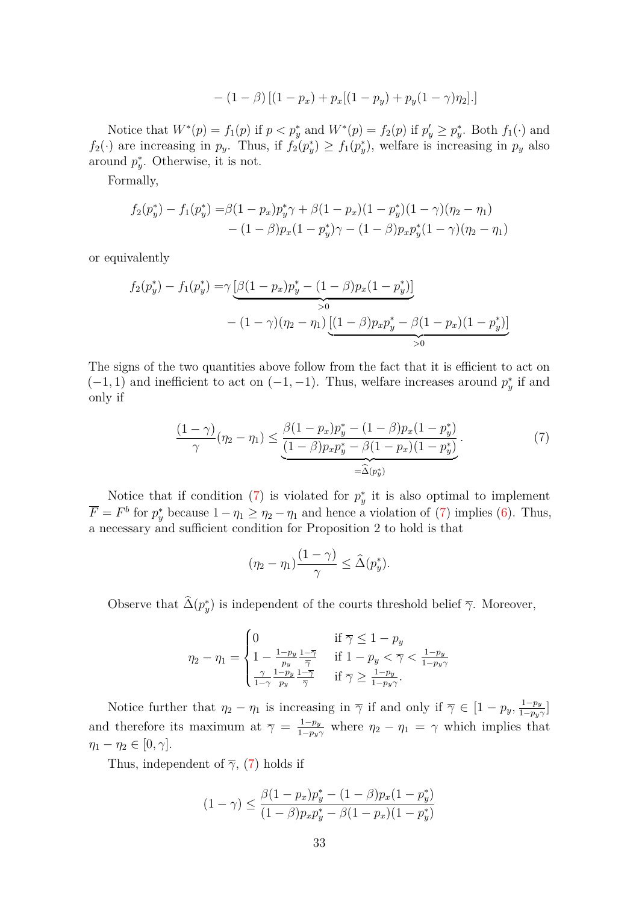$$- (1-\beta)\left[(1-p_x) + p_x[(1-p_y) + p_y(1-\gamma)\eta_2].\right]$$

Notice that $W^*(p) = f_1(p)$ if $p < p_y^*$ and $W^*(p) = f_2(p)$ if $p_y' \geq p_y^*$. Both $f_1(\cdot)$ and $f_2(\cdot)$ are increasing in $p_y$. Thus, if $f_2(p_y^*) \geq f_1(p_y^*)$, welfare is increasing in $p_y$ also around $p_y^*$. Otherwise, it is not.

Formally,

$$\begin{aligned} f_2(p_y^*) - f_1(p_y^*) =& \beta(1-p_x)p_y^*\gamma + \beta(1-p_x)(1-p_y^*)(1-\gamma)(\eta_2 - \eta_1) \\ &- (1-\beta)p_x(1-p_y^*)\gamma - (1-\beta)p_x p_y^*(1-\gamma)(\eta_2-\eta_1) \end{aligned}$$

or equivalently

$$\begin{aligned} f_2(p_y^*) - f_1(p_y^*) =& \gamma \underbrace{\left[\beta(1-p_x)p_y^* - (1-\beta)p_x(1-p_y^*)\right]}_{>0} \\ &- (1-\gamma)(\eta_2 - \eta_1)\underbrace{\left[(1-\beta)p_x p_y^* - \beta(1-p_x)(1-p_y^*)\right]}_{>0} \end{aligned}$$

The signs of the two quantities above follow from the fact that it is efficient to act on $(-1, 1)$ and inefficient to act on $(-1, -1)$. Thus, welfare increases around $p_y^*$ if and only if

$$\frac{(1-\gamma)}{\gamma}(\eta_2 - \eta_1) \leq \underbrace{\frac{\beta(1-p_x)p_y^* - (1-\beta)p_x(1-p_y^*)}{(1-\beta)p_x p_y^* - \beta(1-p_x)(1-p_y^*)}}_{=\widehat{\Delta}(p_y^*)}. \tag{7}$$

Notice that if condition (7) is violated for $p_y^*$ it is also optimal to implement $\overline{F} = F^b$ for $p_y^*$ because $1 - \eta_1 \geq \eta_2 - \eta_1$ and hence a violation of (7) implies (6). Thus, a necessary and sufficient condition for Proposition 2 to hold is that

$$(\eta_2 - \eta_1)\frac{(1-\gamma)}{\gamma} \leq \widehat{\Delta}(p_y^*).$$

Observe that $\widehat{\Delta}(p_y^*)$ is independent of the courts threshold belief $\overline{\gamma}$. Moreover,

$$\eta_2 - \eta_1 = \begin{cases} 0 & \text{if } \overline{\gamma} \leq 1 - p_y \\ 1 - \frac{1-p_y}{p_y}\frac{1-\overline{\gamma}}{\overline{\gamma}} & \text{if } 1 - p_y < \overline{\gamma} < \frac{1-p_y}{1-p_y\gamma} \\ \frac{\gamma}{1-\gamma}\frac{1-p_y}{p_y}\frac{1-\overline{\gamma}}{\overline{\gamma}} & \text{if } \overline{\gamma} \geq \frac{1-p_y}{1-p_y\gamma}. \end{cases}$$

Notice further that $\eta_2 - \eta_1$ is increasing in $\overline{\gamma}$ if and only if $\overline{\gamma} \in [1-p_y, \frac{1-p_y}{1-p_y\gamma}]$ and therefore its maximum at $\overline{\gamma} = \frac{1-p_y}{1-p_y\gamma}$ where $\eta_2 - \eta_1 = \gamma$ which implies that $\eta_1 - \eta_2 \in [0, \gamma]$.

Thus, independent of $\overline{\gamma}$, (7) holds if

$$(1-\gamma) \leq \frac{\beta(1-p_x)p_y^* - (1-\beta)p_x(1-p_y^*)}{(1-\beta)p_x p_y^* - \beta(1-p_x)(1-p_y^*)}$$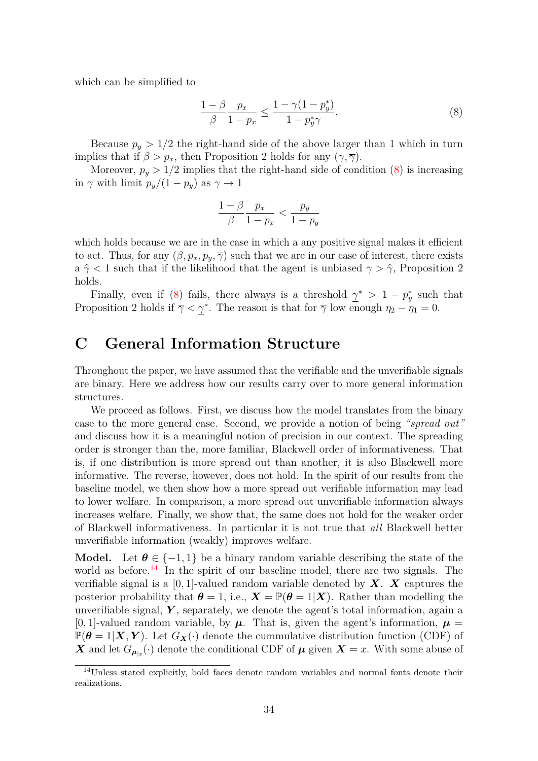which can be simplified to

$$\frac{1-\beta}{\beta}\frac{p_x}{1-p_x} \leq \frac{1-\gamma(1-p_y^*)}{1-p_y^*\gamma}. \tag{8}$$

Because $p_y > 1/2$ the right-hand side of the above larger than 1 which in turn implies that if $\beta > p_x$, then Proposition 2 holds for any $(\gamma, \overline{\gamma})$.

Moreover, $p_y > 1/2$ implies that the right-hand side of condition (8) is increasing in $\gamma$ with limit $p_y/(1-p_y)$ as $\gamma \to 1$

$$\frac{1-\beta}{\beta}\frac{p_x}{1-p_x} < \frac{p_y}{1-p_y}$$

which holds because we are in the case in which a any positive signal makes it efficient to act. Thus, for any $(\beta, p_x, p_y, \overline{\gamma})$ such that we are in our case of interest, there exists a $\hat{\gamma} < 1$ such that if the likelihood that the agent is unbiased $\gamma > \hat{\gamma}$, Proposition 2 holds.

Finally, even if (8) fails, there always is a threshold $\underline{\gamma}^* > 1 - p_y^*$ such that Proposition 2 holds if $\overline{\gamma} < \underline{\gamma}^*$. The reason is that for $\overline{\gamma}$ low enough $\eta_2 - \eta_1 = 0$.

# C General Information Structure

Throughout the paper, we have assumed that the verifiable and the unverifiable signals are binary. Here we address how our results carry over to more general information structures.

We proceed as follows. First, we discuss how the model translates from the binary case to the more general case. Second, we provide a notion of being *"spread out"* and discuss how it is a meaningful notion of precision in our context. The spreading order is stronger than the, more familiar, Blackwell order of informativeness. That is, if one distribution is more spread out than another, it is also Blackwell more informative. The reverse, however, does not hold. In the spirit of our results from the baseline model, we then show how a more spread out verifiable information may lead to lower welfare. In comparison, a more spread out unverifiable information always increases welfare. Finally, we show that, the same does not hold for the weaker order of Blackwell informativeness. In particular it is not true that *all* Blackwell better unverifiable information (weakly) improves welfare.

**Model.** Let $\boldsymbol{\theta} \in \{-1, 1\}$ be a binary random variable describing the state of the world as before.[14] In the spirit of our baseline model, there are two signals. The verifiable signal is a $[0,1]$-valued random variable denoted by $\boldsymbol{X}$. $\boldsymbol{X}$ captures the posterior probability that $\boldsymbol{\theta} = 1$, i.e., $\boldsymbol{X} = \mathbb{P}(\boldsymbol{\theta} = 1|\boldsymbol{X})$. Rather than modelling the unverifiable signal, $\boldsymbol{Y}$, separately, we denote the agent's total information, again a $[0,1]$-valued random variable, by $\boldsymbol{\mu}$. That is, given the agent's information, $\boldsymbol{\mu} = \mathbb{P}(\boldsymbol{\theta} = 1|\boldsymbol{X}, \boldsymbol{Y})$. Let $G_{\boldsymbol{X}}(\cdot)$ denote the cummulative distribution function (CDF) of $\boldsymbol{X}$ and let $G_{\boldsymbol{\mu}_{|x}}(\cdot)$ denote the conditional CDF of $\boldsymbol{\mu}$ given $\boldsymbol{X} = x$. With some abuse of

[14] Unless stated explicitly, bold faces denote random variables and normal fonts denote their realizations.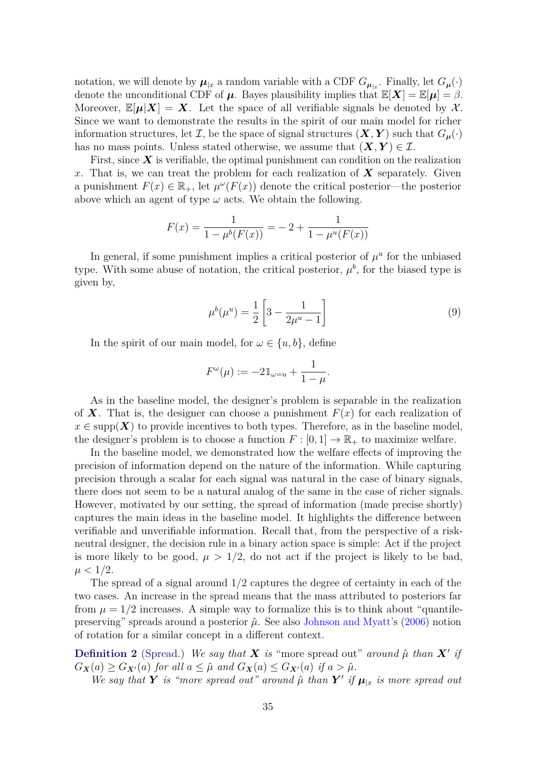notation, we will denote by $\boldsymbol{\mu}_{|x}$ a random variable with a CDF $G_{\boldsymbol{\mu}_{|x}}$. Finally, let $G_{\boldsymbol{\mu}}(\cdot)$ denote the unconditional CDF of $\boldsymbol{\mu}$. Bayes plausibility implies that $\mathbb{E}[\boldsymbol{X}] = \mathbb{E}[\boldsymbol{\mu}] = \beta$. Moreover, $\mathbb{E}[\boldsymbol{\mu}|\boldsymbol{X}] = \boldsymbol{X}$. Let the space of all verifiable signals be denoted by $\mathcal{X}$. Since we want to demonstrate the results in the spirit of our main model for richer information structures, let $\mathcal{I}$, be the space of signal structures $(\boldsymbol{X}, \boldsymbol{Y})$ such that $G_{\boldsymbol{\mu}}(\cdot)$ has no mass points. Unless stated otherwise, we assume that $(\boldsymbol{X}, \boldsymbol{Y}) \in \mathcal{I}$.

First, since $\boldsymbol{X}$ is verifiable, the optimal punishment can condition on the realization $x$. That is, we can treat the problem for each realization of $\boldsymbol{X}$ separately. Given a punishment $F(x) \in \mathbb{R}_+$, let $\mu^\omega(F(x))$ denote the critical posterior—the posterior above which an agent of type $\omega$ acts. We obtain the following.

$$F(x) = \frac{1}{1 - \mu^b(F(x))} = -2 + \frac{1}{1 - \mu^u(F(x))}$$

In general, if some punishment implies a critical posterior of $\mu^u$ for the unbiased type. With some abuse of notation, the critical posterior, $\mu^b$, for the biased type is given by,

$$\mu^b(\mu^u) = \frac{1}{2}\left[3 - \frac{1}{2\mu^u - 1}\right] \tag{9}$$

In the spirit of our main model, for $\omega \in \{u, b\}$, define

$$F^\omega(\mu) := -2\mathbb{1}_{\omega=u} + \frac{1}{1-\mu}.$$

As in the baseline model, the designer's problem is separable in the realization of $\boldsymbol{X}$. That is, the designer can choose a punishment $F(x)$ for each realization of $x \in \operatorname{supp}(\boldsymbol{X})$ to provide incentives to both types. Therefore, as in the baseline model, the designer's problem is to choose a function $F : [0, 1] \to \mathbb{R}_+$ to maximize welfare.

In the baseline model, we demonstrated how the welfare effects of improving the precision of information depend on the nature of the information. While capturing precision through a scalar for each signal was natural in the case of binary signals, there does not seem to be a natural analog of the same in the case of richer signals. However, motivated by our setting, the spread of information (made precise shortly) captures the main ideas in the baseline model. It highlights the difference between verifiable and unverifiable information. Recall that, from the perspective of a risk-neutral designer, the decision rule in a binary action space is simple: Act if the project is more likely to be good, $\mu > 1/2$, do not act if the project is likely to be bad, $\mu < 1/2$.

The spread of a signal around $1/2$ captures the degree of certainty in each of the two cases. An increase in the spread means that the mass attributed to posteriors far from $\mu = 1/2$ increases. A simple way to formalize this is to think about "quantile-preserving" spreads around a posterior $\hat{\mu}$. See also Johnson and Myatt's (2006) notion of rotation for a similar concept in a different context.

**Definition 2** (Spread.) *We say that $\boldsymbol{X}$ is* "more spread out" *around $\hat{\mu}$ than $\boldsymbol{X}'$ if $G_{\boldsymbol{X}}(a) \geq G_{\boldsymbol{X}'}(a)$ for all $a \leq \hat{\mu}$ and $G_{\boldsymbol{X}}(a) \leq G_{\boldsymbol{X}'}(a)$ if $a > \hat{\mu}$.*

*We say that $\boldsymbol{Y}$ is "more spread out" around $\hat{\mu}$ than $\boldsymbol{Y}'$ if $\boldsymbol{\mu}_{|x}$ is more spread out*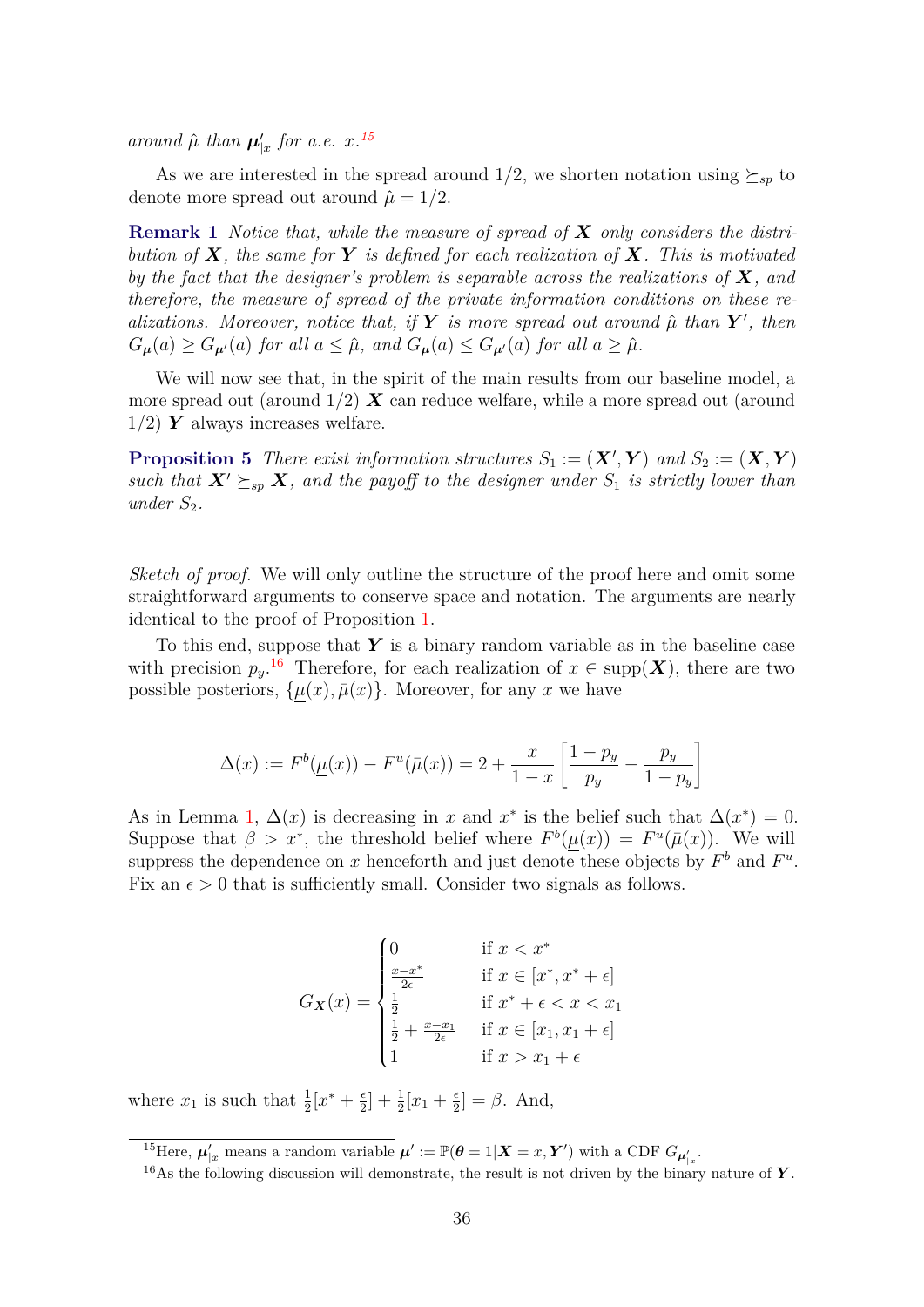*around $\hat{\mu}$ than $\boldsymbol{\mu}'_{|x}$ for a.e. $x$.*[15]

As we are interested in the spread around 1/2, we shorten notation using $\succeq_{sp}$ to denote more spread out around $\hat{\mu} = 1/2$.

**Remark 1** *Notice that, while the measure of spread of $\boldsymbol{X}$ only considers the distribution of $\boldsymbol{X}$, the same for $\boldsymbol{Y}$ is defined for each realization of $\boldsymbol{X}$. This is motivated by the fact that the designer's problem is separable across the realizations of $\boldsymbol{X}$, and therefore, the measure of spread of the private information conditions on these realizations. Moreover, notice that, if $\boldsymbol{Y}$ is more spread out around $\hat{\mu}$ than $\boldsymbol{Y}'$, then $G_{\boldsymbol{\mu}}(a) \geq G_{\boldsymbol{\mu}'}(a)$ for all $a \leq \hat{\mu}$, and $G_{\boldsymbol{\mu}}(a) \leq G_{\boldsymbol{\mu}'}(a)$ for all $a \geq \hat{\mu}$.*

We will now see that, in the spirit of the main results from our baseline model, a more spread out (around 1/2) $\boldsymbol{X}$ can reduce welfare, while a more spread out (around 1/2) $\boldsymbol{Y}$ always increases welfare.

**Proposition 5** *There exist information structures $S_1 := (\boldsymbol{X}', \boldsymbol{Y})$ and $S_2 := (\boldsymbol{X}, \boldsymbol{Y})$ such that $\boldsymbol{X}' \succeq_{sp} \boldsymbol{X}$, and the payoff to the designer under $S_1$ is strictly lower than under $S_2$.*

*Sketch of proof.* We will only outline the structure of the proof here and omit some straightforward arguments to conserve space and notation. The arguments are nearly identical to the proof of Proposition 1.

To this end, suppose that $\boldsymbol{Y}$ is a binary random variable as in the baseline case with precision $p_y$.[16] Therefore, for each realization of $x \in \text{supp}(\boldsymbol{X})$, there are two possible posteriors, $\{\underline{\mu}(x), \bar{\mu}(x)\}$. Moreover, for any $x$ we have

$$\Delta(x) := F^b(\underline{\mu}(x)) - F^u(\bar{\mu}(x)) = 2 + \frac{x}{1-x}\left[\frac{1-p_y}{p_y} - \frac{p_y}{1-p_y}\right]$$

As in Lemma 1, $\Delta(x)$ is decreasing in $x$ and $x^*$ is the belief such that $\Delta(x^*) = 0$. Suppose that $\beta > x^*$, the threshold belief where $F^b(\underline{\mu}(x)) = F^u(\bar{\mu}(x))$. We will suppress the dependence on $x$ henceforth and just denote these objects by $F^b$ and $F^u$. Fix an $\epsilon > 0$ that is sufficiently small. Consider two signals as follows.

$$G_{\boldsymbol{X}}(x) = \begin{cases} 0 & \text{if } x < x^* \\ \frac{x - x^*}{2\epsilon} & \text{if } x \in [x^*, x^* + \epsilon] \\ \frac{1}{2} & \text{if } x^* + \epsilon < x < x_1 \\ \frac{1}{2} + \frac{x - x_1}{2\epsilon} & \text{if } x \in [x_1, x_1 + \epsilon] \\ 1 & \text{if } x > x_1 + \epsilon \end{cases}$$

where $x_1$ is such that $\frac{1}{2}[x^* + \frac{\epsilon}{2}] + \frac{1}{2}[x_1 + \frac{\epsilon}{2}] = \beta$. And,

[15] Here, $\boldsymbol{\mu}'_{|x}$ means a random variable $\boldsymbol{\mu}' := \mathbb{P}(\boldsymbol{\theta} = 1 | \boldsymbol{X} = x, \boldsymbol{Y}')$ with a CDF $G_{\boldsymbol{\mu}'_{|x}}$.

[16] As the following discussion will demonstrate, the result is not driven by the binary nature of $\boldsymbol{Y}$.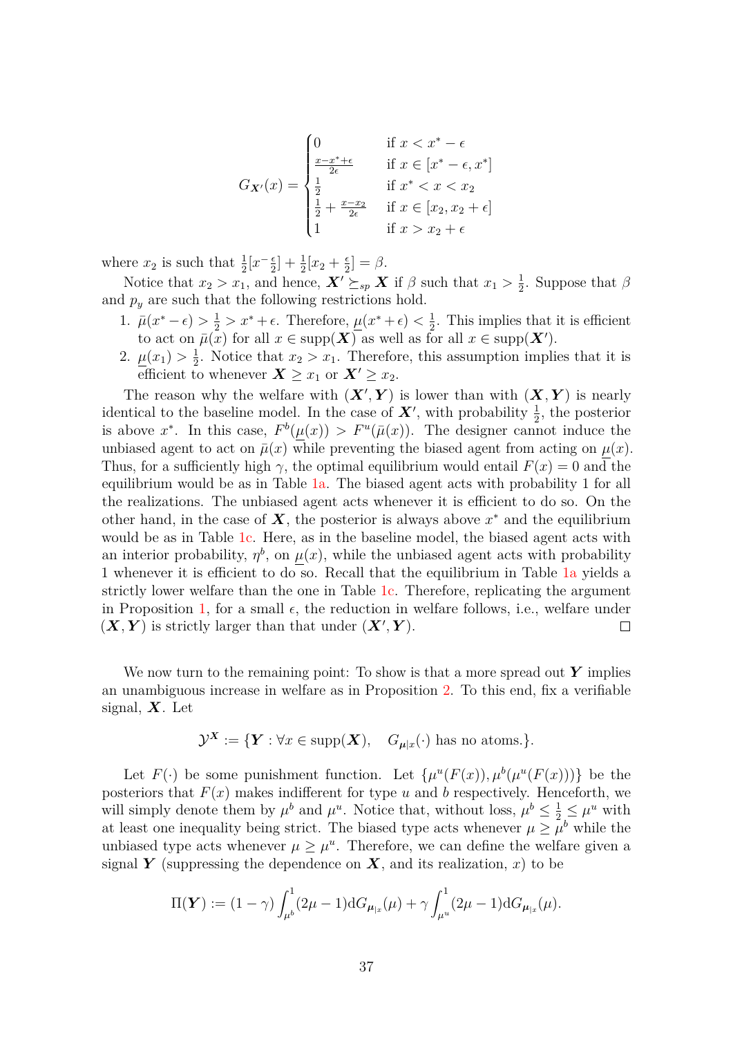$$G_{\boldsymbol{X}'}(x) = \begin{cases} 0 & \text{if } x < x^* - \epsilon \\ \frac{x - x^* + \epsilon}{2\epsilon} & \text{if } x \in [x^* - \epsilon, x^*] \\ \frac{1}{2} & \text{if } x^* < x < x_2 \\ \frac{1}{2} + \frac{x - x_2}{2\epsilon} & \text{if } x \in [x_2, x_2 + \epsilon] \\ 1 & \text{if } x > x_2 + \epsilon \end{cases}$$

where $x_2$ is such that $\frac{1}{2}[x^{-}\frac{\epsilon}{2}] + \frac{1}{2}[x_2 + \frac{\epsilon}{2}] = \beta$.

Notice that $x_2 > x_1$, and hence, $\boldsymbol{X}' \succeq_{sp} \boldsymbol{X}$ if $\beta$ such that $x_1 > \frac{1}{2}$. Suppose that $\beta$ and $p_y$ are such that the following restrictions hold.

1. $\bar{\mu}(x^* - \epsilon) > \frac{1}{2} > x^* + \epsilon$. Therefore, $\underline{\mu}(x^* + \epsilon) < \frac{1}{2}$. This implies that it is efficient to act on $\bar{\mu}(x)$ for all $x \in \text{supp}(\boldsymbol{X})$ as well as for all $x \in \text{supp}(\boldsymbol{X}')$.
2. $\underline{\mu}(x_1) > \frac{1}{2}$. Notice that $x_2 > x_1$. Therefore, this assumption implies that it is efficient to whenever $\boldsymbol{X} \geq x_1$ or $\boldsymbol{X}' \geq x_2$.

The reason why the welfare with $(\boldsymbol{X}', \boldsymbol{Y})$ is lower than with $(\boldsymbol{X}, \boldsymbol{Y})$ is nearly identical to the baseline model. In the case of $\boldsymbol{X}'$, with probability $\frac{1}{2}$, the posterior is above $x^*$. In this case, $F^b(\underline{\mu}(x)) > F^u(\bar{\mu}(x))$. The designer cannot induce the unbiased agent to act on $\bar{\mu}(x)$ while preventing the biased agent from acting on $\underline{\mu}(x)$. Thus, for a sufficiently high $\gamma$, the optimal equilibrium would entail $F(x) = 0$ and the equilibrium would be as in Table 1a. The biased agent acts with probability 1 for all the realizations. The unbiased agent acts whenever it is efficient to do so. On the other hand, in the case of $\boldsymbol{X}$, the posterior is always above $x^*$ and the equilibrium would be as in Table 1c. Here, as in the baseline model, the biased agent acts with an interior probability, $\eta^b$, on $\underline{\mu}(x)$, while the unbiased agent acts with probability 1 whenever it is efficient to do so. Recall that the equilibrium in Table 1a yields a strictly lower welfare than the one in Table 1c. Therefore, replicating the argument in Proposition 1, for a small $\epsilon$, the reduction in welfare follows, i.e., welfare under $(\boldsymbol{X}, \boldsymbol{Y})$ is strictly larger than that under $(\boldsymbol{X}', \boldsymbol{Y})$. □

We now turn to the remaining point: To show is that a more spread out $\boldsymbol{Y}$ implies an unambiguous increase in welfare as in Proposition 2. To this end, fix a verifiable signal, $\boldsymbol{X}$. Let

$$\mathcal{Y}^{\boldsymbol{X}} := \{\boldsymbol{Y} : \forall x \in \text{supp}(\boldsymbol{X}), \quad G_{\boldsymbol{\mu}|x}(\cdot) \text{ has no atoms.}\}.$$

Let $F(\cdot)$ be some punishment function. Let $\{\mu^u(F(x)), \mu^b(\mu^u(F(x)))\}$ be the posteriors that $F(x)$ makes indifferent for type $u$ and $b$ respectively. Henceforth, we will simply denote them by $\mu^b$ and $\mu^u$. Notice that, without loss, $\mu^b \leq \frac{1}{2} \leq \mu^u$ with at least one inequality being strict. The biased type acts whenever $\mu \geq \mu^b$ while the unbiased type acts whenever $\mu \geq \mu^u$. Therefore, we can define the welfare given a signal $\boldsymbol{Y}$ (suppressing the dependence on $\boldsymbol{X}$, and its realization, $x$) to be

$$\Pi(\boldsymbol{Y}) := (1 - \gamma) \int_{\mu^b}^{1} (2\mu - 1) \mathrm{d}G_{\boldsymbol{\mu}|x}(\mu) + \gamma \int_{\mu^u}^{1} (2\mu - 1) \mathrm{d}G_{\boldsymbol{\mu}|x}(\mu).$$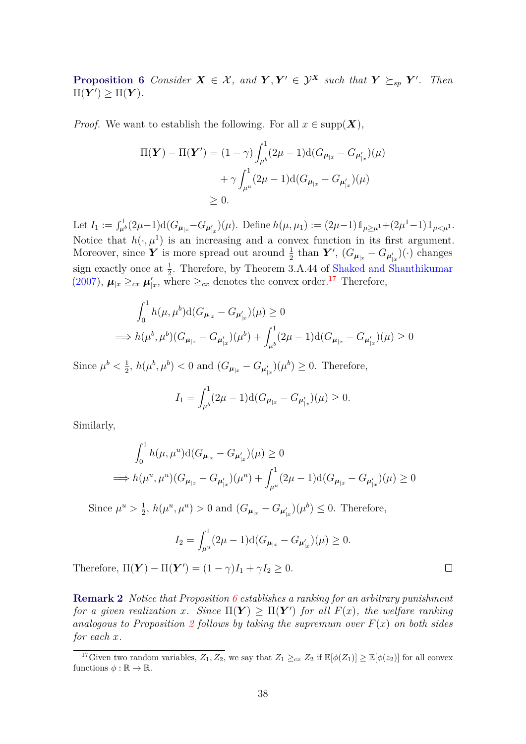**Proposition 6** *Consider $\boldsymbol{X} \in \mathcal{X}$, and $\boldsymbol{Y}, \boldsymbol{Y}' \in \mathcal{Y}^{\boldsymbol{X}}$ such that $\boldsymbol{Y} \succeq_{sp} \boldsymbol{Y}'$. Then $\Pi(\boldsymbol{Y}') \geq \Pi(\boldsymbol{Y})$.*

*Proof.* We want to establish the following. For all $x \in \text{supp}(\boldsymbol{X})$,

$$\begin{aligned}
\Pi(\boldsymbol{Y}) - \Pi(\boldsymbol{Y}') &= (1-\gamma)\int_{\mu^b}^{1}(2\mu - 1)\mathrm{d}(G_{\boldsymbol{\mu}_{|x}} - G_{\boldsymbol{\mu}'_{|x}})(\mu) \\
&\quad + \gamma \int_{\mu^u}^{1}(2\mu - 1)\mathrm{d}(G_{\boldsymbol{\mu}_{|x}} - G_{\boldsymbol{\mu}'_{|x}})(\mu) \\
&\geq 0.
\end{aligned}$$

Let $I_1 := \int_{\mu^b}^{1}(2\mu-1)\mathrm{d}(G_{\boldsymbol{\mu}_{|x}} - G_{\boldsymbol{\mu}'_{|x}})(\mu)$. Define $h(\mu, \mu_1) := (2\mu-1)\mathbb{1}_{\mu \geq \mu^1} + (2\mu^1 - 1)\mathbb{1}_{\mu < \mu^1}$. Notice that $h(\cdot, \mu^1)$ is an increasing and a convex function in its first argument. Moreover, since $\boldsymbol{Y}$ is more spread out around $\frac{1}{2}$ than $\boldsymbol{Y}'$, $(G_{\boldsymbol{\mu}_{|x}} - G_{\boldsymbol{\mu}'_{|x}})(\cdot)$ changes sign exactly once at $\frac{1}{2}$. Therefore, by Theorem 3.A.44 of Shaked and Shanthikumar (2007), $\boldsymbol{\mu}_{|x} \geq_{cx} \boldsymbol{\mu}'_{|x}$, where $\geq_{cx}$ denotes the convex order.[17] Therefore,

$$\begin{aligned}
&\int_0^1 h(\mu, \mu^b)\mathrm{d}(G_{\boldsymbol{\mu}_{|x}} - G_{\boldsymbol{\mu}'_{|x}})(\mu) \geq 0 \\
\implies & h(\mu^b, \mu^b)(G_{\boldsymbol{\mu}_{|x}} - G_{\boldsymbol{\mu}'_{|x}})(\mu^b) + \int_{\mu^b}^1 (2\mu - 1)\mathrm{d}(G_{\boldsymbol{\mu}_{|x}} - G_{\boldsymbol{\mu}'_{|x}})(\mu) \geq 0
\end{aligned}$$

Since $\mu^b < \frac{1}{2}$, $h(\mu^b, \mu^b) < 0$ and $(G_{\boldsymbol{\mu}_{|x}} - G_{\boldsymbol{\mu}'_{|x}})(\mu^b) \geq 0$. Therefore,

$$I_1 = \int_{\mu^b}^1 (2\mu - 1)\mathrm{d}(G_{\boldsymbol{\mu}_{|x}} - G_{\boldsymbol{\mu}'_{|x}})(\mu) \geq 0.$$

Similarly,

$$\begin{aligned}
&\int_0^1 h(\mu, \mu^u)\mathrm{d}(G_{\boldsymbol{\mu}_{|x}} - G_{\boldsymbol{\mu}'_{|x}})(\mu) \geq 0 \\
\implies & h(\mu^u, \mu^u)(G_{\boldsymbol{\mu}_{|x}} - G_{\boldsymbol{\mu}'_{|x}})(\mu^u) + \int_{\mu^u}^1 (2\mu - 1)\mathrm{d}(G_{\boldsymbol{\mu}_{|x}} - G_{\boldsymbol{\mu}'_{|x}})(\mu) \geq 0
\end{aligned}$$

Since $\mu^u > \frac{1}{2}$, $h(\mu^u, \mu^u) > 0$ and $(G_{\boldsymbol{\mu}_{|x}} - G_{\boldsymbol{\mu}'_{|x}})(\mu^b) \leq 0$. Therefore,

$$I_2 = \int_{\mu^u}^1 (2\mu - 1)\mathrm{d}(G_{\boldsymbol{\mu}_{|x}} - G_{\boldsymbol{\mu}'_{|x}})(\mu) \geq 0.$$

Therefore, $\Pi(\boldsymbol{Y}) - \Pi(\boldsymbol{Y}') = (1-\gamma)I_1 + \gamma I_2 \geq 0$. □

**Remark 2** *Notice that Proposition 6 establishes a ranking for an arbitrary punishment for a given realization $x$. Since $\Pi(\boldsymbol{Y}) \geq \Pi(\boldsymbol{Y}')$ for all $F(x)$, the welfare ranking analogous to Proposition 2 follows by taking the supremum over $F(x)$ on both sides for each $x$.*

[17] Given two random variables, $Z_1, Z_2$, we say that $Z_1 \geq_{cx} Z_2$ if $\mathbb{E}[\phi(Z_1)] \geq \mathbb{E}[\phi(z_2)]$ for all convex functions $\phi : \mathbb{R} \to \mathbb{R}$.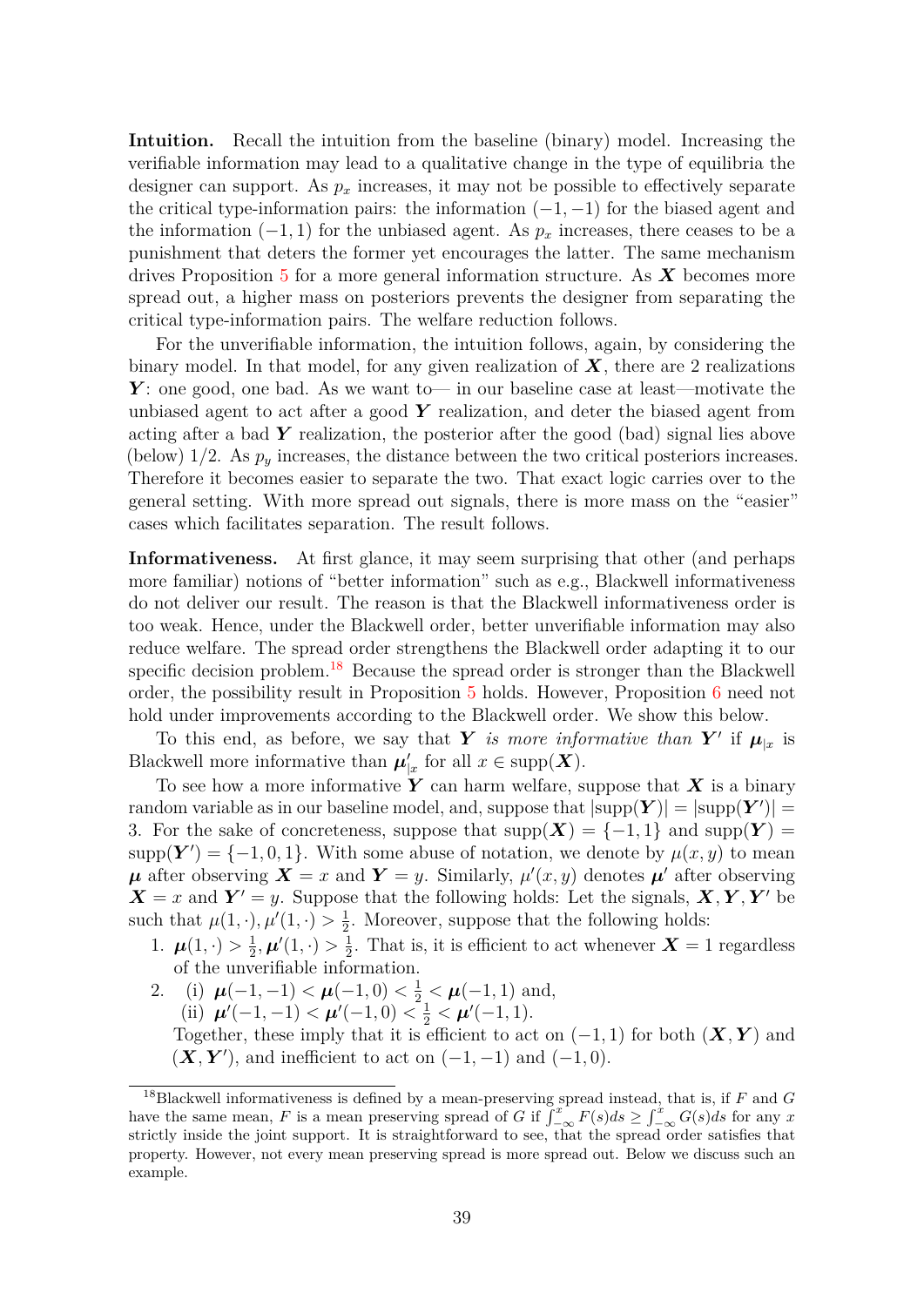**Intuition.** Recall the intuition from the baseline (binary) model. Increasing the verifiable information may lead to a qualitative change in the type of equilibria the designer can support. As $p_x$ increases, it may not be possible to effectively separate the critical type-information pairs: the information $(-1,-1)$ for the biased agent and the information $(-1,1)$ for the unbiased agent. As $p_x$ increases, there ceases to be a punishment that deters the former yet encourages the latter. The same mechanism drives Proposition 5 for a more general information structure. As $\boldsymbol{X}$ becomes more spread out, a higher mass on posteriors prevents the designer from separating the critical type-information pairs. The welfare reduction follows.

For the unverifiable information, the intuition follows, again, by considering the binary model. In that model, for any given realization of $\boldsymbol{X}$, there are 2 realizations $\boldsymbol{Y}$: one good, one bad. As we want to— in our baseline case at least—motivate the unbiased agent to act after a good $\boldsymbol{Y}$ realization, and deter the biased agent from acting after a bad $\boldsymbol{Y}$ realization, the posterior after the good (bad) signal lies above (below) $1/2$. As $p_y$ increases, the distance between the two critical posteriors increases. Therefore it becomes easier to separate the two. That exact logic carries over to the general setting. With more spread out signals, there is more mass on the "easier" cases which facilitates separation. The result follows.

**Informativeness.** At first glance, it may seem surprising that other (and perhaps more familiar) notions of "better information" such as e.g., Blackwell informativeness do not deliver our result. The reason is that the Blackwell informativeness order is too weak. Hence, under the Blackwell order, better unverifiable information may also reduce welfare. The spread order strengthens the Blackwell order adapting it to our specific decision problem.[18] Because the spread order is stronger than the Blackwell order, the possibility result in Proposition 5 holds. However, Proposition 6 need not hold under improvements according to the Blackwell order. We show this below.

To this end, as before, we say that $\boldsymbol{Y}$ *is more informative than* $\boldsymbol{Y}'$ if $\boldsymbol{\mu}_{|x}$ is Blackwell more informative than $\boldsymbol{\mu}'_{|x}$ for all $x \in \text{supp}(\boldsymbol{X})$.

To see how a more informative $\boldsymbol{Y}$ can harm welfare, suppose that $\boldsymbol{X}$ is a binary random variable as in our baseline model, and, suppose that $|\text{supp}(\boldsymbol{Y})| = |\text{supp}(\boldsymbol{Y}')| = 3$. For the sake of concreteness, suppose that $\text{supp}(\boldsymbol{X}) = \{-1, 1\}$ and $\text{supp}(\boldsymbol{Y}) = \text{supp}(\boldsymbol{Y}') = \{-1, 0, 1\}$. With some abuse of notation, we denote by $\mu(x, y)$ to mean $\boldsymbol{\mu}$ after observing $\boldsymbol{X} = x$ and $\boldsymbol{Y} = y$. Similarly, $\mu'(x, y)$ denotes $\boldsymbol{\mu}'$ after observing $\boldsymbol{X} = x$ and $\boldsymbol{Y}' = y$. Suppose that the following holds: Let the signals, $\boldsymbol{X}, \boldsymbol{Y}, \boldsymbol{Y}'$ be such that $\mu(1, \cdot), \mu'(1, \cdot) > \frac{1}{2}$. Moreover, suppose that the following holds:

1. $\boldsymbol{\mu}(1, \cdot) > \frac{1}{2}, \boldsymbol{\mu}'(1, \cdot) > \frac{1}{2}$. That is, it is efficient to act whenever $\boldsymbol{X} = 1$ regardless of the unverifiable information.
2. (i) $\boldsymbol{\mu}(-1, -1) < \boldsymbol{\mu}(-1, 0) < \frac{1}{2} < \boldsymbol{\mu}(-1, 1)$ and,
   (ii) $\boldsymbol{\mu}'(-1, -1) < \boldsymbol{\mu}'(-1, 0) < \frac{1}{2} < \boldsymbol{\mu}'(-1, 1)$.
   
   Together, these imply that it is efficient to act on $(-1, 1)$ for both $(\boldsymbol{X}, \boldsymbol{Y})$ and $(\boldsymbol{X}, \boldsymbol{Y}')$, and inefficient to act on $(-1, -1)$ and $(-1, 0)$.

[18] Blackwell informativeness is defined by a mean-preserving spread instead, that is, if $F$ and $G$ have the same mean, $F$ is a mean preserving spread of $G$ if $\int_{-\infty}^{x} F(s)ds \geq \int_{-\infty}^{x} G(s)ds$ for any $x$ strictly inside the joint support. It is straightforward to see, that the spread order satisfies that property. However, not every mean preserving spread is more spread out. Below we discuss such an example.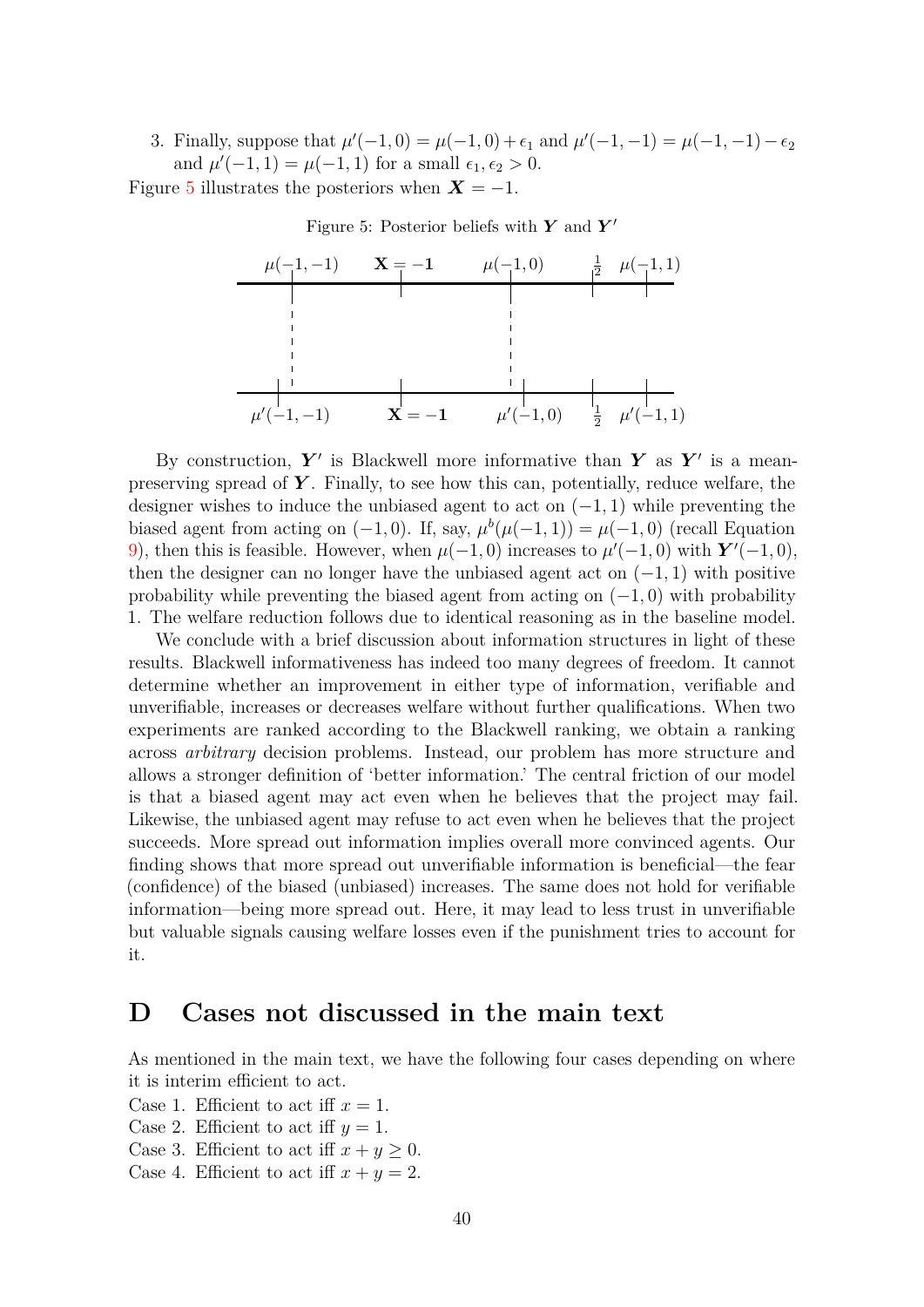3. Finally, suppose that $\mu'(-1,0) = \mu(-1,0) + \epsilon_1$ and $\mu'(-1,-1) = \mu(-1,-1) - \epsilon_2$ and $\mu'(-1,1) = \mu(-1,1)$ for a small $\epsilon_1, \epsilon_2 > 0$.

Figure 5 illustrates the posteriors when $\boldsymbol{X} = -1$.

Figure 5: Posterior beliefs with $\boldsymbol{Y}$ and $\boldsymbol{Y'}$

By construction, $\boldsymbol{Y'}$ is Blackwell more informative than $\boldsymbol{Y}$ as $\boldsymbol{Y'}$ is a mean-preserving spread of $\boldsymbol{Y}$. Finally, to see how this can, potentially, reduce welfare, the designer wishes to induce the unbiased agent to act on $(-1,1)$ while preventing the biased agent from acting on $(-1,0)$. If, say, $\mu^b(\mu(-1,1)) = \mu(-1,0)$ (recall Equation 9), then this is feasible. However, when $\mu(-1,0)$ increases to $\mu'(-1,0)$ with $\boldsymbol{Y'}(-1,0)$, then the designer can no longer have the unbiased agent act on $(-1,1)$ with positive probability while preventing the biased agent from acting on $(-1,0)$ with probability 1. The welfare reduction follows due to identical reasoning as in the baseline model.

We conclude with a brief discussion about information structures in light of these results. Blackwell informativeness has indeed too many degrees of freedom. It cannot determine whether an improvement in either type of information, verifiable and unverifiable, increases or decreases welfare without further qualifications. When two experiments are ranked according to the Blackwell ranking, we obtain a ranking across *arbitrary* decision problems. Instead, our problem has more structure and allows a stronger definition of 'better information.' The central friction of our model is that a biased agent may act even when he believes that the project may fail. Likewise, the unbiased agent may refuse to act even when he believes that the project succeeds. More spread out information implies overall more convinced agents. Our finding shows that more spread out unverifiable information is beneficial—the fear (confidence) of the biased (unbiased) increases. The same does not hold for verifiable information—being more spread out. Here, it may lead to less trust in unverifiable but valuable signals causing welfare losses even if the punishment tries to account for it.

# D Cases not discussed in the main text

As mentioned in the main text, we have the following four cases depending on where it is interim efficient to act.

Case 1. Efficient to act iff $x = 1$.

Case 2. Efficient to act iff $y = 1$.

Case 3. Efficient to act iff $x + y \geq 0$.

Case 4. Efficient to act iff $x + y = 2$.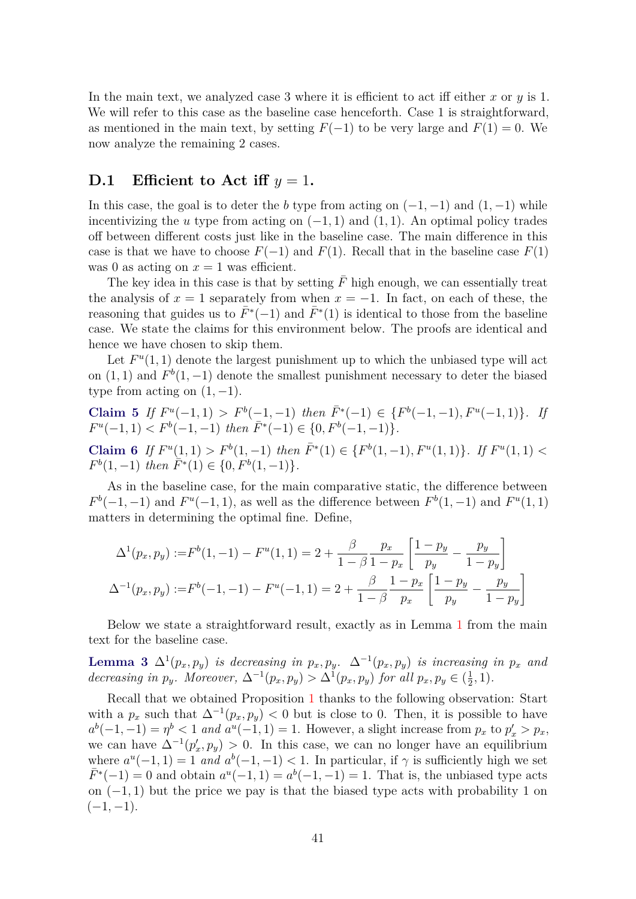In the main text, we analyzed case 3 where it is efficient to act iff either $x$ or $y$ is 1. We will refer to this case as the baseline case henceforth. Case 1 is straightforward, as mentioned in the main text, by setting $F(-1)$ to be very large and $F(1) = 0$. We now analyze the remaining 2 cases.

## D.1 Efficient to Act iff $y = 1$.

In this case, the goal is to deter the $b$ type from acting on $(-1,-1)$ and $(1,-1)$ while incentivizing the $u$ type from acting on $(-1,1)$ and $(1,1)$. An optimal policy trades off between different costs just like in the baseline case. The main difference in this case is that we have to choose $F(-1)$ and $F(1)$. Recall that in the baseline case $F(1)$ was 0 as acting on $x = 1$ was efficient.

The key idea in this case is that by setting $\bar{F}$ high enough, we can essentially treat the analysis of $x = 1$ separately from when $x = -1$. In fact, on each of these, the reasoning that guides us to $\bar{F}^*(-1)$ and $\bar{F}^*(1)$ is identical to those from the baseline case. We state the claims for this environment below. The proofs are identical and hence we have chosen to skip them.

Let $F^u(1,1)$ denote the largest punishment up to which the unbiased type will act on $(1,1)$ and $F^b(1,-1)$ denote the smallest punishment necessary to deter the biased type from acting on $(1,-1)$.

**Claim 5** *If $F^u(-1,1) > F^b(-1,-1)$ then $\bar{F}^*(-1) \in \{F^b(-1,-1), F^u(-1,1)\}$. If $F^u(-1,1) < F^b(-1,-1)$ then $\bar{F}^*(-1) \in \{0, F^b(-1,-1)\}$.*

**Claim 6** *If $F^u(1,1) > F^b(1,-1)$ then $\bar{F}^*(1) \in \{F^b(1,-1), F^u(1,1)\}$. If $F^u(1,1) < F^b(1,-1)$ then $\bar{F}^*(1) \in \{0, F^b(1,-1)\}$.*

As in the baseline case, for the main comparative static, the difference between $F^b(-1,-1)$ and $F^u(-1,1)$, as well as the difference between $F^b(1,-1)$ and $F^u(1,1)$ matters in determining the optimal fine. Define,

$$
\begin{aligned}
\Delta^1(p_x,p_y) &:= F^b(1,-1) - F^u(1,1) = 2 + \frac{\beta}{1-\beta}\frac{p_x}{1-p_x}\left[\frac{1-p_y}{p_y} - \frac{p_y}{1-p_y}\right] \\
\Delta^{-1}(p_x,p_y) &:= F^b(-1,-1) - F^u(-1,1) = 2 + \frac{\beta}{1-\beta}\frac{1-p_x}{p_x}\left[\frac{1-p_y}{p_y} - \frac{p_y}{1-p_y}\right]
\end{aligned}
$$

Below we state a straightforward result, exactly as in Lemma 1 from the main text for the baseline case.

**Lemma 3** *$\Delta^1(p_x,p_y)$ is decreasing in $p_x, p_y$. $\Delta^{-1}(p_x,p_y)$ is increasing in $p_x$ and decreasing in $p_y$. Moreover, $\Delta^{-1}(p_x,p_y) > \Delta^1(p_x,p_y)$ for all $p_x, p_y \in (\frac{1}{2}, 1)$.*

Recall that we obtained Proposition 1 thanks to the following observation: Start with a $p_x$ such that $\Delta^{-1}(p_x,p_y) < 0$ but is close to 0. Then, it is possible to have $a^b(-1,-1) = \eta^b < 1$ *and* $a^u(-1,1) = 1$. However, a slight increase from $p_x$ to $p_x' > p_x$, we can have $\Delta^{-1}(p_x',p_y) > 0$. In this case, we can no longer have an equilibrium where $a^u(-1,1) = 1$ *and* $a^b(-1,-1) < 1$. In particular, if $\gamma$ is sufficiently high we set $\bar{F}^*(-1) = 0$ and obtain $a^u(-1,1) = a^b(-1,-1) = 1$. That is, the unbiased type acts on $(-1,1)$ but the price we pay is that the biased type acts with probability 1 on $(-1,-1)$.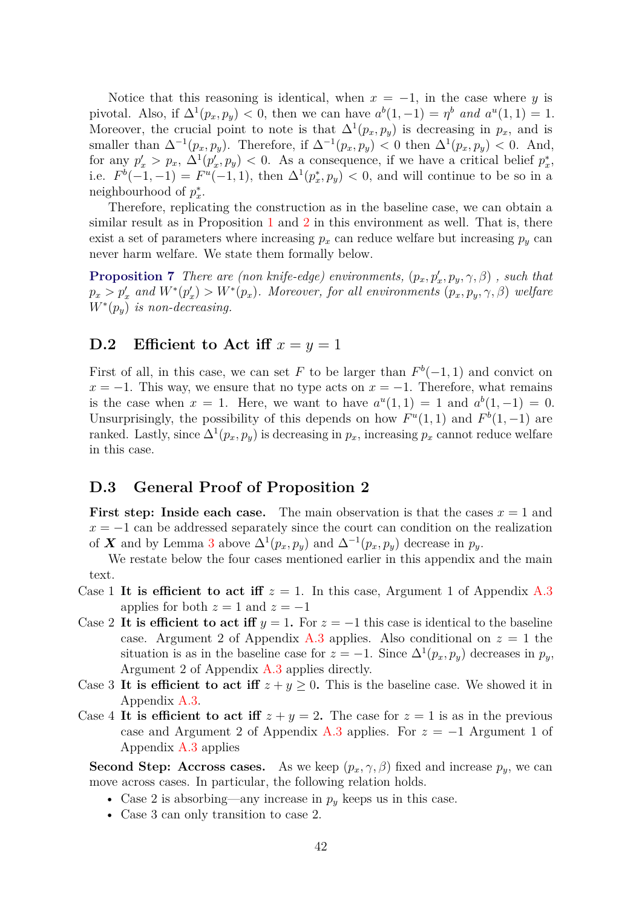Notice that this reasoning is identical, when $x = -1$, in the case where $y$ is pivotal. Also, if $\Delta^1(p_x, p_y) < 0$, then we can have $a^b(1, -1) = \eta^b$ *and* $a^u(1, 1) = 1$. Moreover, the crucial point to note is that $\Delta^1(p_x, p_y)$ is decreasing in $p_x$, and is smaller than $\Delta^{-1}(p_x, p_y)$. Therefore, if $\Delta^{-1}(p_x, p_y) < 0$ then $\Delta^1(p_x, p_y) < 0$. And, for any $p'_x > p_x$, $\Delta^1(p'_x, p_y) < 0$. As a consequence, if we have a critical belief $p^*_x$, i.e. $F^b(-1, -1) = F^u(-1, 1)$, then $\Delta^1(p^*_x, p_y) < 0$, and will continue to be so in a neighbourhood of $p^*_x$.

Therefore, replicating the construction as in the baseline case, we can obtain a similar result as in Proposition 1 and 2 in this environment as well. That is, there exist a set of parameters where increasing $p_x$ can reduce welfare but increasing $p_y$ can never harm welfare. We state them formally below.

**Proposition 7** *There are (non knife-edge) environments, $(p_x, p'_x, p_y, \gamma, \beta)$ , such that $p_x > p'_x$ and $W^*(p'_x) > W^*(p_x)$. Moreover, for all environments $(p_x, p_y, \gamma, \beta)$ welfare $W^*(p_y)$ is non-decreasing.*

## D.2 Efficient to Act iff $x = y = 1$

First of all, in this case, we can set $F$ to be larger than $F^b(-1, 1)$ and convict on $x = -1$. This way, we ensure that no type acts on $x = -1$. Therefore, what remains is the case when $x = 1$. Here, we want to have $a^u(1, 1) = 1$ and $a^b(1, -1) = 0$. Unsurprisingly, the possibility of this depends on how $F^u(1, 1)$ and $F^b(1, -1)$ are ranked. Lastly, since $\Delta^1(p_x, p_y)$ is decreasing in $p_x$, increasing $p_x$ cannot reduce welfare in this case.

## D.3 General Proof of Proposition 2

**First step: Inside each case.** The main observation is that the cases $x = 1$ and $x = -1$ can be addressed separately since the court can condition on the realization of $\boldsymbol{X}$ and by Lemma 3 above $\Delta^1(p_x, p_y)$ and $\Delta^{-1}(p_x, p_y)$ decrease in $p_y$.

We restate below the four cases mentioned earlier in this appendix and the main text.

Case 1 **It is efficient to act iff** $z = 1$. In this case, Argument 1 of Appendix A.3 applies for both $z = 1$ and $z = -1$

Case 2 **It is efficient to act iff** $y = 1$**.** For $z = -1$ this case is identical to the baseline case. Argument 2 of Appendix A.3 applies. Also conditional on $z = 1$ the situation is as in the baseline case for $z = -1$. Since $\Delta^1(p_x, p_y)$ decreases in $p_y$, Argument 2 of Appendix A.3 applies directly.

Case 3 **It is efficient to act iff** $z + y \geq 0$**.** This is the baseline case. We showed it in Appendix A.3.

Case 4 **It is efficient to act iff** $z + y = 2$**.** The case for $z = 1$ is as in the previous case and Argument 2 of Appendix A.3 applies. For $z = -1$ Argument 1 of Appendix A.3 applies

**Second Step: Accross cases.** As we keep $(p_x, \gamma, \beta)$ fixed and increase $p_y$, we can move across cases. In particular, the following relation holds.

- Case 2 is absorbing—any increase in $p_y$ keeps us in this case.
- Case 3 can only transition to case 2.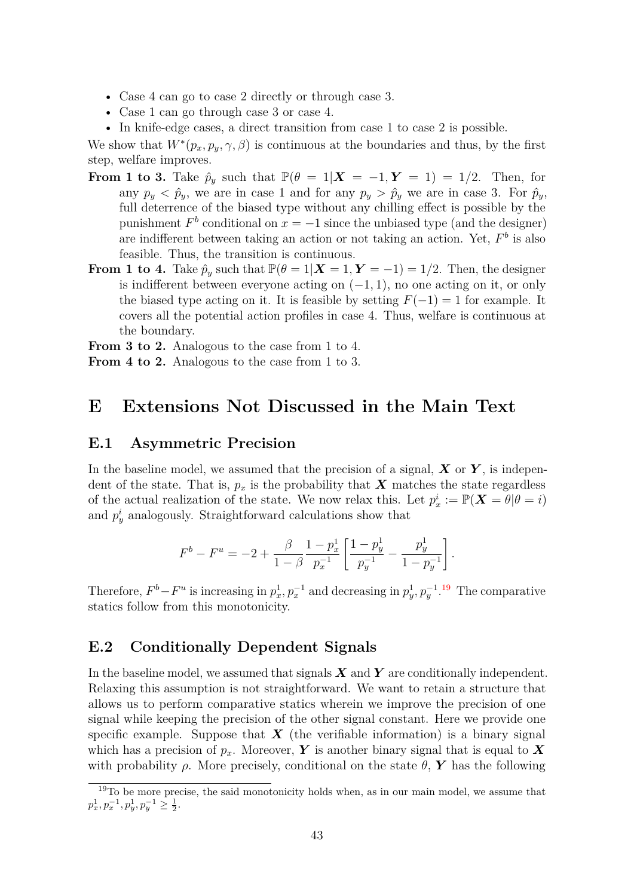- Case 4 can go to case 2 directly or through case 3.
- Case 1 can go through case 3 or case 4.
- In knife-edge cases, a direct transition from case 1 to case 2 is possible.

We show that $W^*(p_x, p_y, \gamma, \beta)$ is continuous at the boundaries and thus, by the first step, welfare improves.

**From 1 to 3.** Take $\hat{p}_y$ such that $\mathbb{P}(\theta = 1 | \boldsymbol{X} = -1, \boldsymbol{Y} = 1) = 1/2$. Then, for any $p_y < \hat{p}_y$, we are in case 1 and for any $p_y > \hat{p}_y$ we are in case 3. For $\hat{p}_y$, full deterrence of the biased type without any chilling effect is possible by the punishment $F^b$ conditional on $x = -1$ since the unbiased type (and the designer) are indifferent between taking an action or not taking an action. Yet, $F^b$ is also feasible. Thus, the transition is continuous.

**From 1 to 4.** Take $\hat{p}_y$ such that $\mathbb{P}(\theta = 1 | \boldsymbol{X} = 1, \boldsymbol{Y} = -1) = 1/2$. Then, the designer is indifferent between everyone acting on $(-1, 1)$, no one acting on it, or only the biased type acting on it. It is feasible by setting $F(-1) = 1$ for example. It covers all the potential action profiles in case 4. Thus, welfare is continuous at the boundary.

**From 3 to 2.** Analogous to the case from 1 to 4.

**From 4 to 2.** Analogous to the case from 1 to 3.

# E Extensions Not Discussed in the Main Text

## E.1 Asymmetric Precision

In the baseline model, we assumed that the precision of a signal, $\boldsymbol{X}$ or $\boldsymbol{Y}$, is independent of the state. That is, $p_x$ is the probability that $\boldsymbol{X}$ matches the state regardless of the actual realization of the state. We now relax this. Let $p_x^i := \mathbb{P}(\boldsymbol{X} = \theta | \theta = i)$ and $p_y^i$ analogously. Straightforward calculations show that

$$F^b - F^u = -2 + \frac{\beta}{1-\beta} \frac{1 - p_x^1}{p_x^{-1}} \left[ \frac{1 - p_y^1}{p_y^{-1}} - \frac{p_y^1}{1 - p_y^{-1}} \right].$$

Therefore, $F^b - F^u$ is increasing in $p_x^1, p_x^{-1}$ and decreasing in $p_y^1, p_y^{-1}$.[19] The comparative statics follow from this monotonicity.

## E.2 Conditionally Dependent Signals

In the baseline model, we assumed that signals $\boldsymbol{X}$ and $\boldsymbol{Y}$ are conditionally independent. Relaxing this assumption is not straightforward. We want to retain a structure that allows us to perform comparative statics wherein we improve the precision of one signal while keeping the precision of the other signal constant. Here we provide one specific example. Suppose that $\boldsymbol{X}$ (the verifiable information) is a binary signal which has a precision of $p_x$. Moreover, $\boldsymbol{Y}$ is another binary signal that is equal to $\boldsymbol{X}$ with probability $\rho$. More precisely, conditional on the state $\theta$, $\boldsymbol{Y}$ has the following

[19] To be more precise, the said monotonicity holds when, as in our main model, we assume that $p_x^1, p_x^{-1}, p_y^1, p_y^{-1} \geq \frac{1}{2}$.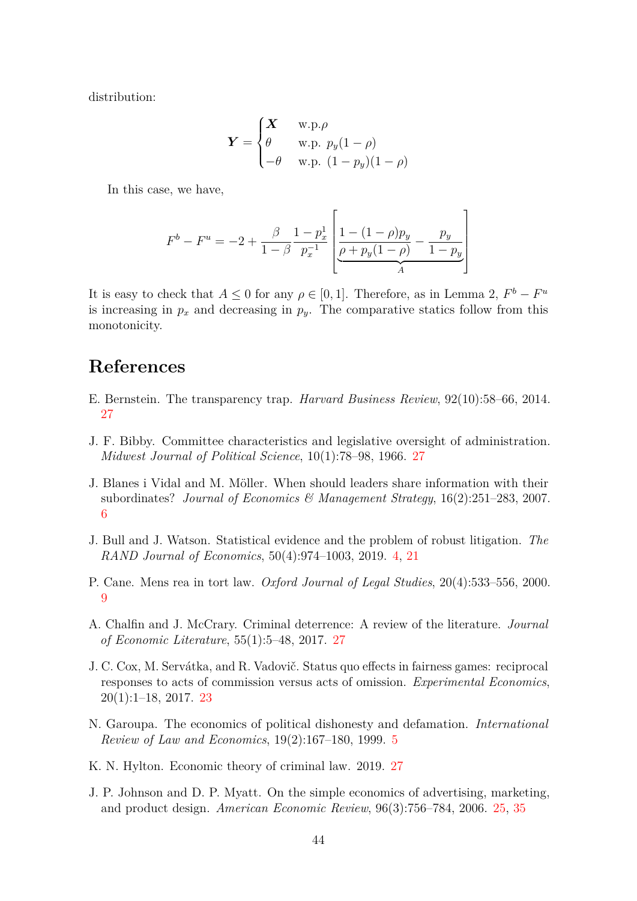distribution:

$$
\boldsymbol{Y} = \begin{cases} \boldsymbol{X} & \text{w.p.} \rho \\ \theta & \text{w.p. } p_y(1-\rho) \\ -\theta & \text{w.p. } (1-p_y)(1-\rho) \end{cases}
$$

In this case, we have,

$$
F^b - F^u = -2 + \frac{\beta}{1-\beta} \frac{1-p_x^1}{p_x^{-1}} \left[ \underbrace{\frac{1-(1-\rho)p_y}{\rho + p_y(1-\rho)} - \frac{p_y}{1-p_y}}_{A} \right]
$$

It is easy to check that $A \leq 0$ for any $\rho \in [0, 1]$. Therefore, as in Lemma 2, $F^b - F^u$ is increasing in $p_x$ and decreasing in $p_y$. The comparative statics follow from this monotonicity.

# References

E. Bernstein. The transparency trap. *Harvard Business Review*, 92(10):58–66, 2014. 27

J. F. Bibby. Committee characteristics and legislative oversight of administration. *Midwest Journal of Political Science*, 10(1):78–98, 1966. 27

J. Blanes i Vidal and M. Möller. When should leaders share information with their subordinates? *Journal of Economics & Management Strategy*, 16(2):251–283, 2007. 6

J. Bull and J. Watson. Statistical evidence and the problem of robust litigation. *The RAND Journal of Economics*, 50(4):974–1003, 2019. 4, 21

P. Cane. Mens rea in tort law. *Oxford Journal of Legal Studies*, 20(4):533–556, 2000. 9

A. Chalfin and J. McCrary. Criminal deterrence: A review of the literature. *Journal of Economic Literature*, 55(1):5–48, 2017. 27

J. C. Cox, M. Servátka, and R. Vadovič. Status quo effects in fairness games: reciprocal responses to acts of commission versus acts of omission. *Experimental Economics*, 20(1):1–18, 2017. 23

N. Garoupa. The economics of political dishonesty and defamation. *International Review of Law and Economics*, 19(2):167–180, 1999. 5

K. N. Hylton. Economic theory of criminal law. 2019. 27

J. P. Johnson and D. P. Myatt. On the simple economics of advertising, marketing, and product design. *American Economic Review*, 96(3):756–784, 2006. 25, 35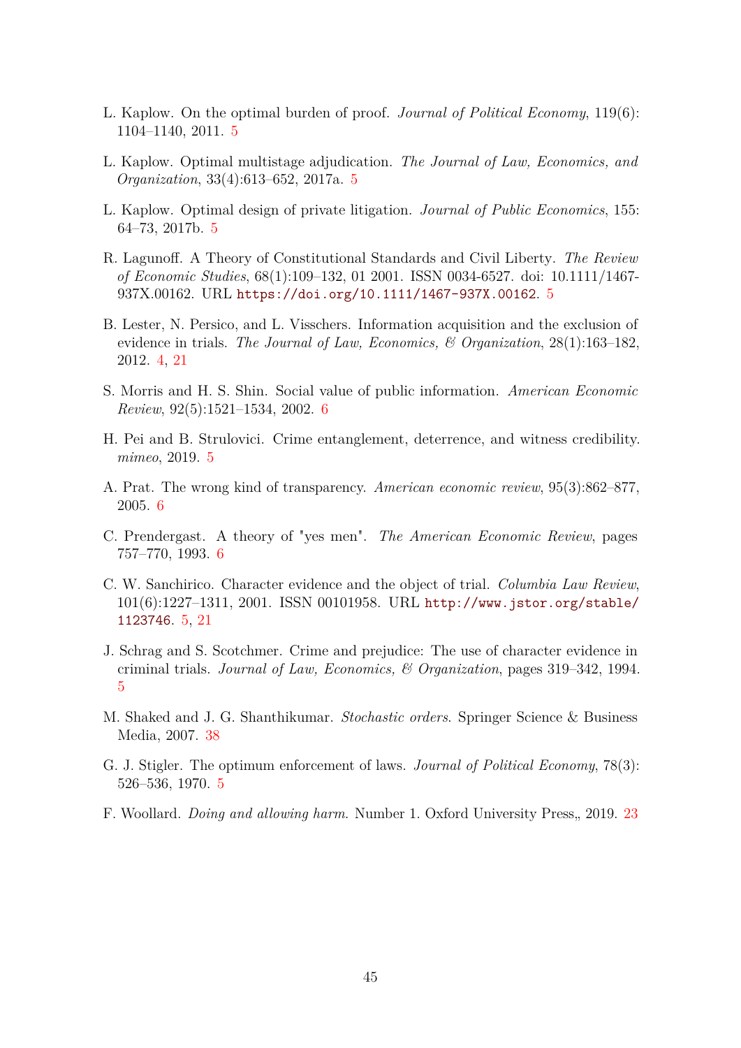L. Kaplow. On the optimal burden of proof. *Journal of Political Economy*, 119(6): 1104–1140, 2011. 5

L. Kaplow. Optimal multistage adjudication. *The Journal of Law, Economics, and Organization*, 33(4):613–652, 2017a. 5

L. Kaplow. Optimal design of private litigation. *Journal of Public Economics*, 155: 64–73, 2017b. 5

R. Lagunoff. A Theory of Constitutional Standards and Civil Liberty. *The Review of Economic Studies*, 68(1):109–132, 01 2001. ISSN 0034-6527. doi: 10.1111/1467-937X.00162. URL https://doi.org/10.1111/1467-937X.00162. 5

B. Lester, N. Persico, and L. Visschers. Information acquisition and the exclusion of evidence in trials. *The Journal of Law, Economics, & Organization*, 28(1):163–182, 2012. 4, 21

S. Morris and H. S. Shin. Social value of public information. *American Economic Review*, 92(5):1521–1534, 2002. 6

H. Pei and B. Strulovici. Crime entanglement, deterrence, and witness credibility. *mimeo*, 2019. 5

A. Prat. The wrong kind of transparency. *American economic review*, 95(3):862–877, 2005. 6

C. Prendergast. A theory of "yes men". *The American Economic Review*, pages 757–770, 1993. 6

C. W. Sanchirico. Character evidence and the object of trial. *Columbia Law Review*, 101(6):1227–1311, 2001. ISSN 00101958. URL http://www.jstor.org/stable/1123746. 5, 21

J. Schrag and S. Scotchmer. Crime and prejudice: The use of character evidence in criminal trials. *Journal of Law, Economics, & Organization*, pages 319–342, 1994. 5

M. Shaked and J. G. Shanthikumar. *Stochastic orders*. Springer Science & Business Media, 2007. 38

G. J. Stigler. The optimum enforcement of laws. *Journal of Political Economy*, 78(3): 526–536, 1970. 5

F. Woollard. *Doing and allowing harm*. Number 1. Oxford University Press,, 2019. 23